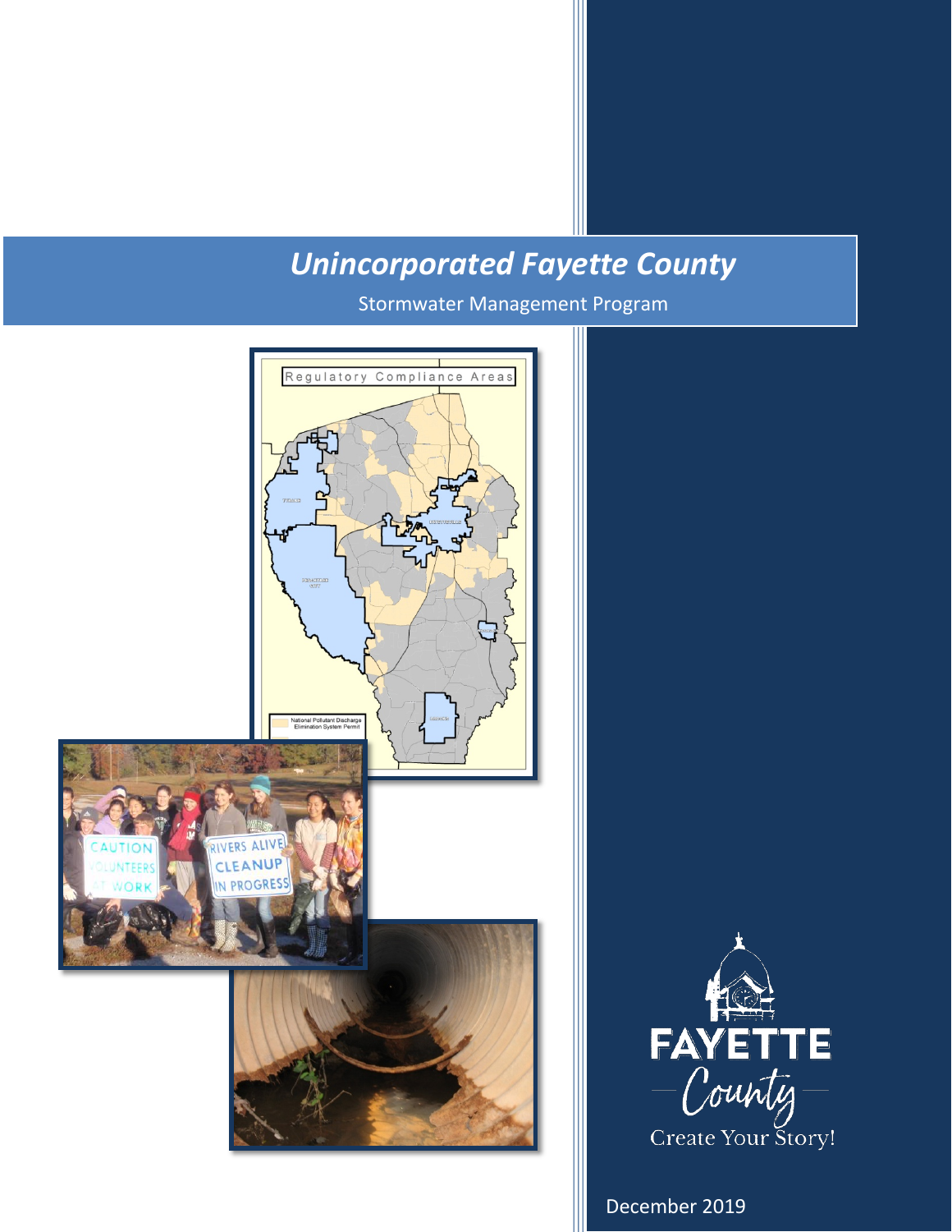# *Unincorporated Fayette County*

Stormwater Management Program

FAYETTE County

Create Your Story!

December 2019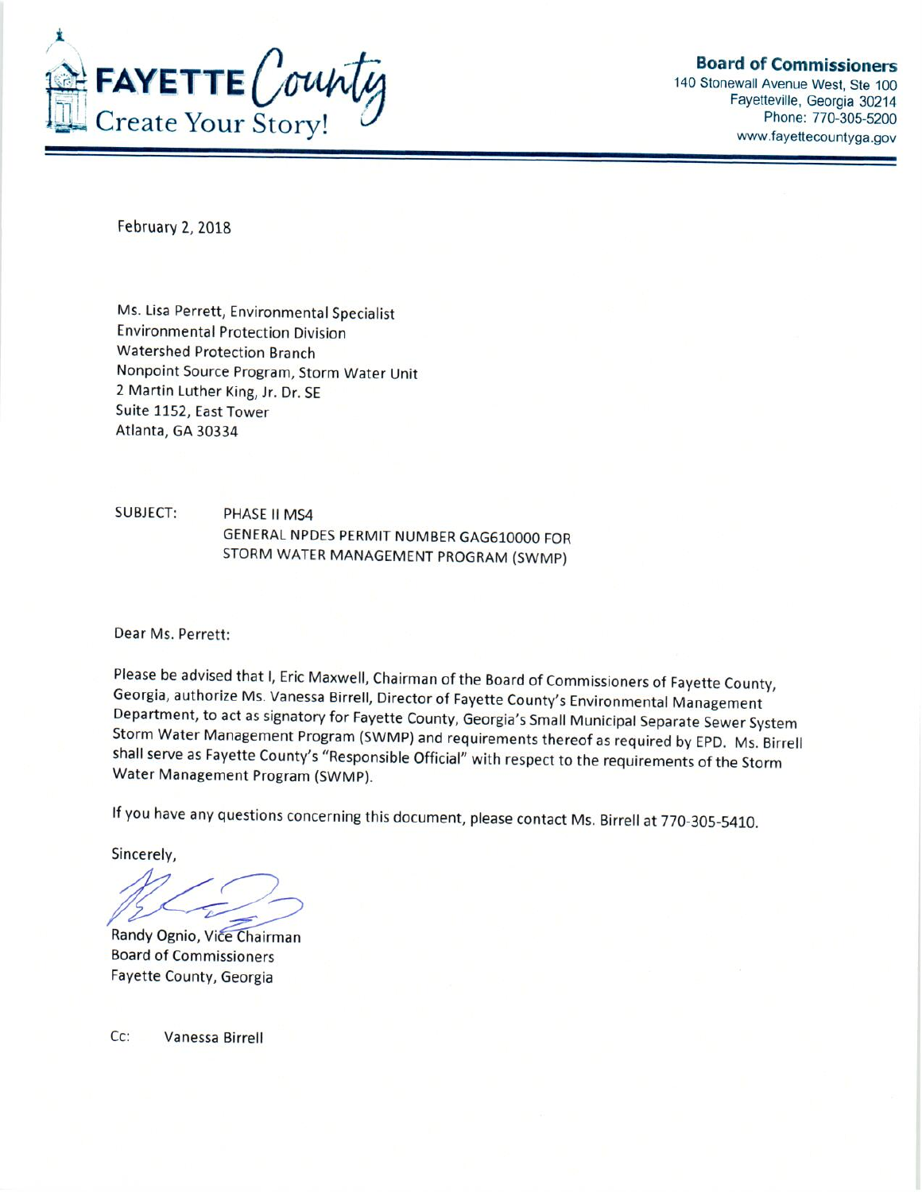**FAYETTE County**
Create Your Story!

**Board of Commissioners**
140 Stonewall Avenue West, Ste 100
Fayetteville, Georgia 30214
Phone: 770-305-5200
www.fayettecountyga.gov

February 2, 2018

Ms. Lisa Perrett, Environmental Specialist
Environmental Protection Division
Watershed Protection Branch
Nonpoint Source Program, Storm Water Unit
2 Martin Luther King, Jr. Dr. SE
Suite 1152, East Tower
Atlanta, GA 30334

SUBJECT: PHASE II MS4
GENERAL NPDES PERMIT NUMBER GAG610000 FOR
STORM WATER MANAGEMENT PROGRAM (SWMP)

Dear Ms. Perrett:

Please be advised that I, Eric Maxwell, Chairman of the Board of Commissioners of Fayette County, Georgia, authorize Ms. Vanessa Birrell, Director of Fayette County's Environmental Management Department, to act as signatory for Fayette County, Georgia's Small Municipal Separate Sewer System Storm Water Management Program (SWMP) and requirements thereof as required by EPD. Ms. Birrell shall serve as Fayette County's "Responsible Official" with respect to the requirements of the Storm Water Management Program (SWMP).

If you have any questions concerning this document, please contact Ms. Birrell at 770-305-5410.

Sincerely,

Randy Ognio, Vice Chairman
Board of Commissioners
Fayette County, Georgia

Cc: Vanessa Birrell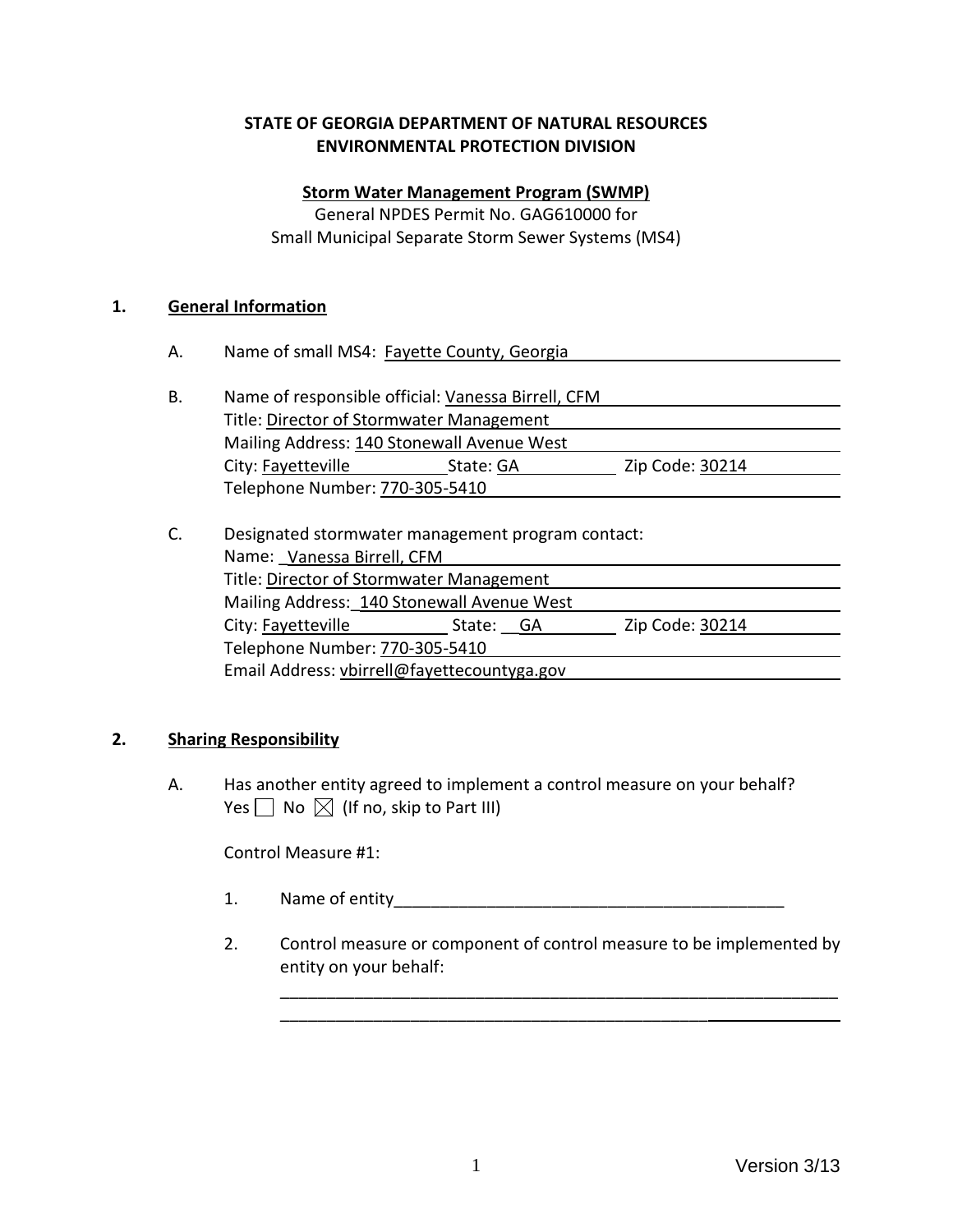**STATE OF GEORGIA DEPARTMENT OF NATURAL RESOURCES**
**ENVIRONMENTAL PROTECTION DIVISION**

**Storm Water Management Program (SWMP)**
General NPDES Permit No. GAG610000 for
Small Municipal Separate Storm Sewer Systems (MS4)

## 1. General Information

A. Name of small MS4: Fayette County, Georgia

B. Name of responsible official: Vanessa Birrell, CFM
Title: Director of Stormwater Management
Mailing Address: 140 Stonewall Avenue West
City: Fayetteville State: GA Zip Code: 30214
Telephone Number: 770-305-5410

C. Designated stormwater management program contact:
Name: Vanessa Birrell, CFM
Title: Director of Stormwater Management
Mailing Address: 140 Stonewall Avenue West
City: Fayetteville State: GA Zip Code: 30214
Telephone Number: 770-305-5410
Email Address: vbirrell@fayettecountyga.gov

## 2. Sharing Responsibility

A. Has another entity agreed to implement a control measure on your behalf?
Yes ☐ No ☒ (If no, skip to Part III)

Control Measure #1:

1. Name of entity\_\_\_\_\_\_\_\_\_\_\_\_\_\_\_\_\_\_\_\_\_\_\_\_\_\_\_\_\_\_\_\_\_\_\_\_\_\_\_\_\_\_

2. Control measure or component of control measure to be implemented by entity on your behalf:
\_\_\_\_\_\_\_\_\_\_\_\_\_\_\_\_\_\_\_\_\_\_\_\_\_\_\_\_\_\_\_\_\_\_\_\_\_\_\_\_\_\_\_\_\_\_\_\_\_\_\_\_\_\_\_\_\_\_\_\_
\_\_\_\_\_\_\_\_\_\_\_\_\_\_\_\_\_\_\_\_\_\_\_\_\_\_\_\_\_\_\_\_\_\_\_\_\_\_\_\_\_\_\_\_\_\_\_\_\_\_\_\_\_\_\_\_\_\_\_\_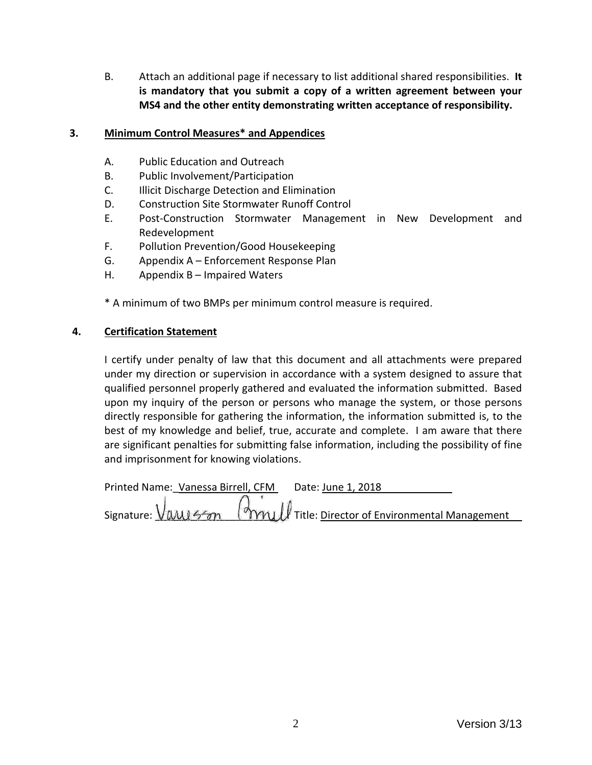B. Attach an additional page if necessary to list additional shared responsibilities. **It is mandatory that you submit a copy of a written agreement between your MS4 and the other entity demonstrating written acceptance of responsibility.**

**3. Minimum Control Measures* and Appendices**

A. Public Education and Outreach
B. Public Involvement/Participation
C. Illicit Discharge Detection and Elimination
D. Construction Site Stormwater Runoff Control
E. Post-Construction Stormwater Management in New Development and Redevelopment
F. Pollution Prevention/Good Housekeeping
G. Appendix A – Enforcement Response Plan
H. Appendix B – Impaired Waters

* A minimum of two BMPs per minimum control measure is required.

**4. Certification Statement**

I certify under penalty of law that this document and all attachments were prepared under my direction or supervision in accordance with a system designed to assure that qualified personnel properly gathered and evaluated the information submitted. Based upon my inquiry of the person or persons who manage the system, or those persons directly responsible for gathering the information, the information submitted is, to the best of my knowledge and belief, true, accurate and complete. I am aware that there are significant penalties for submitting false information, including the possibility of fine and imprisonment for knowing violations.

Printed Name: Vanessa Birrell, CFM Date: June 1, 2018

Signature: Vanessa Birrell Title: Director of Environmental Management

Version 3/13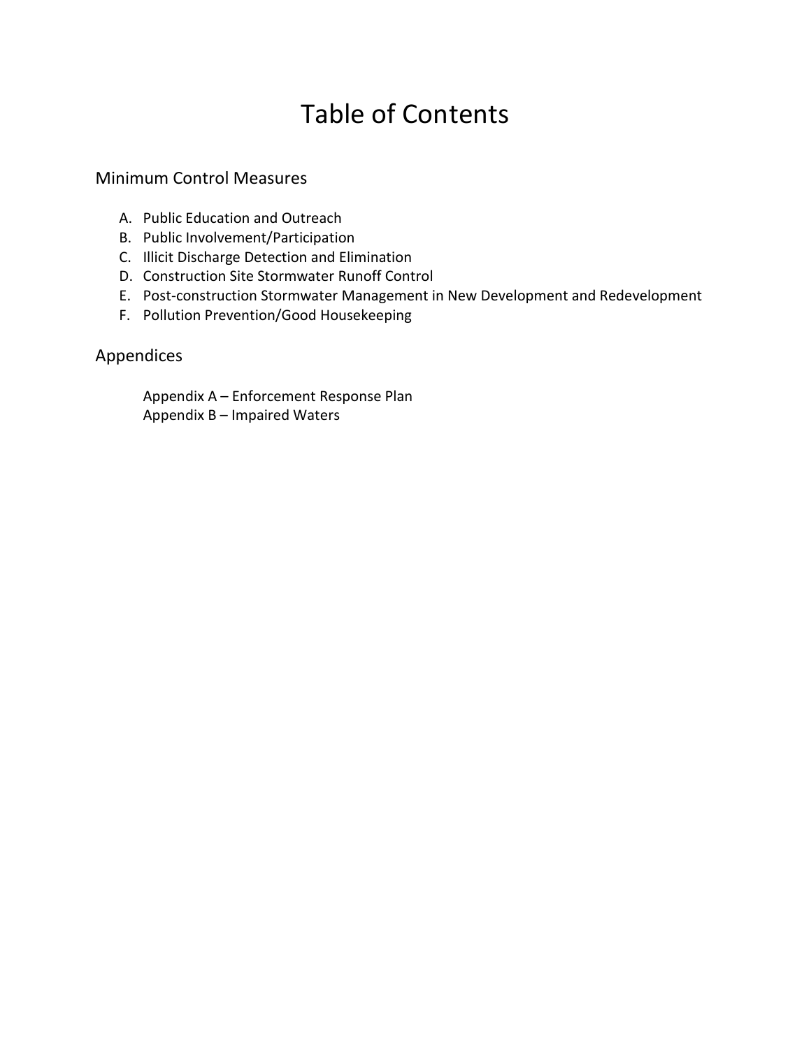# Table of Contents

## Minimum Control Measures

A. Public Education and Outreach
B. Public Involvement/Participation
C. Illicit Discharge Detection and Elimination
D. Construction Site Stormwater Runoff Control
E. Post-construction Stormwater Management in New Development and Redevelopment
F. Pollution Prevention/Good Housekeeping

## Appendices

Appendix A – Enforcement Response Plan
Appendix B – Impaired Waters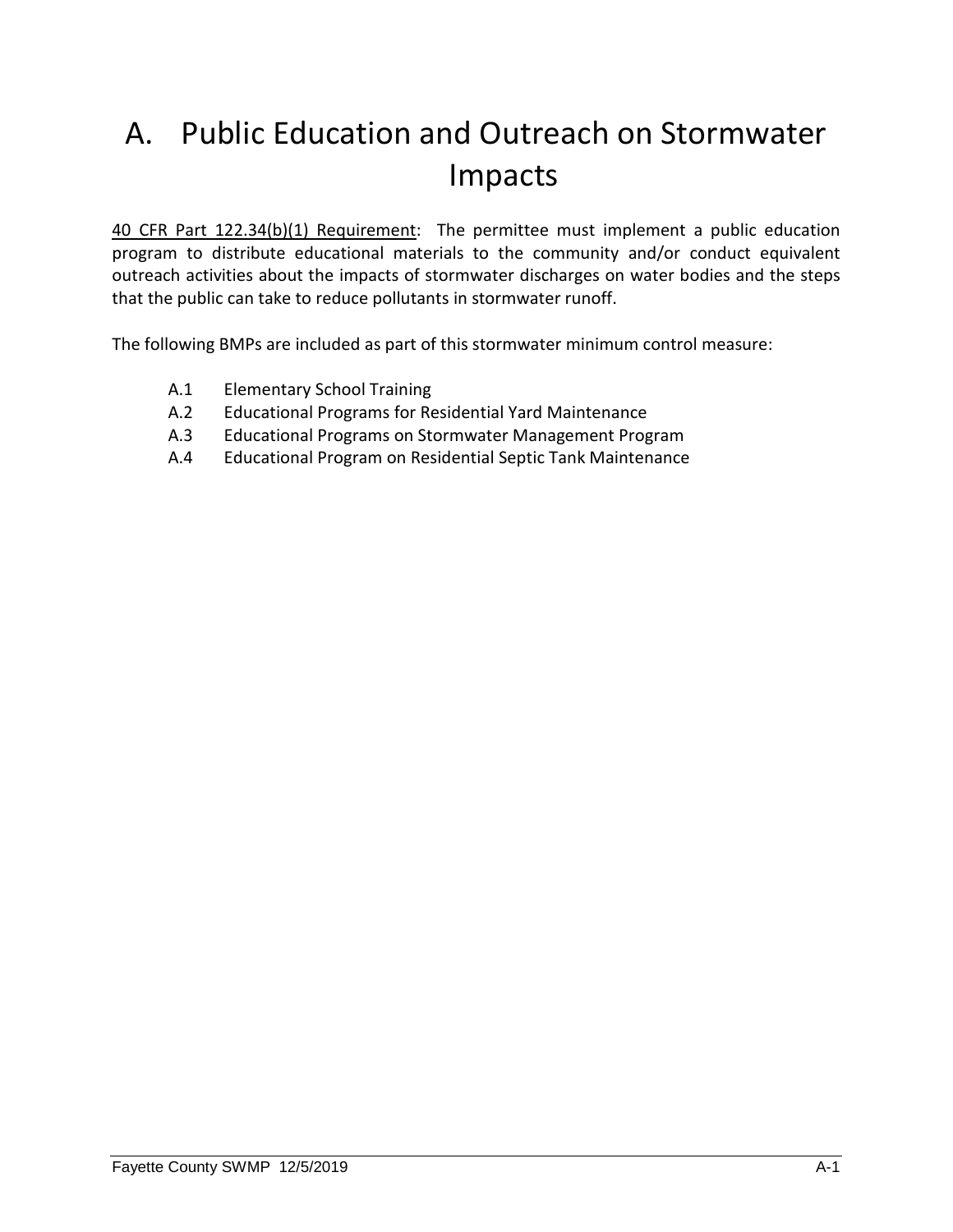# A. Public Education and Outreach on Stormwater Impacts

<u>40 CFR Part 122.34(b)(1) Requirement</u>: The permittee must implement a public education program to distribute educational materials to the community and/or conduct equivalent outreach activities about the impacts of stormwater discharges on water bodies and the steps that the public can take to reduce pollutants in stormwater runoff.

The following BMPs are included as part of this stormwater minimum control measure:

- A.1 Elementary School Training
- A.2 Educational Programs for Residential Yard Maintenance
- A.3 Educational Programs on Stormwater Management Program
- A.4 Educational Program on Residential Septic Tank Maintenance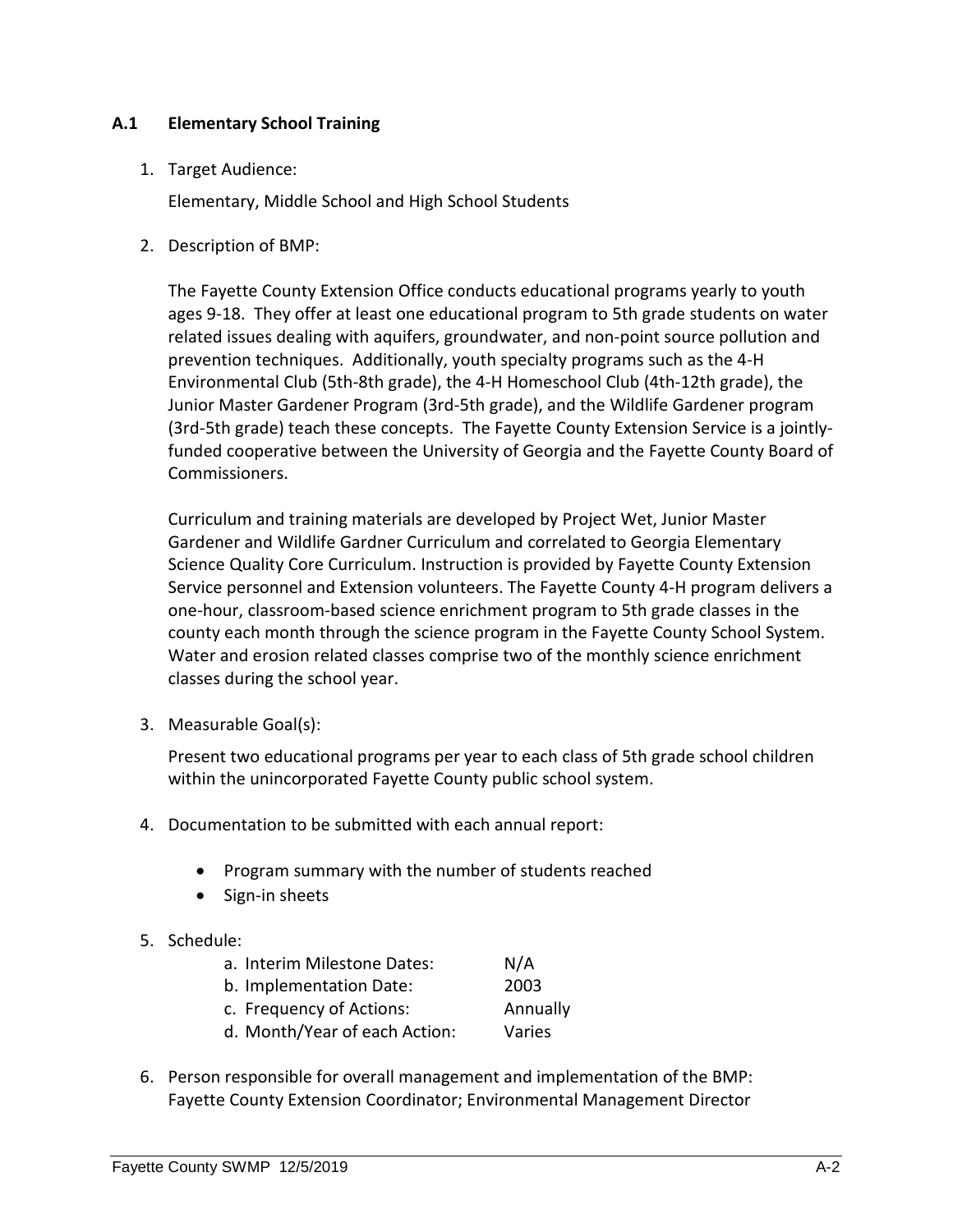### A.1 Elementary School Training

1. Target Audience:

   Elementary, Middle School and High School Students

2. Description of BMP:

   The Fayette County Extension Office conducts educational programs yearly to youth ages 9-18. They offer at least one educational program to 5th grade students on water related issues dealing with aquifers, groundwater, and non-point source pollution and prevention techniques. Additionally, youth specialty programs such as the 4-H Environmental Club (5th-8th grade), the 4-H Homeschool Club (4th-12th grade), the Junior Master Gardener Program (3rd-5th grade), and the Wildlife Gardener program (3rd-5th grade) teach these concepts. The Fayette County Extension Service is a jointly-funded cooperative between the University of Georgia and the Fayette County Board of Commissioners.

   Curriculum and training materials are developed by Project Wet, Junior Master Gardener and Wildlife Gardner Curriculum and correlated to Georgia Elementary Science Quality Core Curriculum. Instruction is provided by Fayette County Extension Service personnel and Extension volunteers. The Fayette County 4-H program delivers a one-hour, classroom-based science enrichment program to 5th grade classes in the county each month through the science program in the Fayette County School System. Water and erosion related classes comprise two of the monthly science enrichment classes during the school year.

3. Measurable Goal(s):

   Present two educational programs per year to each class of 5th grade school children within the unincorporated Fayette County public school system.

4. Documentation to be submitted with each annual report:

   - Program summary with the number of students reached
   - Sign-in sheets

5. Schedule:

   a. Interim Milestone Dates: N/A
   b. Implementation Date: 2003
   c. Frequency of Actions: Annually
   d. Month/Year of each Action: Varies

6. Person responsible for overall management and implementation of the BMP: Fayette County Extension Coordinator; Environmental Management Director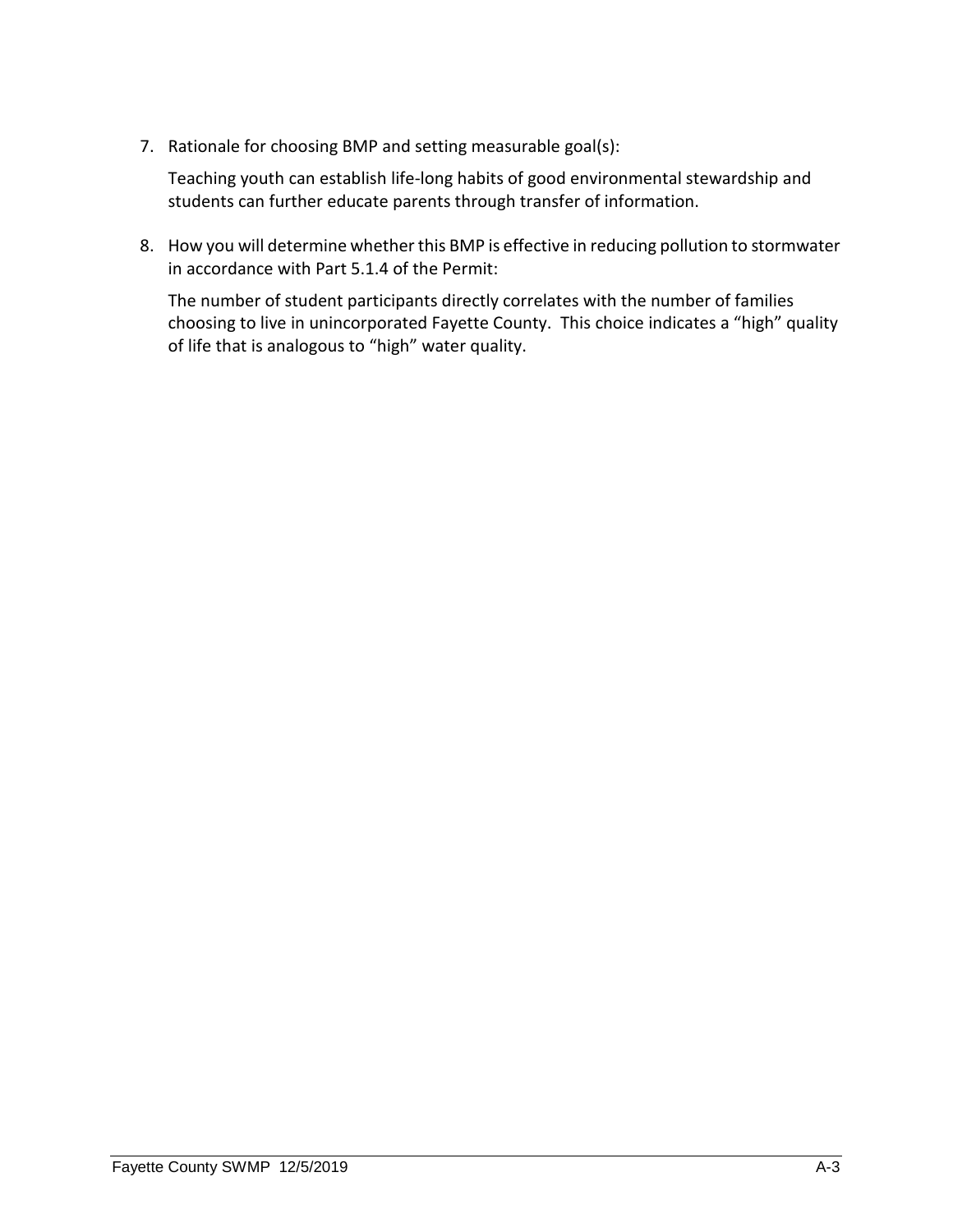7. Rationale for choosing BMP and setting measurable goal(s):

   Teaching youth can establish life-long habits of good environmental stewardship and students can further educate parents through transfer of information.

8. How you will determine whether this BMP is effective in reducing pollution to stormwater in accordance with Part 5.1.4 of the Permit:

   The number of student participants directly correlates with the number of families choosing to live in unincorporated Fayette County. This choice indicates a "high" quality of life that is analogous to "high" water quality.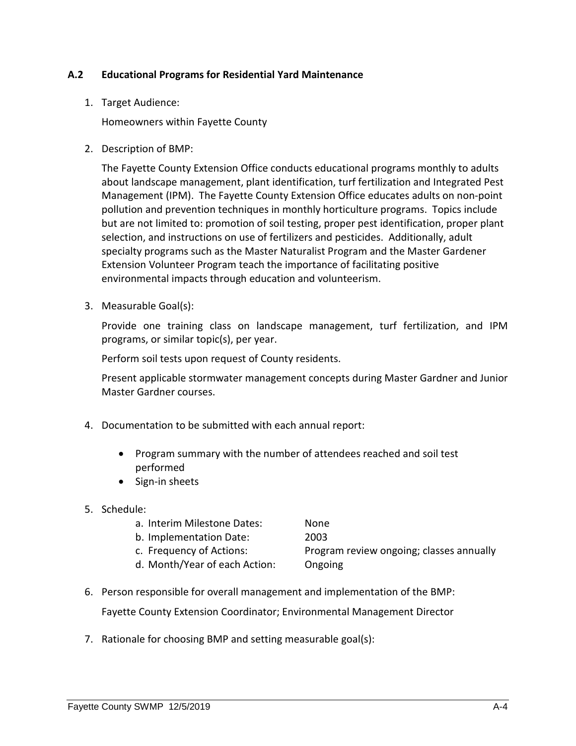### A.2 Educational Programs for Residential Yard Maintenance

1. Target Audience:

   Homeowners within Fayette County

2. Description of BMP:

   The Fayette County Extension Office conducts educational programs monthly to adults about landscape management, plant identification, turf fertilization and Integrated Pest Management (IPM). The Fayette County Extension Office educates adults on non-point pollution and prevention techniques in monthly horticulture programs. Topics include but are not limited to: promotion of soil testing, proper pest identification, proper plant selection, and instructions on use of fertilizers and pesticides. Additionally, adult specialty programs such as the Master Naturalist Program and the Master Gardener Extension Volunteer Program teach the importance of facilitating positive environmental impacts through education and volunteerism.

3. Measurable Goal(s):

   Provide one training class on landscape management, turf fertilization, and IPM programs, or similar topic(s), per year.

   Perform soil tests upon request of County residents.

   Present applicable stormwater management concepts during Master Gardner and Junior Master Gardner courses.

4. Documentation to be submitted with each annual report:

   - Program summary with the number of attendees reached and soil test performed
   - Sign-in sheets

5. Schedule:

   a. Interim Milestone Dates: None
   b. Implementation Date: 2003
   c. Frequency of Actions: Program review ongoing; classes annually
   d. Month/Year of each Action: Ongoing

6. Person responsible for overall management and implementation of the BMP:

   Fayette County Extension Coordinator; Environmental Management Director

7. Rationale for choosing BMP and setting measurable goal(s):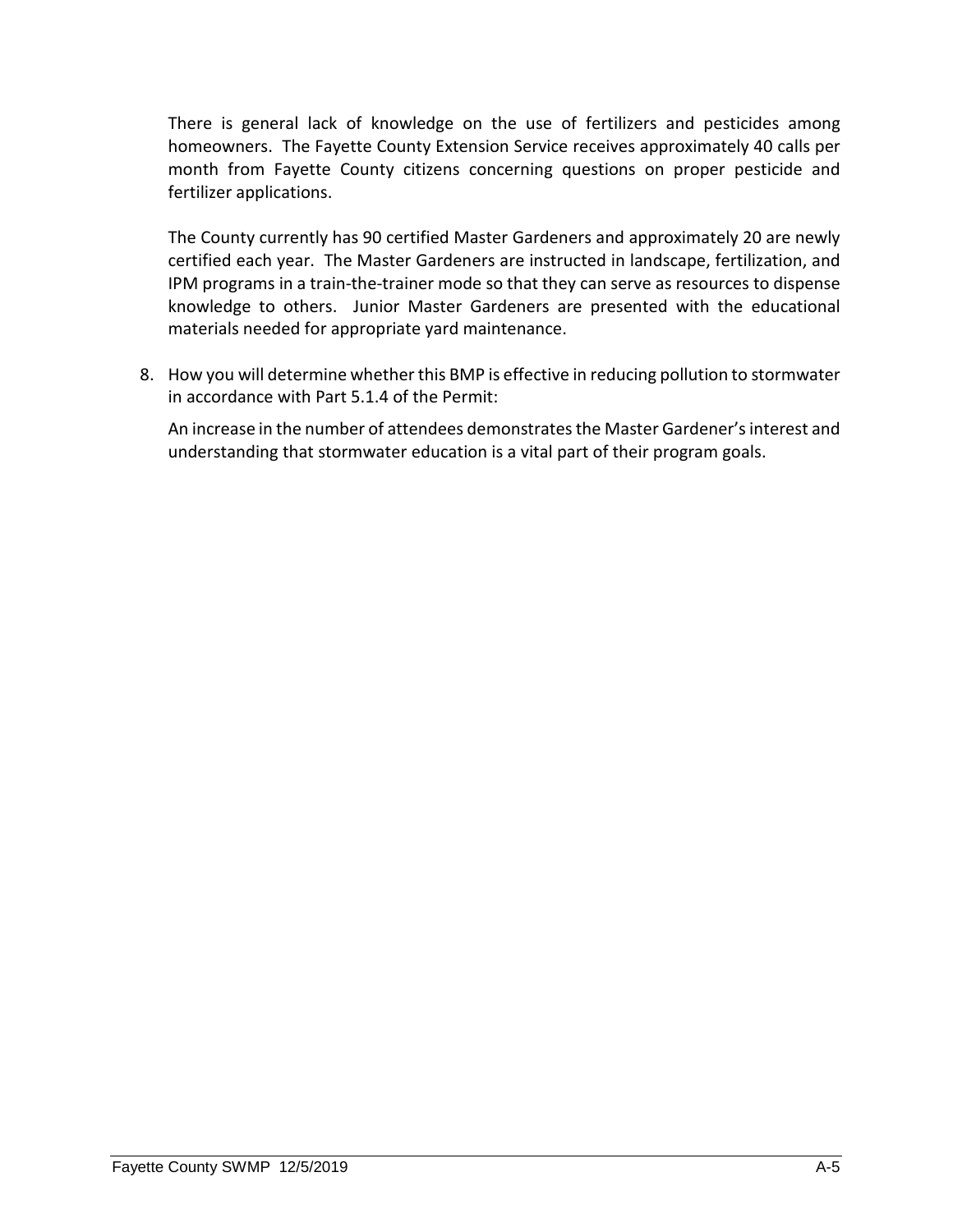There is general lack of knowledge on the use of fertilizers and pesticides among homeowners. The Fayette County Extension Service receives approximately 40 calls per month from Fayette County citizens concerning questions on proper pesticide and fertilizer applications.

The County currently has 90 certified Master Gardeners and approximately 20 are newly certified each year. The Master Gardeners are instructed in landscape, fertilization, and IPM programs in a train-the-trainer mode so that they can serve as resources to dispense knowledge to others. Junior Master Gardeners are presented with the educational materials needed for appropriate yard maintenance.

8. How you will determine whether this BMP is effective in reducing pollution to stormwater in accordance with Part 5.1.4 of the Permit:

   An increase in the number of attendees demonstrates the Master Gardener's interest and understanding that stormwater education is a vital part of their program goals.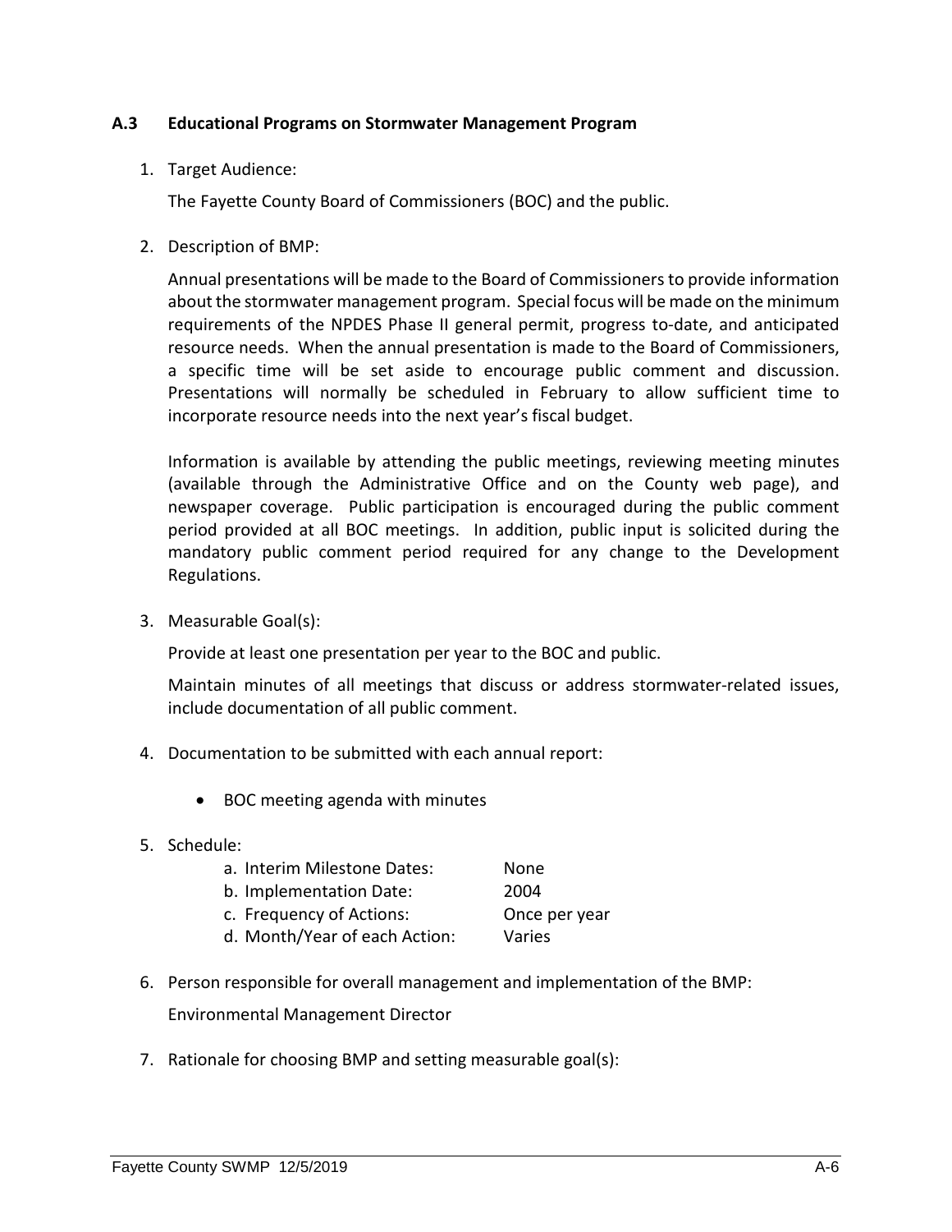### A.3 Educational Programs on Stormwater Management Program

1. Target Audience:

   The Fayette County Board of Commissioners (BOC) and the public.

2. Description of BMP:

   Annual presentations will be made to the Board of Commissioners to provide information about the stormwater management program. Special focus will be made on the minimum requirements of the NPDES Phase II general permit, progress to-date, and anticipated resource needs. When the annual presentation is made to the Board of Commissioners, a specific time will be set aside to encourage public comment and discussion. Presentations will normally be scheduled in February to allow sufficient time to incorporate resource needs into the next year's fiscal budget.

   Information is available by attending the public meetings, reviewing meeting minutes (available through the Administrative Office and on the County web page), and newspaper coverage. Public participation is encouraged during the public comment period provided at all BOC meetings. In addition, public input is solicited during the mandatory public comment period required for any change to the Development Regulations.

3. Measurable Goal(s):

   Provide at least one presentation per year to the BOC and public.

   Maintain minutes of all meetings that discuss or address stormwater-related issues, include documentation of all public comment.

4. Documentation to be submitted with each annual report:

   - BOC meeting agenda with minutes

5. Schedule:

   a. Interim Milestone Dates: None
   b. Implementation Date: 2004
   c. Frequency of Actions: Once per year
   d. Month/Year of each Action: Varies

6. Person responsible for overall management and implementation of the BMP:

   Environmental Management Director

7. Rationale for choosing BMP and setting measurable goal(s):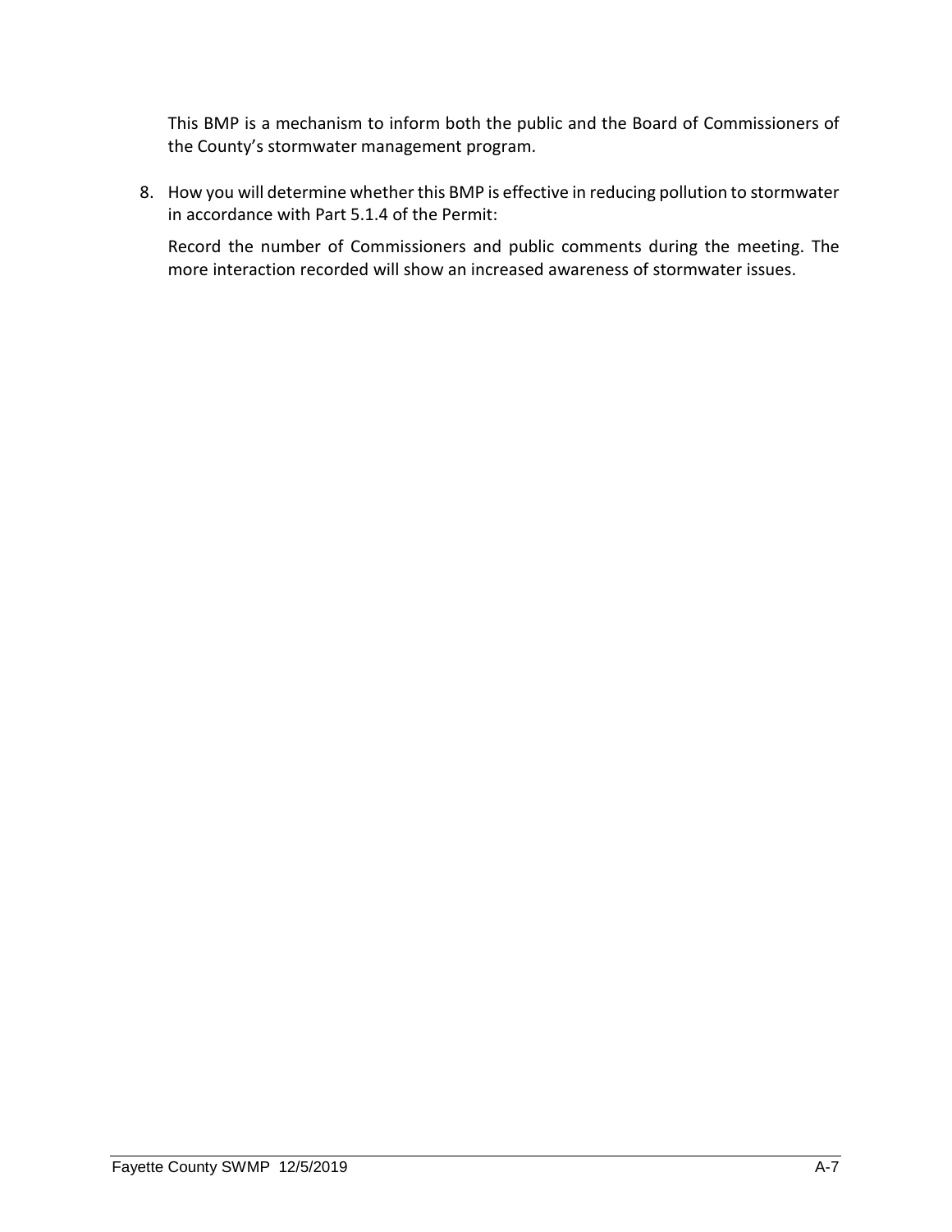This BMP is a mechanism to inform both the public and the Board of Commissioners of the County's stormwater management program.

8. How you will determine whether this BMP is effective in reducing pollution to stormwater in accordance with Part 5.1.4 of the Permit:

   Record the number of Commissioners and public comments during the meeting. The more interaction recorded will show an increased awareness of stormwater issues.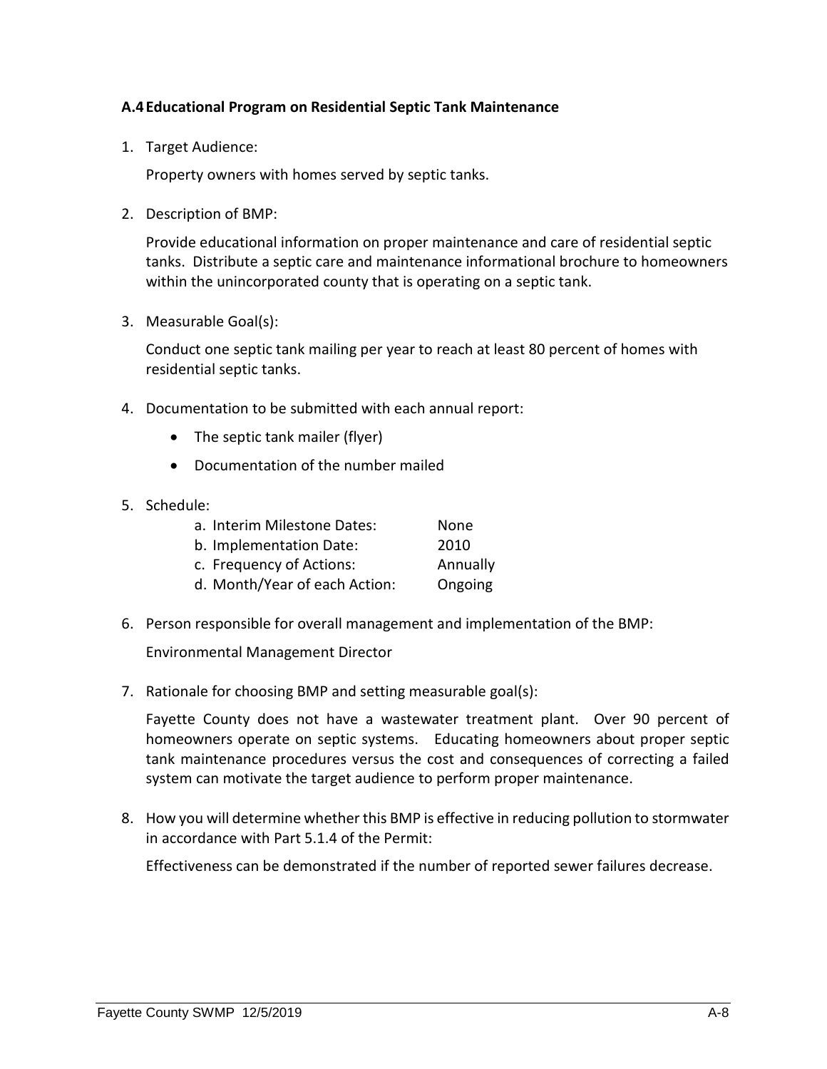### A.4 Educational Program on Residential Septic Tank Maintenance

1. Target Audience:

   Property owners with homes served by septic tanks.

2. Description of BMP:

   Provide educational information on proper maintenance and care of residential septic tanks. Distribute a septic care and maintenance informational brochure to homeowners within the unincorporated county that is operating on a septic tank.

3. Measurable Goal(s):

   Conduct one septic tank mailing per year to reach at least 80 percent of homes with residential septic tanks.

4. Documentation to be submitted with each annual report:

   - The septic tank mailer (flyer)
   - Documentation of the number mailed

5. Schedule:

   a. Interim Milestone Dates: None
   b. Implementation Date: 2010
   c. Frequency of Actions: Annually
   d. Month/Year of each Action: Ongoing

6. Person responsible for overall management and implementation of the BMP:

   Environmental Management Director

7. Rationale for choosing BMP and setting measurable goal(s):

   Fayette County does not have a wastewater treatment plant. Over 90 percent of homeowners operate on septic systems. Educating homeowners about proper septic tank maintenance procedures versus the cost and consequences of correcting a failed system can motivate the target audience to perform proper maintenance.

8. How you will determine whether this BMP is effective in reducing pollution to stormwater in accordance with Part 5.1.4 of the Permit:

   Effectiveness can be demonstrated if the number of reported sewer failures decrease.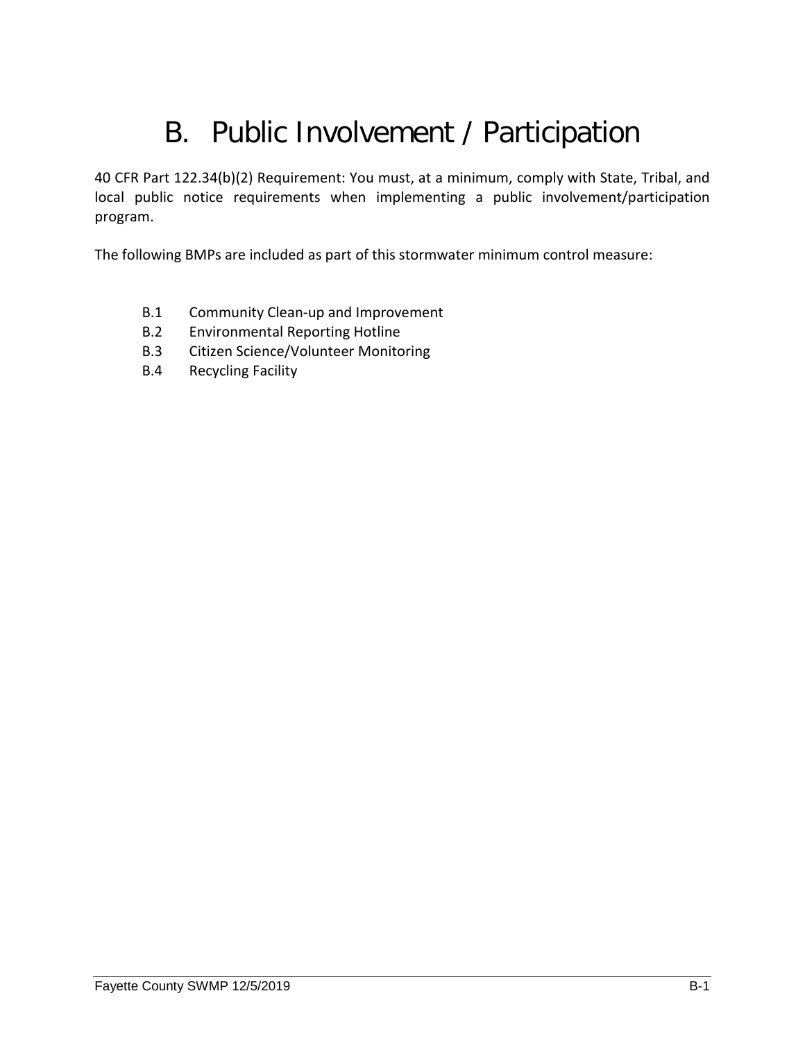# B. Public Involvement / Participation

40 CFR Part 122.34(b)(2) Requirement: You must, at a minimum, comply with State, Tribal, and local public notice requirements when implementing a public involvement/participation program.

The following BMPs are included as part of this stormwater minimum control measure:

- B.1 Community Clean-up and Improvement
- B.2 Environmental Reporting Hotline
- B.3 Citizen Science/Volunteer Monitoring
- B.4 Recycling Facility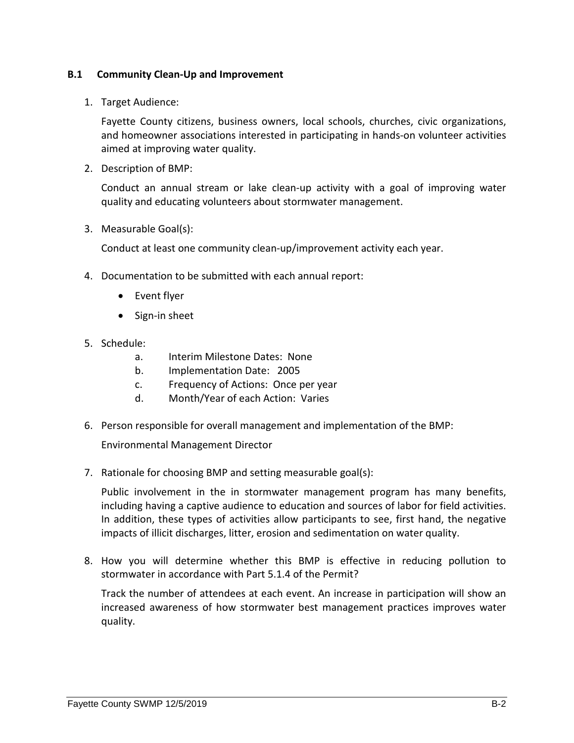### B.1 Community Clean-Up and Improvement

1. Target Audience:

   Fayette County citizens, business owners, local schools, churches, civic organizations, and homeowner associations interested in participating in hands-on volunteer activities aimed at improving water quality.

2. Description of BMP:

   Conduct an annual stream or lake clean-up activity with a goal of improving water quality and educating volunteers about stormwater management.

3. Measurable Goal(s):

   Conduct at least one community clean-up/improvement activity each year.

4. Documentation to be submitted with each annual report:

   - Event flyer
   - Sign-in sheet

5. Schedule:

   a. Interim Milestone Dates: None
   b. Implementation Date: 2005
   c. Frequency of Actions: Once per year
   d. Month/Year of each Action: Varies

6. Person responsible for overall management and implementation of the BMP:

   Environmental Management Director

7. Rationale for choosing BMP and setting measurable goal(s):

   Public involvement in the in stormwater management program has many benefits, including having a captive audience to education and sources of labor for field activities. In addition, these types of activities allow participants to see, first hand, the negative impacts of illicit discharges, litter, erosion and sedimentation on water quality.

8. How you will determine whether this BMP is effective in reducing pollution to stormwater in accordance with Part 5.1.4 of the Permit?

   Track the number of attendees at each event. An increase in participation will show an increased awareness of how stormwater best management practices improves water quality.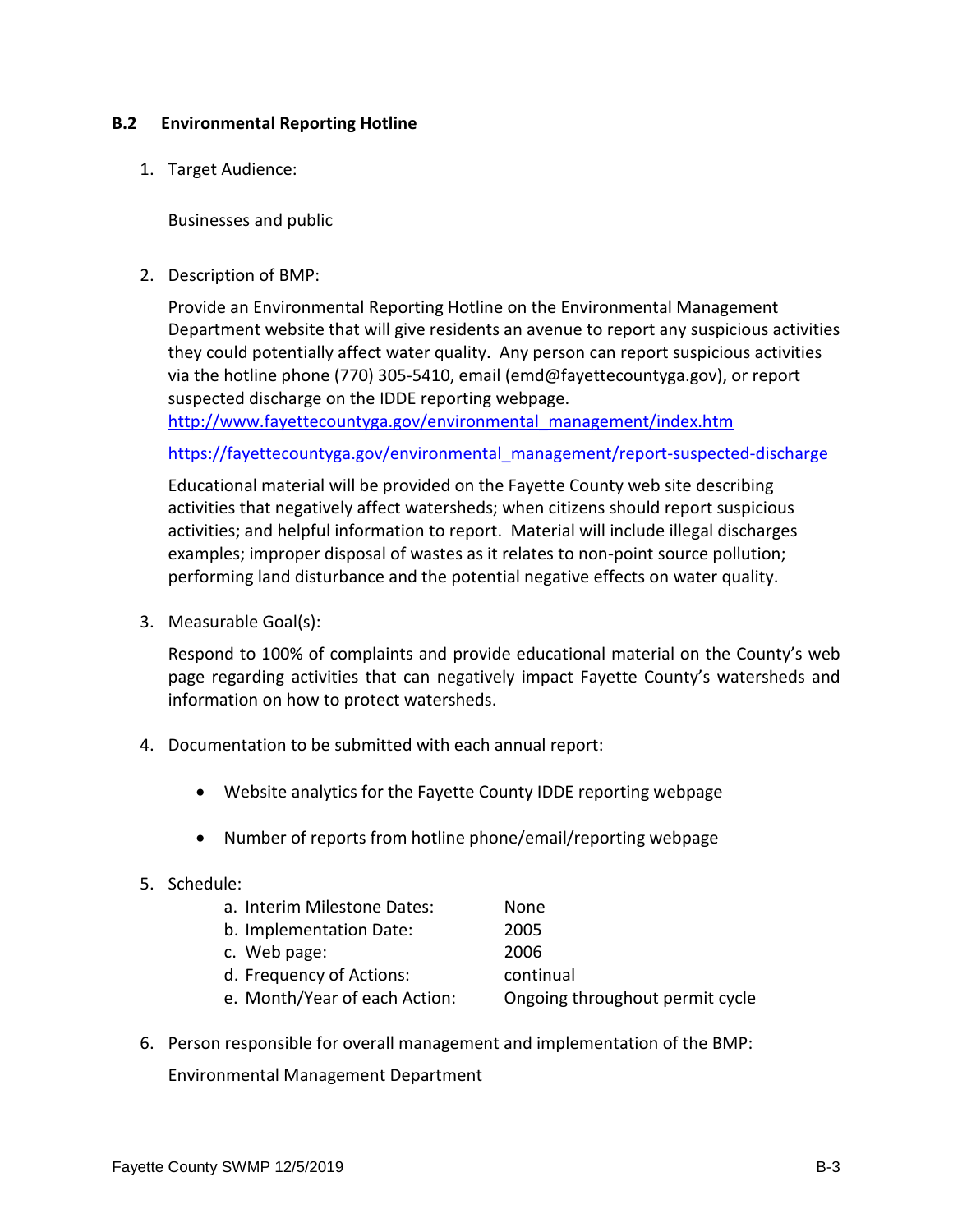### B.2 Environmental Reporting Hotline

1. Target Audience:

   Businesses and public

2. Description of BMP:

   Provide an Environmental Reporting Hotline on the Environmental Management Department website that will give residents an avenue to report any suspicious activities they could potentially affect water quality. Any person can report suspicious activities via the hotline phone (770) 305-5410, email (emd@fayettecountyga.gov), or report suspected discharge on the IDDE reporting webpage.
   http://www.fayettecountyga.gov/environmental_management/index.htm

   https://fayettecountyga.gov/environmental_management/report-suspected-discharge

   Educational material will be provided on the Fayette County web site describing activities that negatively affect watersheds; when citizens should report suspicious activities; and helpful information to report. Material will include illegal discharges examples; improper disposal of wastes as it relates to non-point source pollution; performing land disturbance and the potential negative effects on water quality.

3. Measurable Goal(s):

   Respond to 100% of complaints and provide educational material on the County's web page regarding activities that can negatively impact Fayette County's watersheds and information on how to protect watersheds.

4. Documentation to be submitted with each annual report:

   - Website analytics for the Fayette County IDDE reporting webpage
   - Number of reports from hotline phone/email/reporting webpage

5. Schedule:

   a. Interim Milestone Dates: None
   b. Implementation Date: 2005
   c. Web page: 2006
   d. Frequency of Actions: continual
   e. Month/Year of each Action: Ongoing throughout permit cycle

6. Person responsible for overall management and implementation of the BMP:

   Environmental Management Department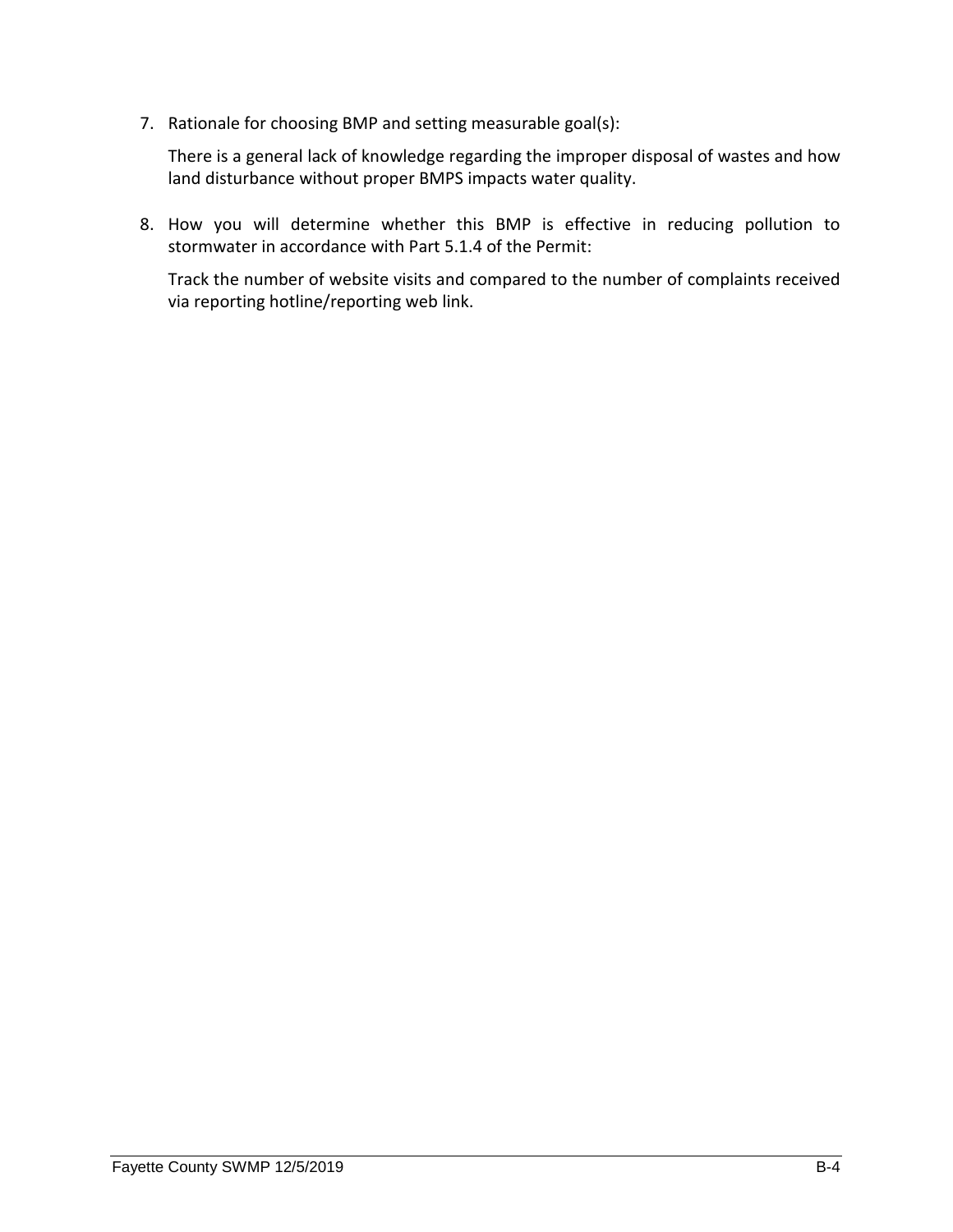7. Rationale for choosing BMP and setting measurable goal(s):

   There is a general lack of knowledge regarding the improper disposal of wastes and how land disturbance without proper BMPS impacts water quality.

8. How you will determine whether this BMP is effective in reducing pollution to stormwater in accordance with Part 5.1.4 of the Permit:

   Track the number of website visits and compared to the number of complaints received via reporting hotline/reporting web link.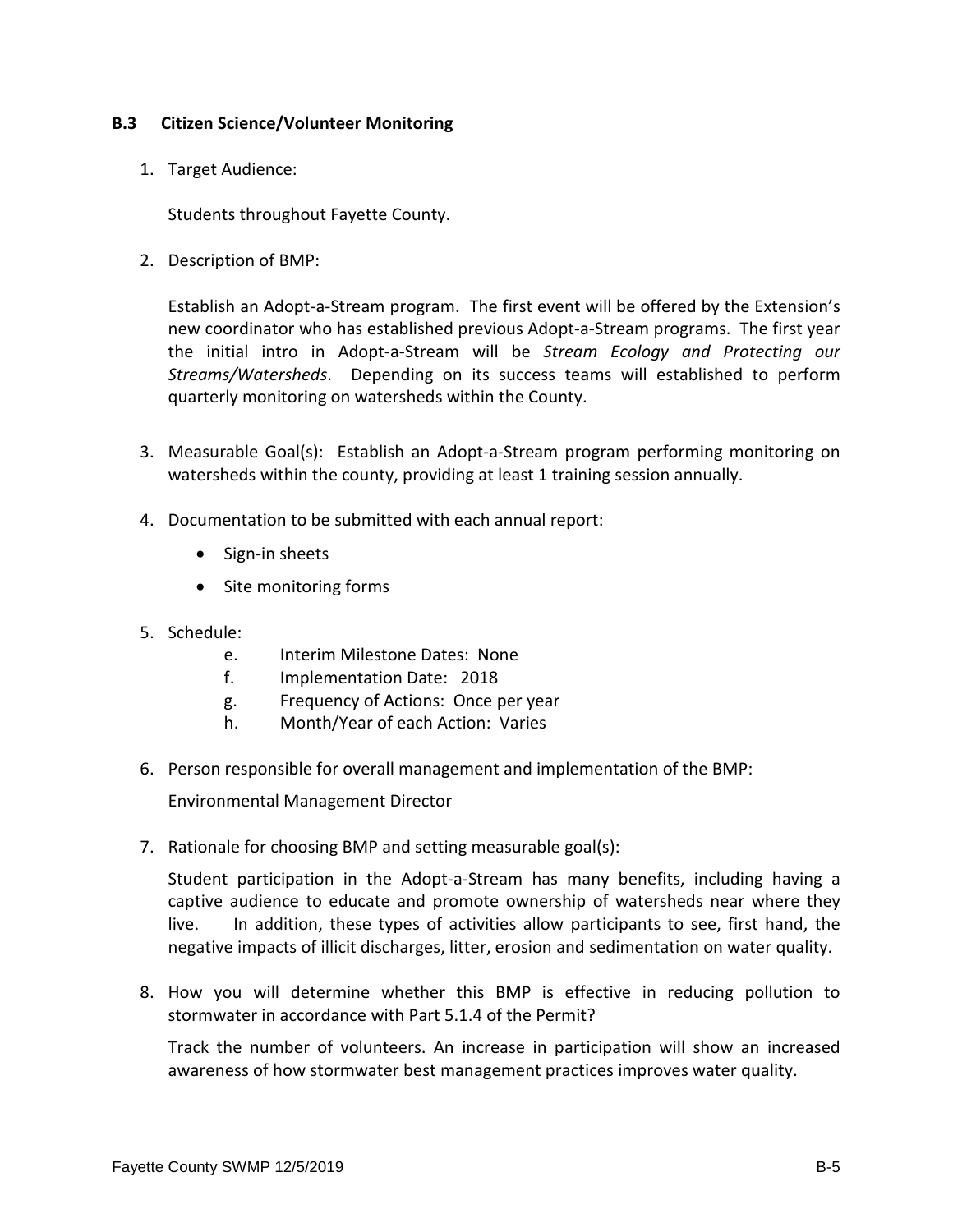### B.3 Citizen Science/Volunteer Monitoring

1. Target Audience:

   Students throughout Fayette County.

2. Description of BMP:

   Establish an Adopt-a-Stream program. The first event will be offered by the Extension's new coordinator who has established previous Adopt-a-Stream programs. The first year the initial intro in Adopt-a-Stream will be *Stream Ecology and Protecting our Streams/Watersheds*. Depending on its success teams will established to perform quarterly monitoring on watersheds within the County.

3. Measurable Goal(s): Establish an Adopt-a-Stream program performing monitoring on watersheds within the county, providing at least 1 training session annually.

4. Documentation to be submitted with each annual report:

   - Sign-in sheets
   - Site monitoring forms

5. Schedule:

   e. Interim Milestone Dates: None
   
   f. Implementation Date: 2018
   
   g. Frequency of Actions: Once per year
   
   h. Month/Year of each Action: Varies

6. Person responsible for overall management and implementation of the BMP:

   Environmental Management Director

7. Rationale for choosing BMP and setting measurable goal(s):

   Student participation in the Adopt-a-Stream has many benefits, including having a captive audience to educate and promote ownership of watersheds near where they live. In addition, these types of activities allow participants to see, first hand, the negative impacts of illicit discharges, litter, erosion and sedimentation on water quality.

8. How you will determine whether this BMP is effective in reducing pollution to stormwater in accordance with Part 5.1.4 of the Permit?

   Track the number of volunteers. An increase in participation will show an increased awareness of how stormwater best management practices improves water quality.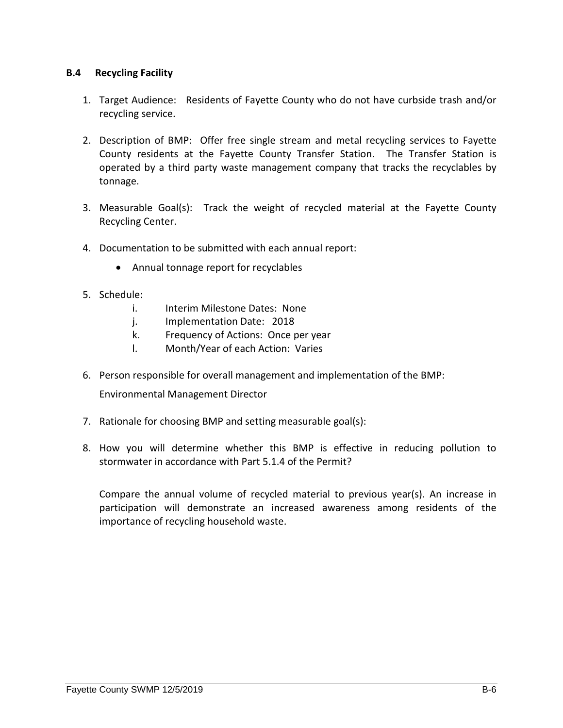### B.4 Recycling Facility

1. Target Audience: Residents of Fayette County who do not have curbside trash and/or recycling service.

2. Description of BMP: Offer free single stream and metal recycling services to Fayette County residents at the Fayette County Transfer Station. The Transfer Station is operated by a third party waste management company that tracks the recyclables by tonnage.

3. Measurable Goal(s): Track the weight of recycled material at the Fayette County Recycling Center.

4. Documentation to be submitted with each annual report:
   - Annual tonnage report for recyclables

5. Schedule:
   - i. Interim Milestone Dates: None
   - j. Implementation Date: 2018
   - k. Frequency of Actions: Once per year
   - l. Month/Year of each Action: Varies

6. Person responsible for overall management and implementation of the BMP:

   Environmental Management Director

7. Rationale for choosing BMP and setting measurable goal(s):

8. How you will determine whether this BMP is effective in reducing pollution to stormwater in accordance with Part 5.1.4 of the Permit?

   Compare the annual volume of recycled material to previous year(s). An increase in participation will demonstrate an increased awareness among residents of the importance of recycling household waste.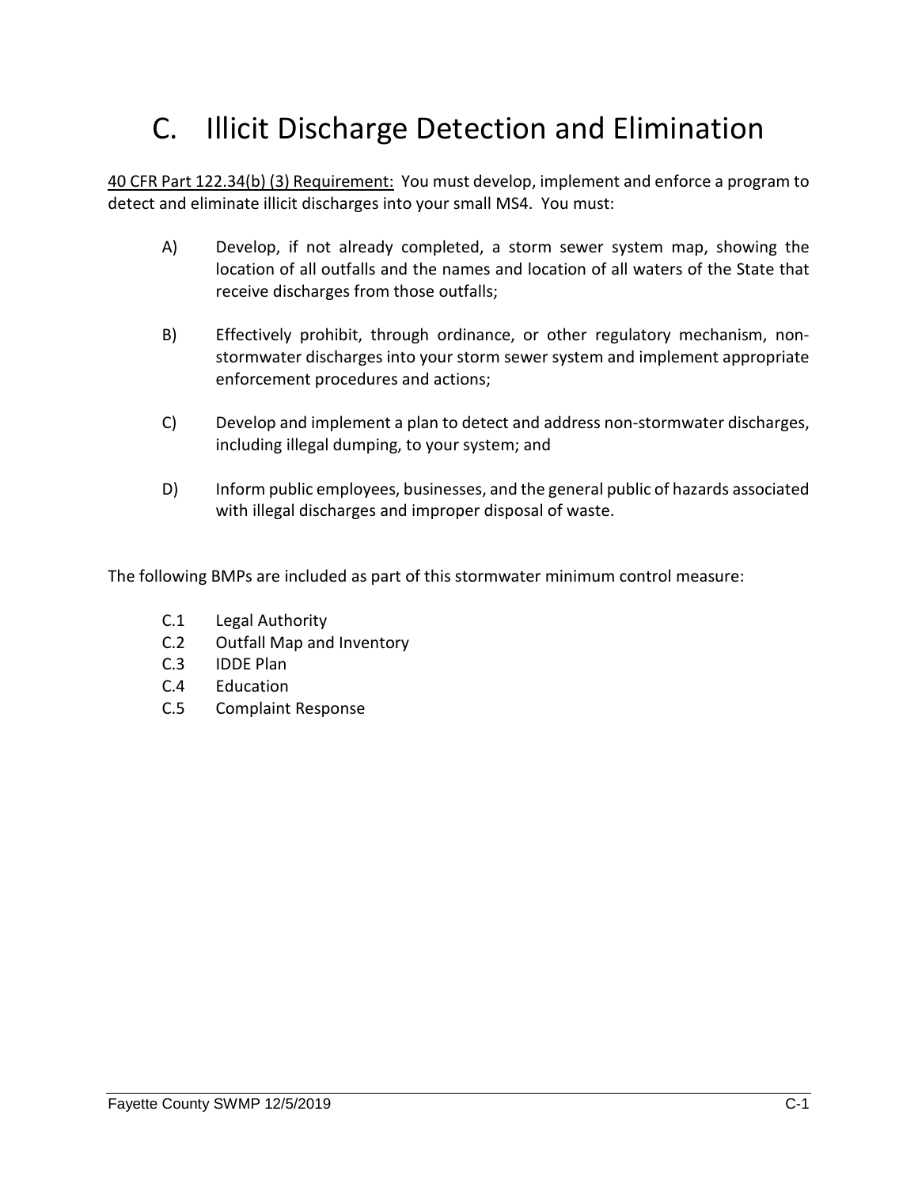# C. Illicit Discharge Detection and Elimination

<u>40 CFR Part 122.34(b) (3) Requirement:</u> You must develop, implement and enforce a program to detect and eliminate illicit discharges into your small MS4. You must:

A) Develop, if not already completed, a storm sewer system map, showing the location of all outfalls and the names and location of all waters of the State that receive discharges from those outfalls;

B) Effectively prohibit, through ordinance, or other regulatory mechanism, non-stormwater discharges into your storm sewer system and implement appropriate enforcement procedures and actions;

C) Develop and implement a plan to detect and address non-stormwater discharges, including illegal dumping, to your system; and

D) Inform public employees, businesses, and the general public of hazards associated with illegal discharges and improper disposal of waste.

The following BMPs are included as part of this stormwater minimum control measure:

- C.1 Legal Authority
- C.2 Outfall Map and Inventory
- C.3 IDDE Plan
- C.4 Education
- C.5 Complaint Response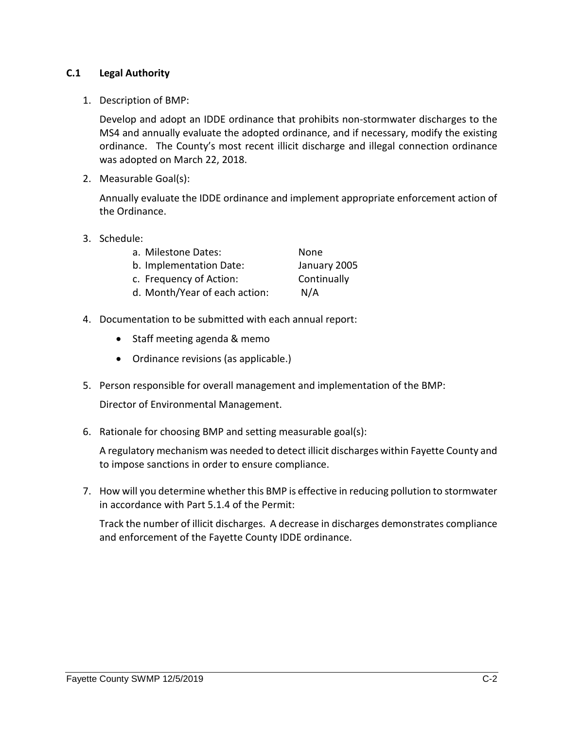## C.1 Legal Authority

1. Description of BMP:

   Develop and adopt an IDDE ordinance that prohibits non-stormwater discharges to the MS4 and annually evaluate the adopted ordinance, and if necessary, modify the existing ordinance. The County's most recent illicit discharge and illegal connection ordinance was adopted on March 22, 2018.

2. Measurable Goal(s):

   Annually evaluate the IDDE ordinance and implement appropriate enforcement action of the Ordinance.

3. Schedule:

   a. Milestone Dates: None
   b. Implementation Date: January 2005
   c. Frequency of Action: Continually
   d. Month/Year of each action: N/A

4. Documentation to be submitted with each annual report:

   - Staff meeting agenda & memo
   - Ordinance revisions (as applicable.)

5. Person responsible for overall management and implementation of the BMP:

   Director of Environmental Management.

6. Rationale for choosing BMP and setting measurable goal(s):

   A regulatory mechanism was needed to detect illicit discharges within Fayette County and to impose sanctions in order to ensure compliance.

7. How will you determine whether this BMP is effective in reducing pollution to stormwater in accordance with Part 5.1.4 of the Permit:

   Track the number of illicit discharges. A decrease in discharges demonstrates compliance and enforcement of the Fayette County IDDE ordinance.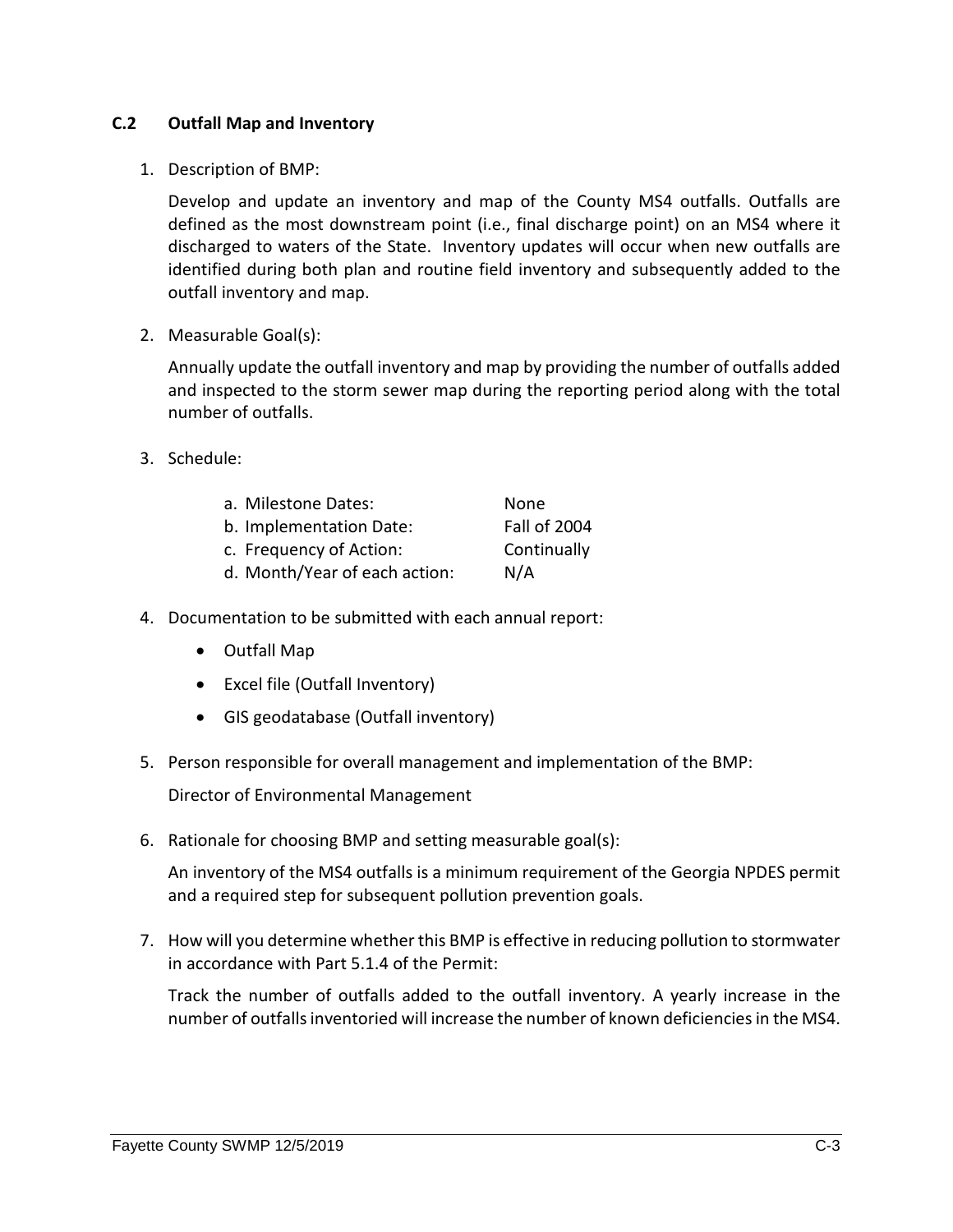## C.2 Outfall Map and Inventory

1. Description of BMP:

   Develop and update an inventory and map of the County MS4 outfalls. Outfalls are defined as the most downstream point (i.e., final discharge point) on an MS4 where it discharged to waters of the State. Inventory updates will occur when new outfalls are identified during both plan and routine field inventory and subsequently added to the outfall inventory and map.

2. Measurable Goal(s):

   Annually update the outfall inventory and map by providing the number of outfalls added and inspected to the storm sewer map during the reporting period along with the total number of outfalls.

3. Schedule:

   | | |
   |---|---|
   | a. Milestone Dates: | None |
   | b. Implementation Date: | Fall of 2004 |
   | c. Frequency of Action: | Continually |
   | d. Month/Year of each action: | N/A |

4. Documentation to be submitted with each annual report:

   - Outfall Map
   - Excel file (Outfall Inventory)
   - GIS geodatabase (Outfall inventory)

5. Person responsible for overall management and implementation of the BMP:

   Director of Environmental Management

6. Rationale for choosing BMP and setting measurable goal(s):

   An inventory of the MS4 outfalls is a minimum requirement of the Georgia NPDES permit and a required step for subsequent pollution prevention goals.

7. How will you determine whether this BMP is effective in reducing pollution to stormwater in accordance with Part 5.1.4 of the Permit:

   Track the number of outfalls added to the outfall inventory. A yearly increase in the number of outfalls inventoried will increase the number of known deficiencies in the MS4.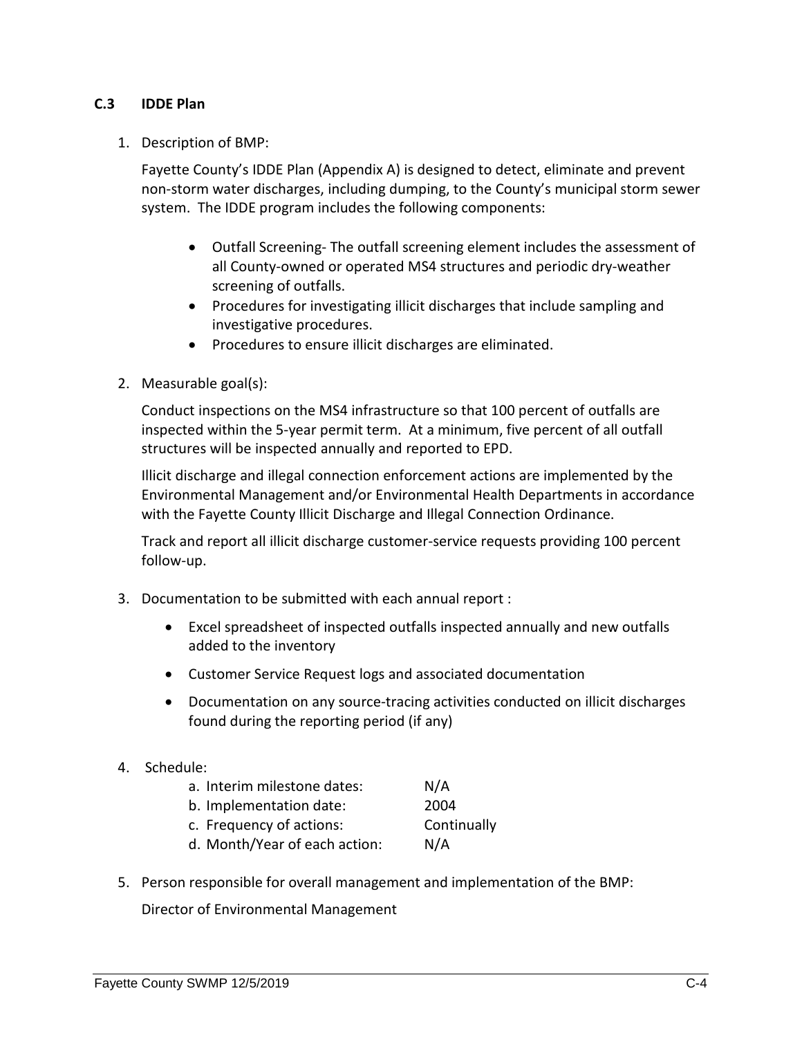### C.3 IDDE Plan

1. Description of BMP:

   Fayette County's IDDE Plan (Appendix A) is designed to detect, eliminate and prevent non-storm water discharges, including dumping, to the County's municipal storm sewer system. The IDDE program includes the following components:

   - Outfall Screening- The outfall screening element includes the assessment of all County-owned or operated MS4 structures and periodic dry-weather screening of outfalls.
   - Procedures for investigating illicit discharges that include sampling and investigative procedures.
   - Procedures to ensure illicit discharges are eliminated.

2. Measurable goal(s):

   Conduct inspections on the MS4 infrastructure so that 100 percent of outfalls are inspected within the 5-year permit term. At a minimum, five percent of all outfall structures will be inspected annually and reported to EPD.

   Illicit discharge and illegal connection enforcement actions are implemented by the Environmental Management and/or Environmental Health Departments in accordance with the Fayette County Illicit Discharge and Illegal Connection Ordinance.

   Track and report all illicit discharge customer-service requests providing 100 percent follow-up.

3. Documentation to be submitted with each annual report :

   - Excel spreadsheet of inspected outfalls inspected annually and new outfalls added to the inventory
   - Customer Service Request logs and associated documentation
   - Documentation on any source-tracing activities conducted on illicit discharges found during the reporting period (if any)

4. Schedule:

   a. Interim milestone dates: N/A
   b. Implementation date: 2004
   c. Frequency of actions: Continually
   d. Month/Year of each action: N/A

5. Person responsible for overall management and implementation of the BMP:

   Director of Environmental Management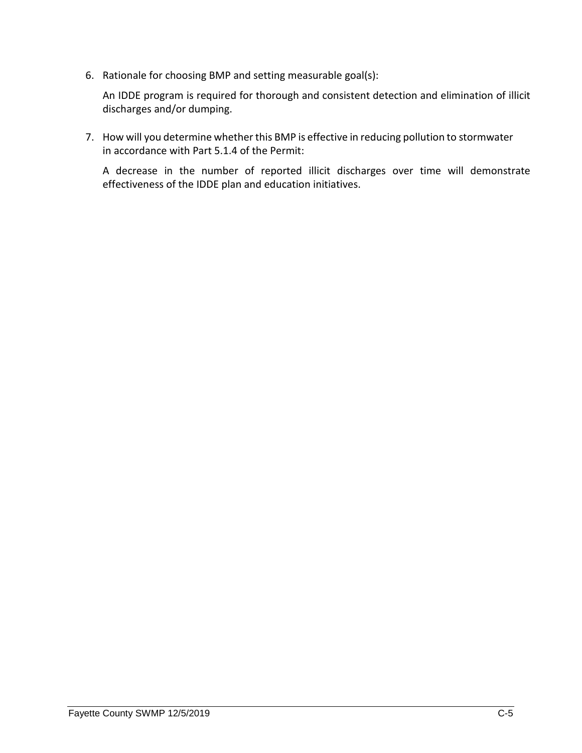6. Rationale for choosing BMP and setting measurable goal(s):

   An IDDE program is required for thorough and consistent detection and elimination of illicit discharges and/or dumping.

7. How will you determine whether this BMP is effective in reducing pollution to stormwater in accordance with Part 5.1.4 of the Permit:

   A decrease in the number of reported illicit discharges over time will demonstrate effectiveness of the IDDE plan and education initiatives.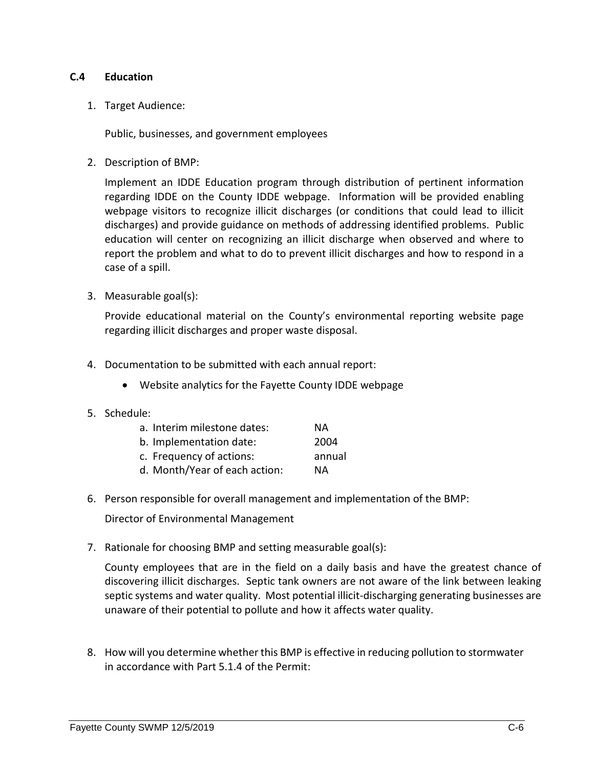### C.4 Education

1. Target Audience:

   Public, businesses, and government employees

2. Description of BMP:

   Implement an IDDE Education program through distribution of pertinent information regarding IDDE on the County IDDE webpage. Information will be provided enabling webpage visitors to recognize illicit discharges (or conditions that could lead to illicit discharges) and provide guidance on methods of addressing identified problems. Public education will center on recognizing an illicit discharge when observed and where to report the problem and what to do to prevent illicit discharges and how to respond in a case of a spill.

3. Measurable goal(s):

   Provide educational material on the County's environmental reporting website page regarding illicit discharges and proper waste disposal.

4. Documentation to be submitted with each annual report:

   - Website analytics for the Fayette County IDDE webpage

5. Schedule:

   a. Interim milestone dates: NA
   b. Implementation date: 2004
   c. Frequency of actions: annual
   d. Month/Year of each action: NA

6. Person responsible for overall management and implementation of the BMP:

   Director of Environmental Management

7. Rationale for choosing BMP and setting measurable goal(s):

   County employees that are in the field on a daily basis and have the greatest chance of discovering illicit discharges. Septic tank owners are not aware of the link between leaking septic systems and water quality. Most potential illicit-discharging generating businesses are unaware of their potential to pollute and how it affects water quality.

8. How will you determine whether this BMP is effective in reducing pollution to stormwater in accordance with Part 5.1.4 of the Permit: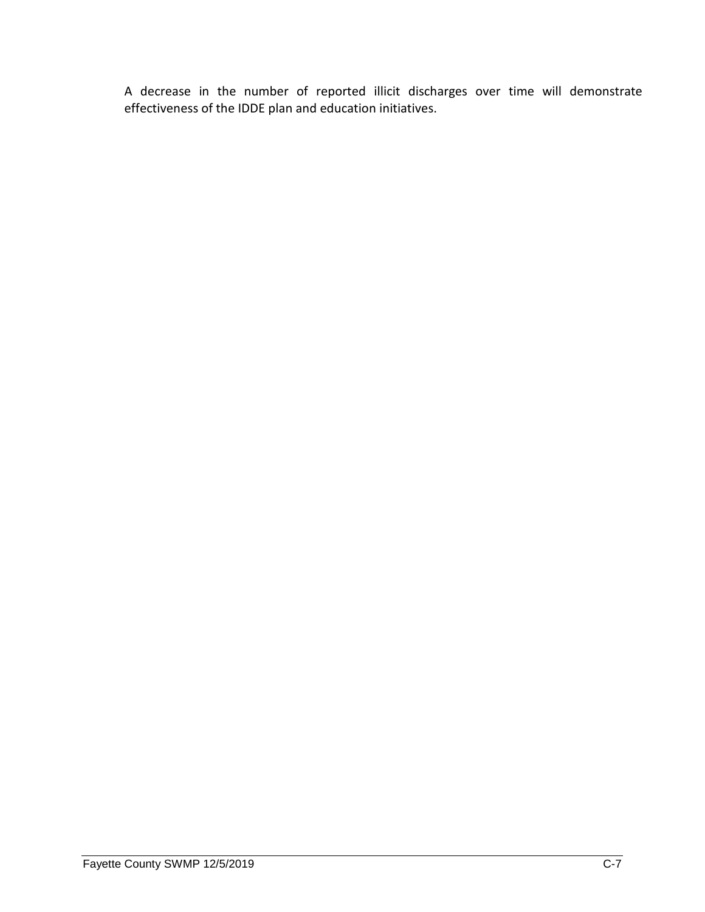A decrease in the number of reported illicit discharges over time will demonstrate effectiveness of the IDDE plan and education initiatives.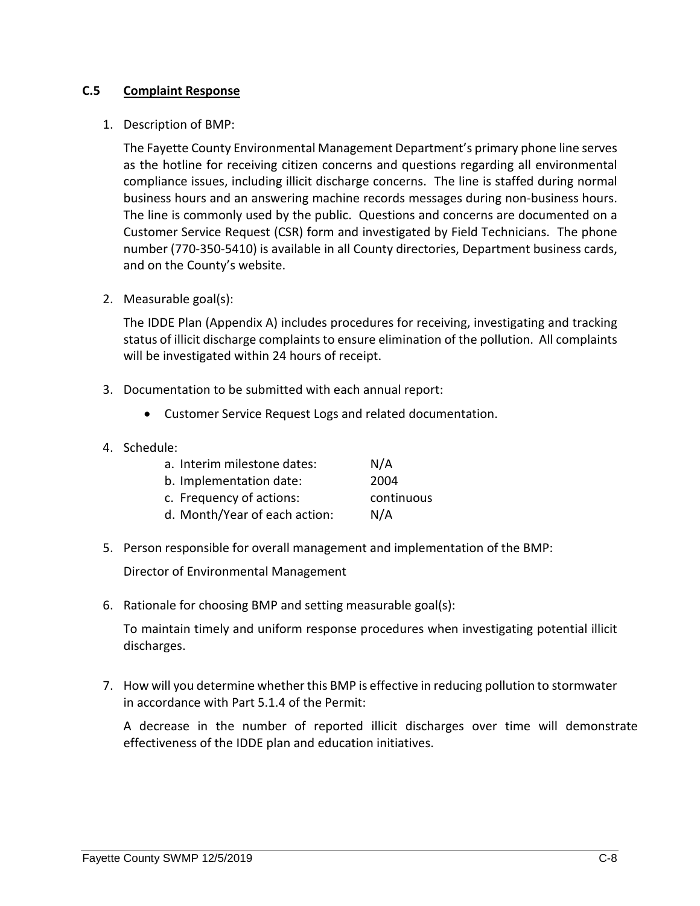### C.5 Complaint Response

1. Description of BMP:

   The Fayette County Environmental Management Department's primary phone line serves as the hotline for receiving citizen concerns and questions regarding all environmental compliance issues, including illicit discharge concerns. The line is staffed during normal business hours and an answering machine records messages during non-business hours. The line is commonly used by the public. Questions and concerns are documented on a Customer Service Request (CSR) form and investigated by Field Technicians. The phone number (770-350-5410) is available in all County directories, Department business cards, and on the County's website.

2. Measurable goal(s):

   The IDDE Plan (Appendix A) includes procedures for receiving, investigating and tracking status of illicit discharge complaints to ensure elimination of the pollution. All complaints will be investigated within 24 hours of receipt.

3. Documentation to be submitted with each annual report:

   - Customer Service Request Logs and related documentation.

4. Schedule:

   a. Interim milestone dates: N/A
   b. Implementation date: 2004
   c. Frequency of actions: continuous
   d. Month/Year of each action: N/A

5. Person responsible for overall management and implementation of the BMP:

   Director of Environmental Management

6. Rationale for choosing BMP and setting measurable goal(s):

   To maintain timely and uniform response procedures when investigating potential illicit discharges.

7. How will you determine whether this BMP is effective in reducing pollution to stormwater in accordance with Part 5.1.4 of the Permit:

   A decrease in the number of reported illicit discharges over time will demonstrate effectiveness of the IDDE plan and education initiatives.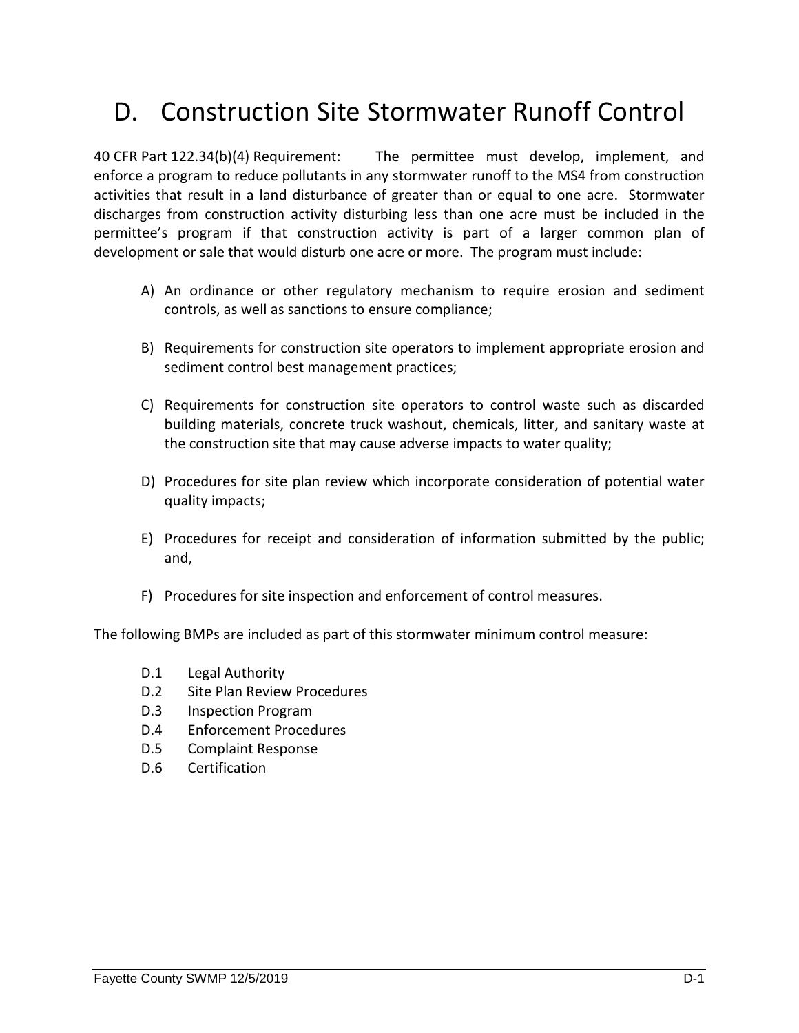# D. Construction Site Stormwater Runoff Control

40 CFR Part 122.34(b)(4) Requirement: The permittee must develop, implement, and enforce a program to reduce pollutants in any stormwater runoff to the MS4 from construction activities that result in a land disturbance of greater than or equal to one acre. Stormwater discharges from construction activity disturbing less than one acre must be included in the permittee's program if that construction activity is part of a larger common plan of development or sale that would disturb one acre or more. The program must include:

A) An ordinance or other regulatory mechanism to require erosion and sediment controls, as well as sanctions to ensure compliance;

B) Requirements for construction site operators to implement appropriate erosion and sediment control best management practices;

C) Requirements for construction site operators to control waste such as discarded building materials, concrete truck washout, chemicals, litter, and sanitary waste at the construction site that may cause adverse impacts to water quality;

D) Procedures for site plan review which incorporate consideration of potential water quality impacts;

E) Procedures for receipt and consideration of information submitted by the public; and,

F) Procedures for site inspection and enforcement of control measures.

The following BMPs are included as part of this stormwater minimum control measure:

- D.1 Legal Authority
- D.2 Site Plan Review Procedures
- D.3 Inspection Program
- D.4 Enforcement Procedures
- D.5 Complaint Response
- D.6 Certification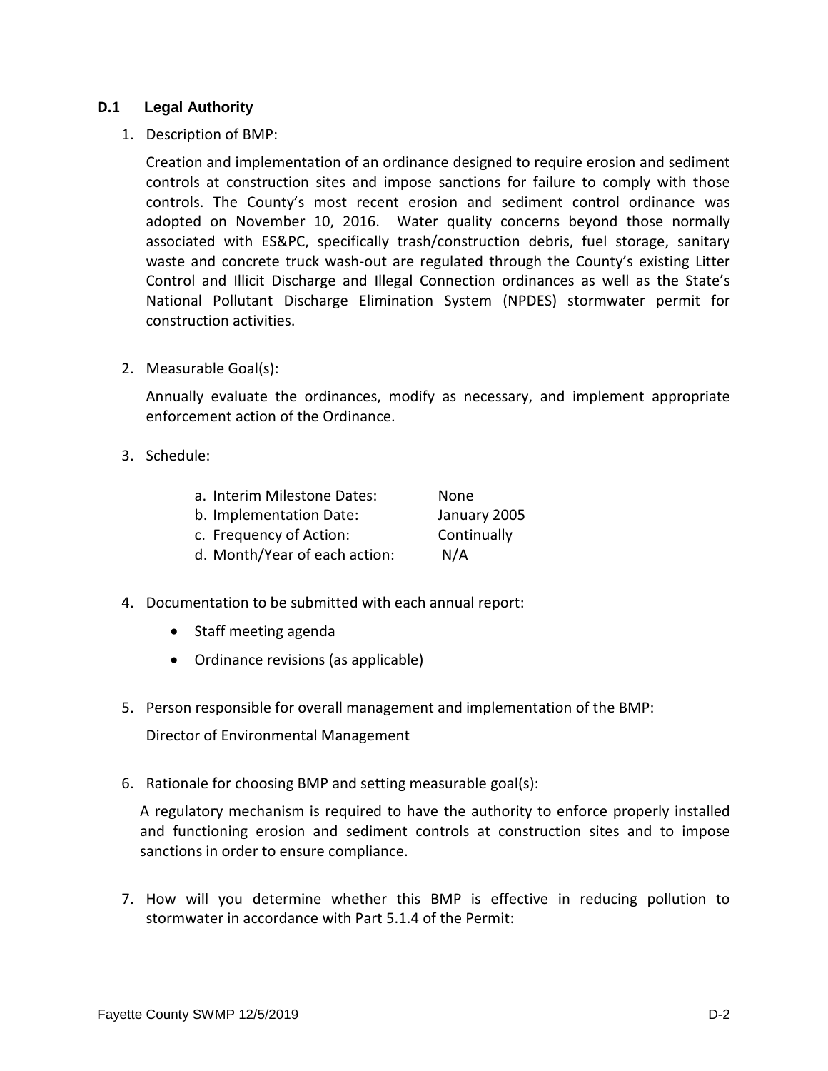### D.1 Legal Authority

1. Description of BMP:

   Creation and implementation of an ordinance designed to require erosion and sediment controls at construction sites and impose sanctions for failure to comply with those controls. The County's most recent erosion and sediment control ordinance was adopted on November 10, 2016. Water quality concerns beyond those normally associated with ES&PC, specifically trash/construction debris, fuel storage, sanitary waste and concrete truck wash-out are regulated through the County's existing Litter Control and Illicit Discharge and Illegal Connection ordinances as well as the State's National Pollutant Discharge Elimination System (NPDES) stormwater permit for construction activities.

2. Measurable Goal(s):

   Annually evaluate the ordinances, modify as necessary, and implement appropriate enforcement action of the Ordinance.

3. Schedule:

   a. Interim Milestone Dates: None
   b. Implementation Date: January 2005
   c. Frequency of Action: Continually
   d. Month/Year of each action: N/A

4. Documentation to be submitted with each annual report:

   - Staff meeting agenda
   - Ordinance revisions (as applicable)

5. Person responsible for overall management and implementation of the BMP:

   Director of Environmental Management

6. Rationale for choosing BMP and setting measurable goal(s):

   A regulatory mechanism is required to have the authority to enforce properly installed and functioning erosion and sediment controls at construction sites and to impose sanctions in order to ensure compliance.

7. How will you determine whether this BMP is effective in reducing pollution to stormwater in accordance with Part 5.1.4 of the Permit: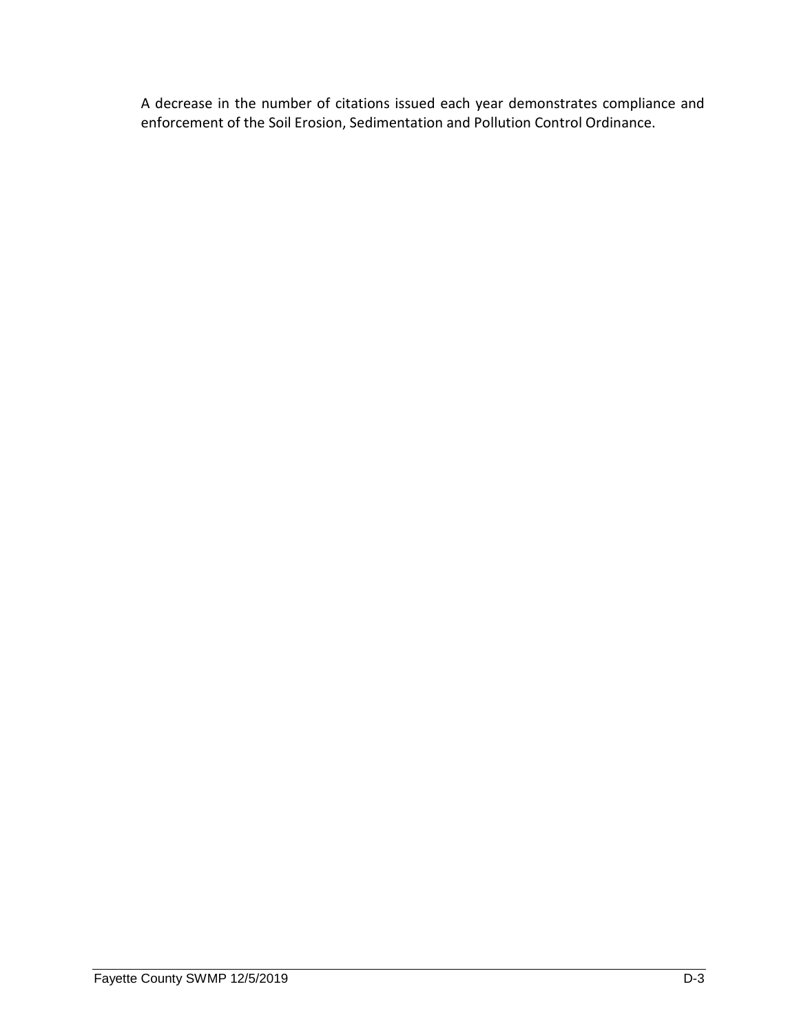A decrease in the number of citations issued each year demonstrates compliance and enforcement of the Soil Erosion, Sedimentation and Pollution Control Ordinance.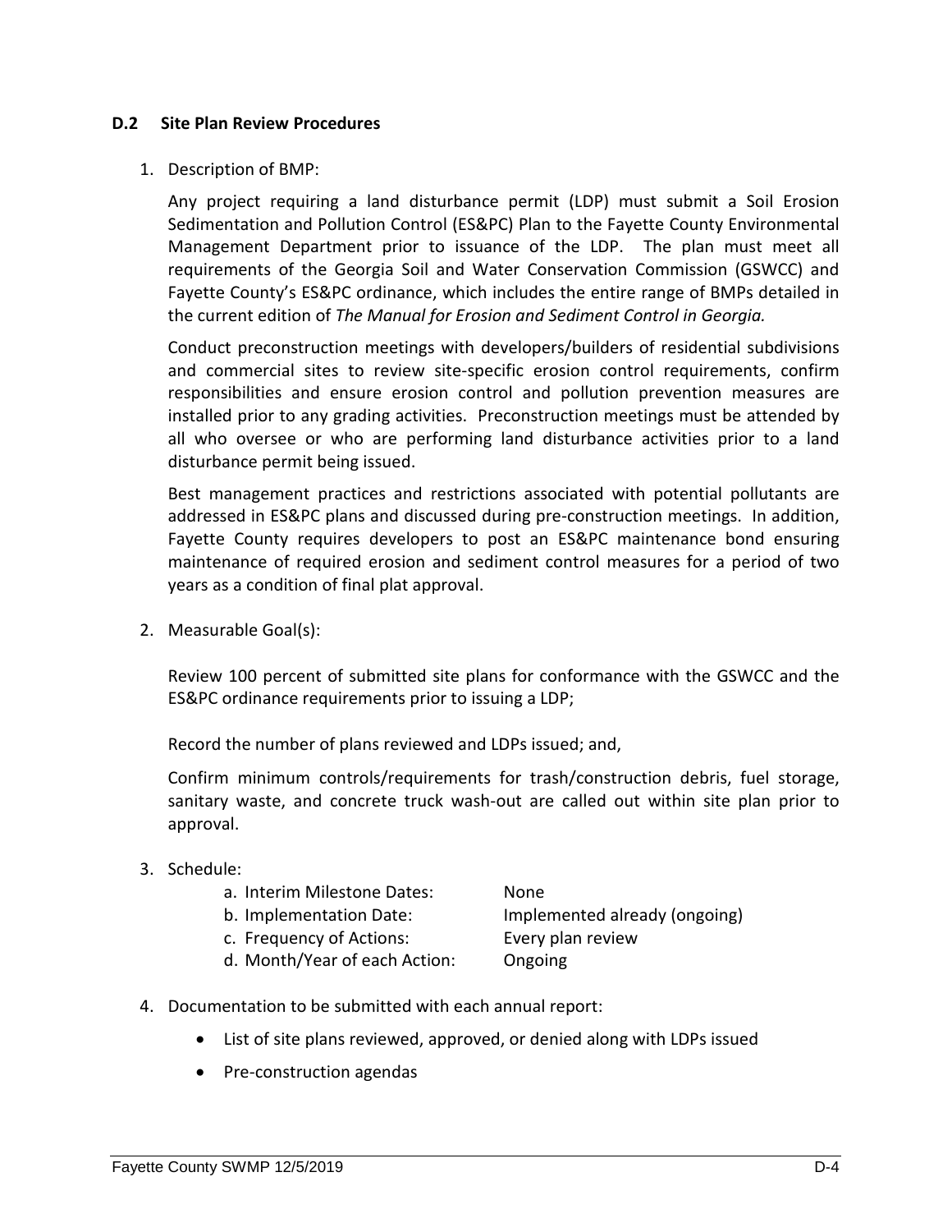### D.2 Site Plan Review Procedures

1. Description of BMP:

   Any project requiring a land disturbance permit (LDP) must submit a Soil Erosion Sedimentation and Pollution Control (ES&PC) Plan to the Fayette County Environmental Management Department prior to issuance of the LDP. The plan must meet all requirements of the Georgia Soil and Water Conservation Commission (GSWCC) and Fayette County's ES&PC ordinance, which includes the entire range of BMPs detailed in the current edition of *The Manual for Erosion and Sediment Control in Georgia.*

   Conduct preconstruction meetings with developers/builders of residential subdivisions and commercial sites to review site-specific erosion control requirements, confirm responsibilities and ensure erosion control and pollution prevention measures are installed prior to any grading activities. Preconstruction meetings must be attended by all who oversee or who are performing land disturbance activities prior to a land disturbance permit being issued.

   Best management practices and restrictions associated with potential pollutants are addressed in ES&PC plans and discussed during pre-construction meetings. In addition, Fayette County requires developers to post an ES&PC maintenance bond ensuring maintenance of required erosion and sediment control measures for a period of two years as a condition of final plat approval.

2. Measurable Goal(s):

   Review 100 percent of submitted site plans for conformance with the GSWCC and the ES&PC ordinance requirements prior to issuing a LDP;

   Record the number of plans reviewed and LDPs issued; and,

   Confirm minimum controls/requirements for trash/construction debris, fuel storage, sanitary waste, and concrete truck wash-out are called out within site plan prior to approval.

3. Schedule:

   a. Interim Milestone Dates: None
   b. Implementation Date: Implemented already (ongoing)
   c. Frequency of Actions: Every plan review
   d. Month/Year of each Action: Ongoing

4. Documentation to be submitted with each annual report:

   - List of site plans reviewed, approved, or denied along with LDPs issued
   - Pre-construction agendas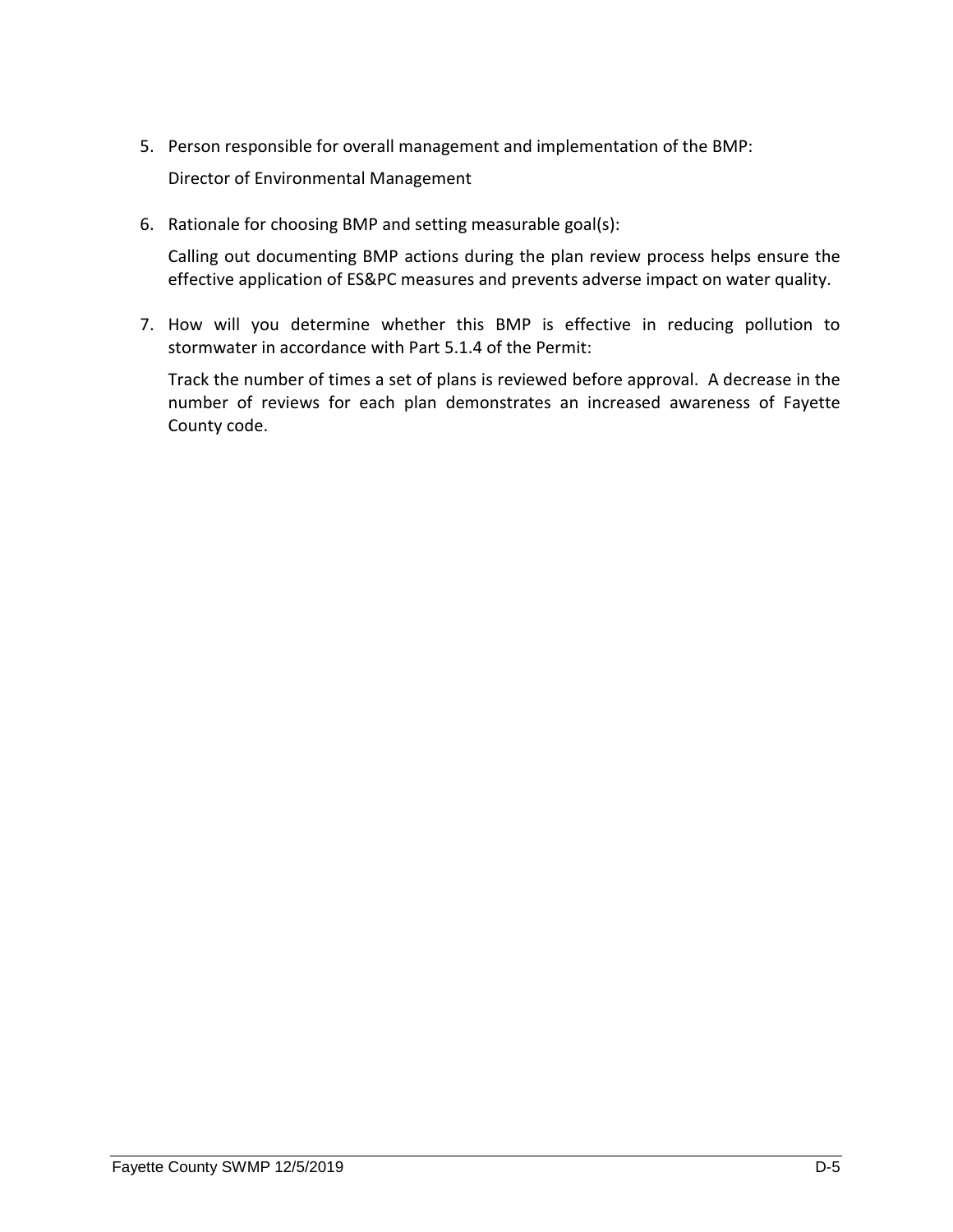5. Person responsible for overall management and implementation of the BMP:

   Director of Environmental Management

6. Rationale for choosing BMP and setting measurable goal(s):

   Calling out documenting BMP actions during the plan review process helps ensure the effective application of ES&PC measures and prevents adverse impact on water quality.

7. How will you determine whether this BMP is effective in reducing pollution to stormwater in accordance with Part 5.1.4 of the Permit:

   Track the number of times a set of plans is reviewed before approval. A decrease in the number of reviews for each plan demonstrates an increased awareness of Fayette County code.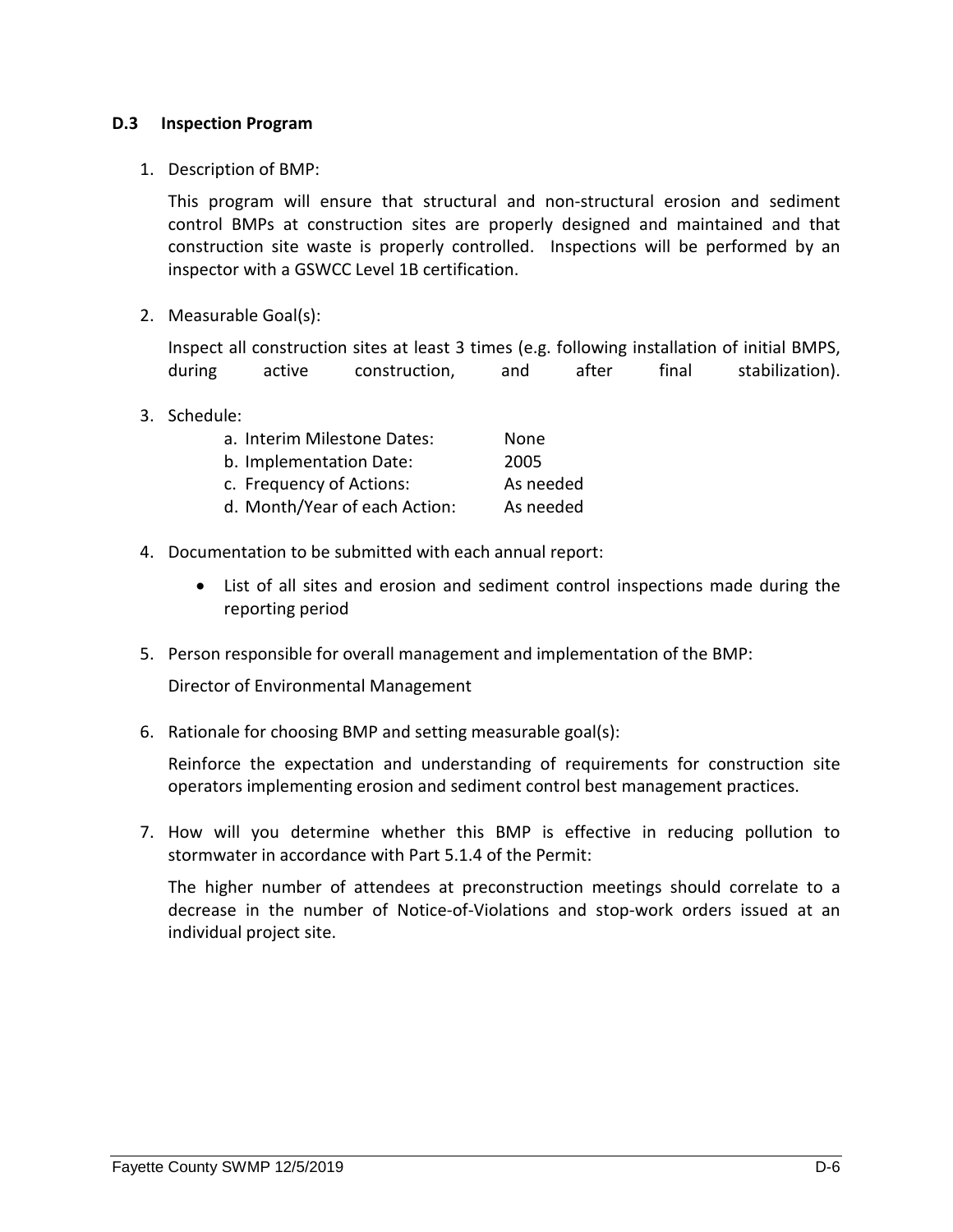### D.3 Inspection Program

1. Description of BMP:

   This program will ensure that structural and non-structural erosion and sediment control BMPs at construction sites are properly designed and maintained and that construction site waste is properly controlled. Inspections will be performed by an inspector with a GSWCC Level 1B certification.

2. Measurable Goal(s):

   Inspect all construction sites at least 3 times (e.g. following installation of initial BMPS, during active construction, and after final stabilization).

3. Schedule:

   a. Interim Milestone Dates: None
   b. Implementation Date: 2005
   c. Frequency of Actions: As needed
   d. Month/Year of each Action: As needed

4. Documentation to be submitted with each annual report:

   - List of all sites and erosion and sediment control inspections made during the reporting period

5. Person responsible for overall management and implementation of the BMP:

   Director of Environmental Management

6. Rationale for choosing BMP and setting measurable goal(s):

   Reinforce the expectation and understanding of requirements for construction site operators implementing erosion and sediment control best management practices.

7. How will you determine whether this BMP is effective in reducing pollution to stormwater in accordance with Part 5.1.4 of the Permit:

   The higher number of attendees at preconstruction meetings should correlate to a decrease in the number of Notice-of-Violations and stop-work orders issued at an individual project site.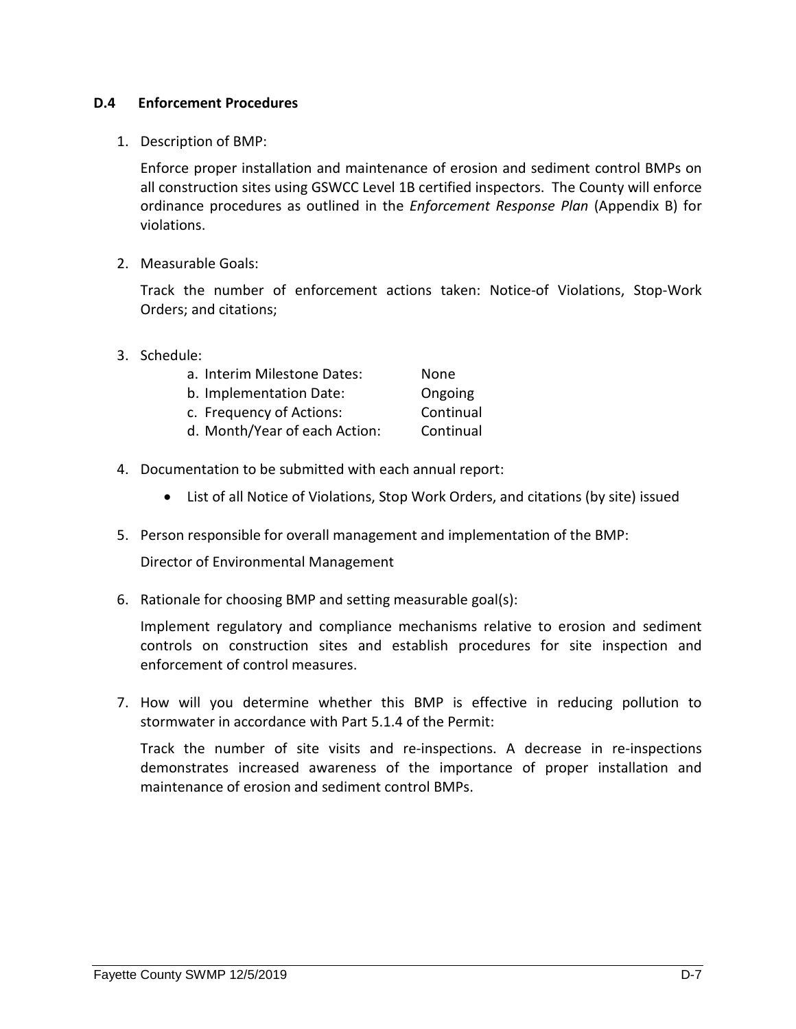### D.4 Enforcement Procedures

1. Description of BMP:

   Enforce proper installation and maintenance of erosion and sediment control BMPs on all construction sites using GSWCC Level 1B certified inspectors. The County will enforce ordinance procedures as outlined in the *Enforcement Response Plan* (Appendix B) for violations.

2. Measurable Goals:

   Track the number of enforcement actions taken: Notice-of Violations, Stop-Work Orders; and citations;

3. Schedule:

   | | |
   |---|---|
   | a. Interim Milestone Dates: | None |
   | b. Implementation Date: | Ongoing |
   | c. Frequency of Actions: | Continual |
   | d. Month/Year of each Action: | Continual |

4. Documentation to be submitted with each annual report:

   - List of all Notice of Violations, Stop Work Orders, and citations (by site) issued

5. Person responsible for overall management and implementation of the BMP:

   Director of Environmental Management

6. Rationale for choosing BMP and setting measurable goal(s):

   Implement regulatory and compliance mechanisms relative to erosion and sediment controls on construction sites and establish procedures for site inspection and enforcement of control measures.

7. How will you determine whether this BMP is effective in reducing pollution to stormwater in accordance with Part 5.1.4 of the Permit:

   Track the number of site visits and re-inspections. A decrease in re-inspections demonstrates increased awareness of the importance of proper installation and maintenance of erosion and sediment control BMPs.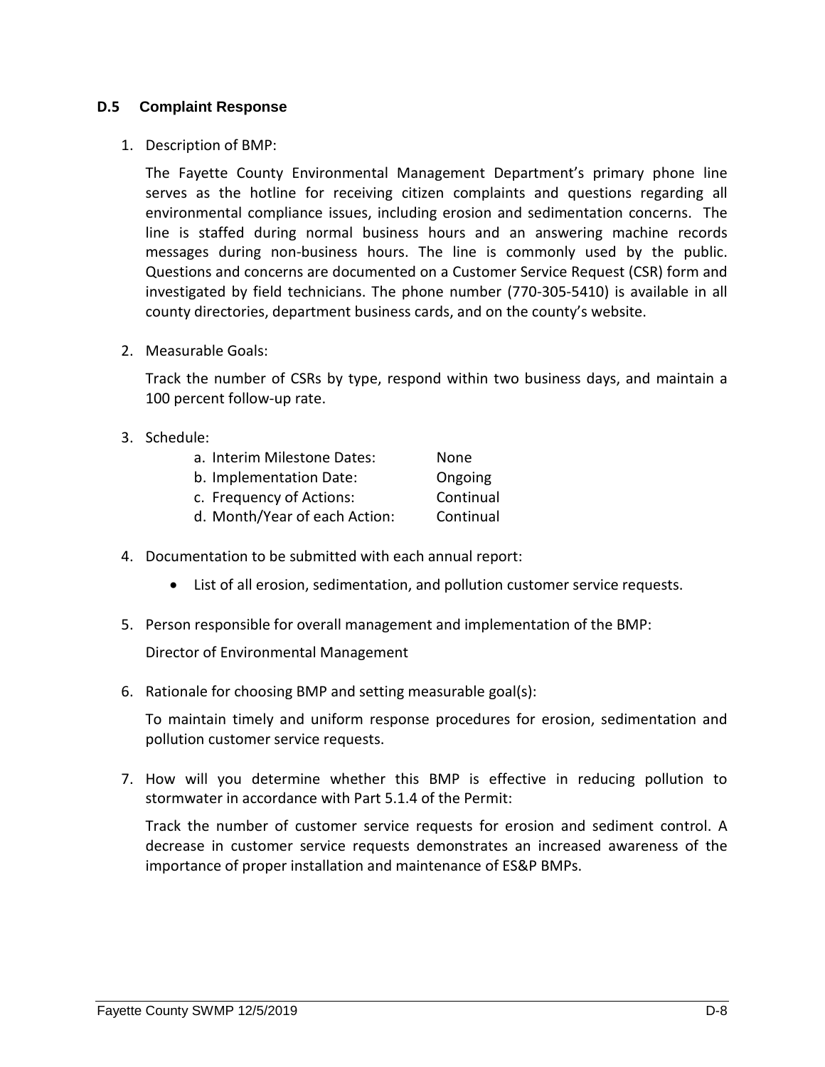### D.5 Complaint Response

1. Description of BMP:

   The Fayette County Environmental Management Department's primary phone line serves as the hotline for receiving citizen complaints and questions regarding all environmental compliance issues, including erosion and sedimentation concerns. The line is staffed during normal business hours and an answering machine records messages during non-business hours. The line is commonly used by the public. Questions and concerns are documented on a Customer Service Request (CSR) form and investigated by field technicians. The phone number (770-305-5410) is available in all county directories, department business cards, and on the county's website.

2. Measurable Goals:

   Track the number of CSRs by type, respond within two business days, and maintain a 100 percent follow-up rate.

3. Schedule:

   a. Interim Milestone Dates: None
   b. Implementation Date: Ongoing
   c. Frequency of Actions: Continual
   d. Month/Year of each Action: Continual

4. Documentation to be submitted with each annual report:

   - List of all erosion, sedimentation, and pollution customer service requests.

5. Person responsible for overall management and implementation of the BMP:

   Director of Environmental Management

6. Rationale for choosing BMP and setting measurable goal(s):

   To maintain timely and uniform response procedures for erosion, sedimentation and pollution customer service requests.

7. How will you determine whether this BMP is effective in reducing pollution to stormwater in accordance with Part 5.1.4 of the Permit:

   Track the number of customer service requests for erosion and sediment control. A decrease in customer service requests demonstrates an increased awareness of the importance of proper installation and maintenance of ES&P BMPs.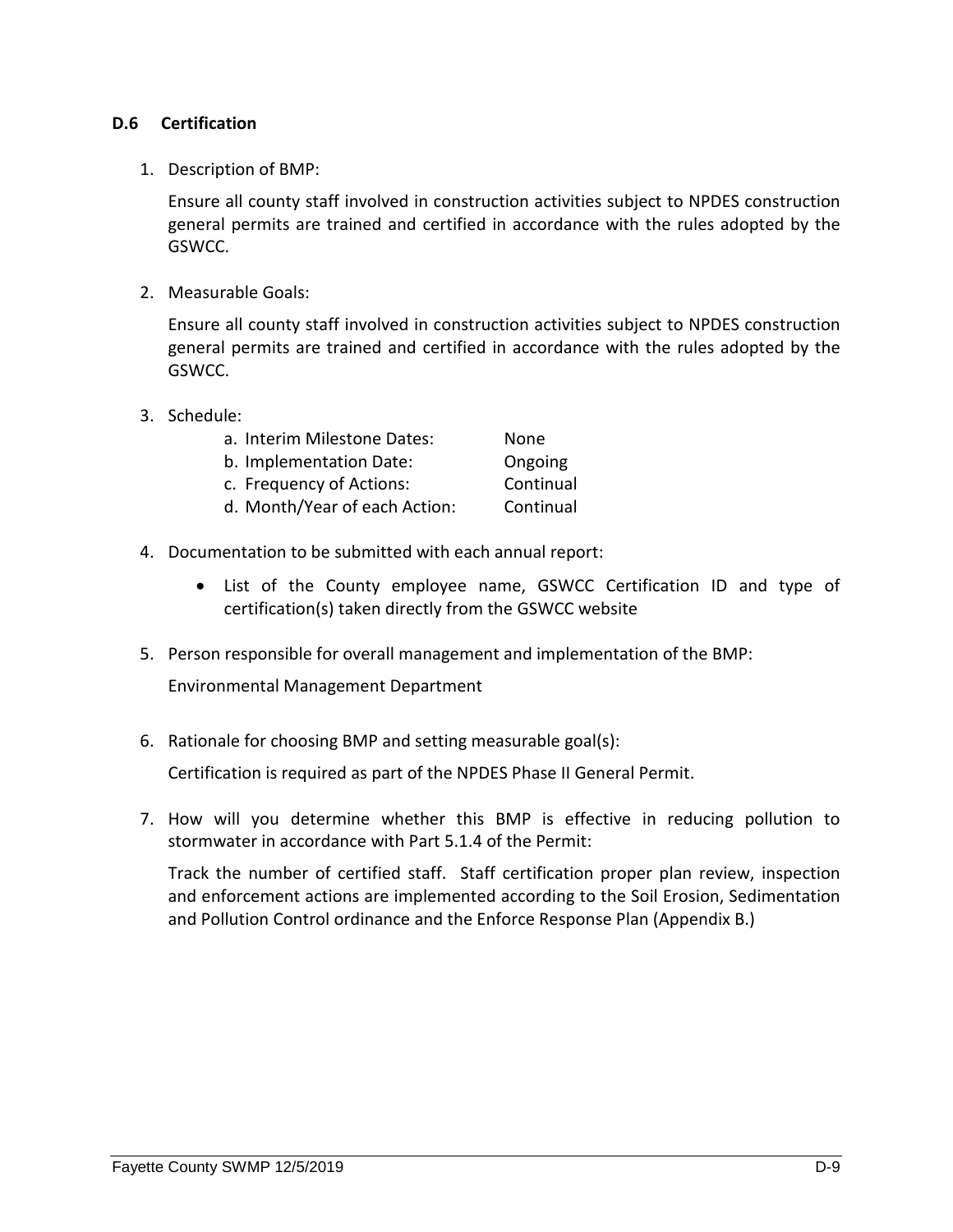### D.6 Certification

1. Description of BMP:

   Ensure all county staff involved in construction activities subject to NPDES construction general permits are trained and certified in accordance with the rules adopted by the GSWCC.

2. Measurable Goals:

   Ensure all county staff involved in construction activities subject to NPDES construction general permits are trained and certified in accordance with the rules adopted by the GSWCC.

3. Schedule:

   a. Interim Milestone Dates: None
   b. Implementation Date: Ongoing
   c. Frequency of Actions: Continual
   d. Month/Year of each Action: Continual

4. Documentation to be submitted with each annual report:

   - List of the County employee name, GSWCC Certification ID and type of certification(s) taken directly from the GSWCC website

5. Person responsible for overall management and implementation of the BMP:

   Environmental Management Department

6. Rationale for choosing BMP and setting measurable goal(s):

   Certification is required as part of the NPDES Phase II General Permit.

7. How will you determine whether this BMP is effective in reducing pollution to stormwater in accordance with Part 5.1.4 of the Permit:

   Track the number of certified staff. Staff certification proper plan review, inspection and enforcement actions are implemented according to the Soil Erosion, Sedimentation and Pollution Control ordinance and the Enforce Response Plan (Appendix B.)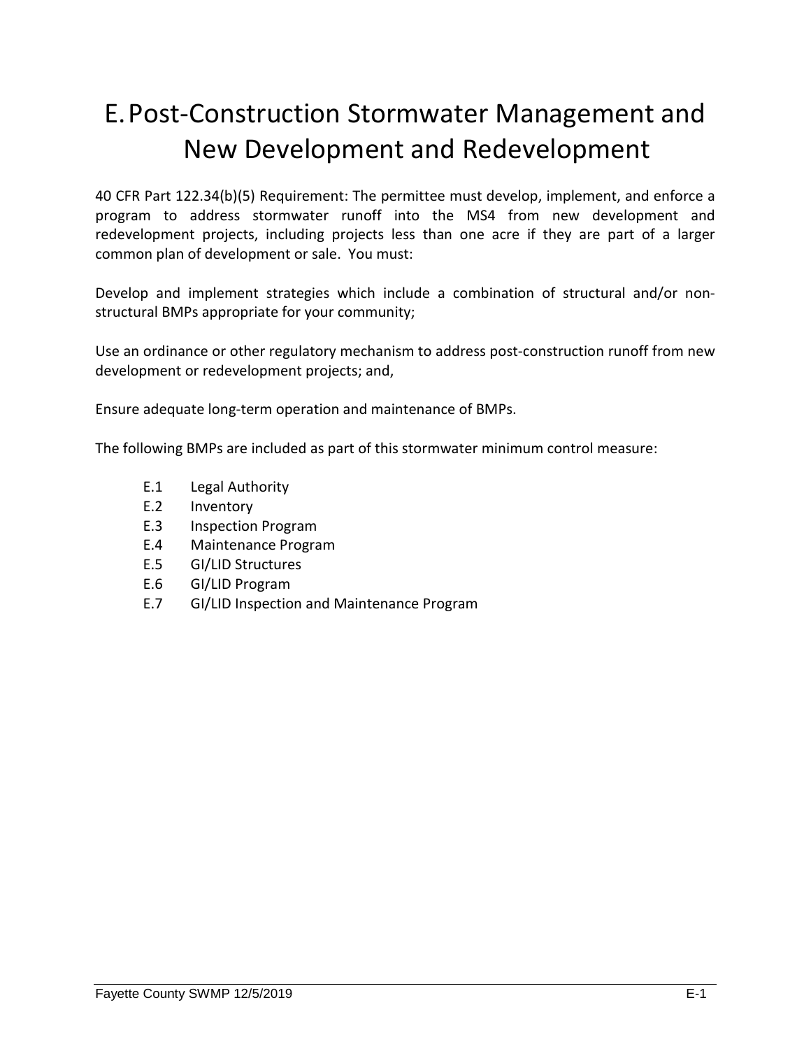# E. Post-Construction Stormwater Management and New Development and Redevelopment

40 CFR Part 122.34(b)(5) Requirement: The permittee must develop, implement, and enforce a program to address stormwater runoff into the MS4 from new development and redevelopment projects, including projects less than one acre if they are part of a larger common plan of development or sale. You must:

Develop and implement strategies which include a combination of structural and/or non-structural BMPs appropriate for your community;

Use an ordinance or other regulatory mechanism to address post-construction runoff from new development or redevelopment projects; and,

Ensure adequate long-term operation and maintenance of BMPs.

The following BMPs are included as part of this stormwater minimum control measure:

- E.1 Legal Authority
- E.2 Inventory
- E.3 Inspection Program
- E.4 Maintenance Program
- E.5 GI/LID Structures
- E.6 GI/LID Program
- E.7 GI/LID Inspection and Maintenance Program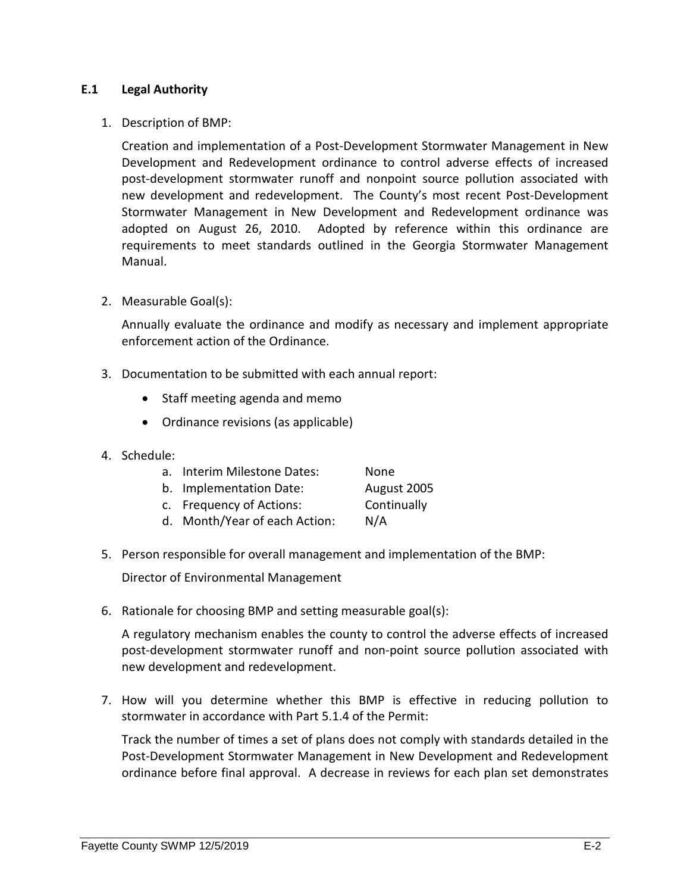### E.1 Legal Authority

1. Description of BMP:

   Creation and implementation of a Post-Development Stormwater Management in New Development and Redevelopment ordinance to control adverse effects of increased post-development stormwater runoff and nonpoint source pollution associated with new development and redevelopment. The County's most recent Post-Development Stormwater Management in New Development and Redevelopment ordinance was adopted on August 26, 2010. Adopted by reference within this ordinance are requirements to meet standards outlined in the Georgia Stormwater Management Manual.

2. Measurable Goal(s):

   Annually evaluate the ordinance and modify as necessary and implement appropriate enforcement action of the Ordinance.

3. Documentation to be submitted with each annual report:

   - Staff meeting agenda and memo
   - Ordinance revisions (as applicable)

4. Schedule:

   a. Interim Milestone Dates: None
   b. Implementation Date: August 2005
   c. Frequency of Actions: Continually
   d. Month/Year of each Action: N/A

5. Person responsible for overall management and implementation of the BMP:

   Director of Environmental Management

6. Rationale for choosing BMP and setting measurable goal(s):

   A regulatory mechanism enables the county to control the adverse effects of increased post-development stormwater runoff and non-point source pollution associated with new development and redevelopment.

7. How will you determine whether this BMP is effective in reducing pollution to stormwater in accordance with Part 5.1.4 of the Permit:

   Track the number of times a set of plans does not comply with standards detailed in the Post-Development Stormwater Management in New Development and Redevelopment ordinance before final approval. A decrease in reviews for each plan set demonstrates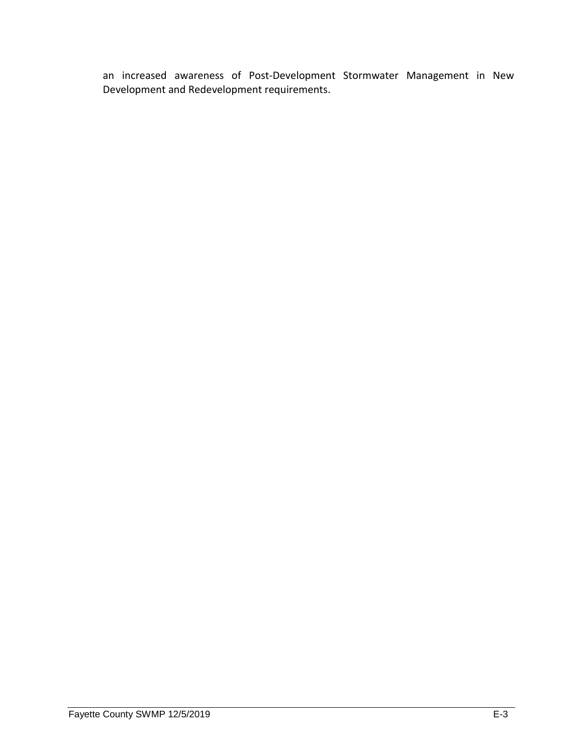an increased awareness of Post-Development Stormwater Management in New Development and Redevelopment requirements.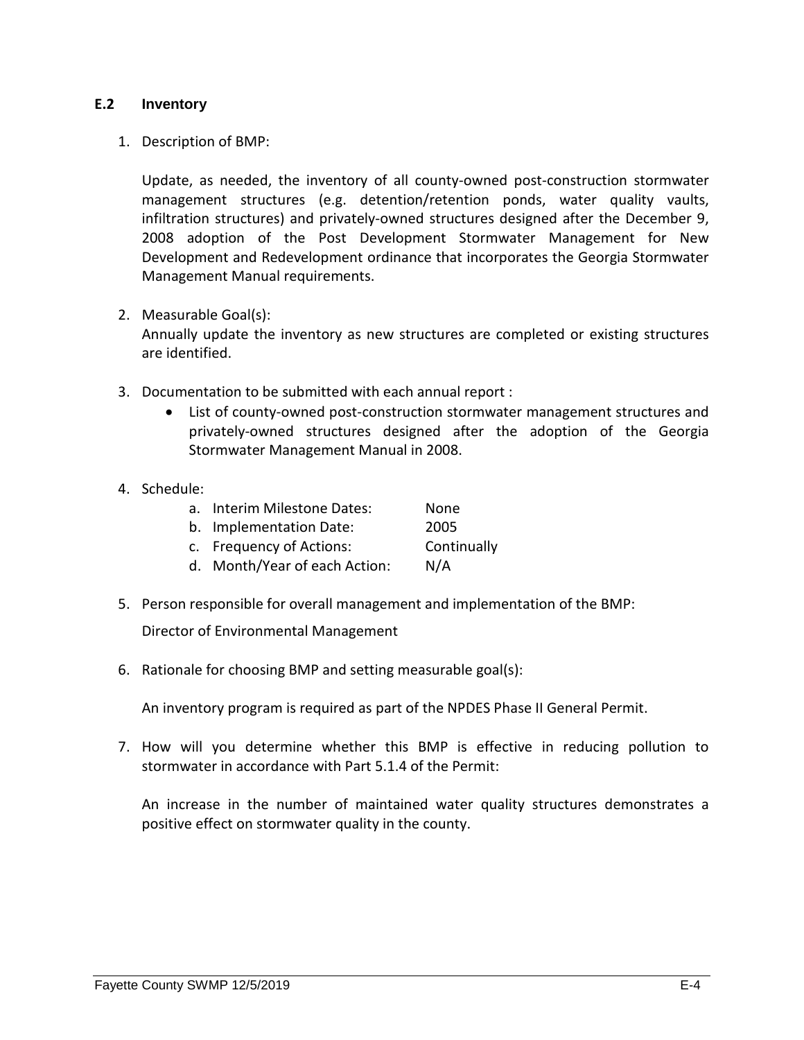### E.2 Inventory

1. Description of BMP:

   Update, as needed, the inventory of all county-owned post-construction stormwater management structures (e.g. detention/retention ponds, water quality vaults, infiltration structures) and privately-owned structures designed after the December 9, 2008 adoption of the Post Development Stormwater Management for New Development and Redevelopment ordinance that incorporates the Georgia Stormwater Management Manual requirements.

2. Measurable Goal(s):
   Annually update the inventory as new structures are completed or existing structures are identified.

3. Documentation to be submitted with each annual report :
   - List of county-owned post-construction stormwater management structures and privately-owned structures designed after the adoption of the Georgia Stormwater Management Manual in 2008.

4. Schedule:
   a. Interim Milestone Dates: None
   b. Implementation Date: 2005
   c. Frequency of Actions: Continually
   d. Month/Year of each Action: N/A

5. Person responsible for overall management and implementation of the BMP:

   Director of Environmental Management

6. Rationale for choosing BMP and setting measurable goal(s):

   An inventory program is required as part of the NPDES Phase II General Permit.

7. How will you determine whether this BMP is effective in reducing pollution to stormwater in accordance with Part 5.1.4 of the Permit:

   An increase in the number of maintained water quality structures demonstrates a positive effect on stormwater quality in the county.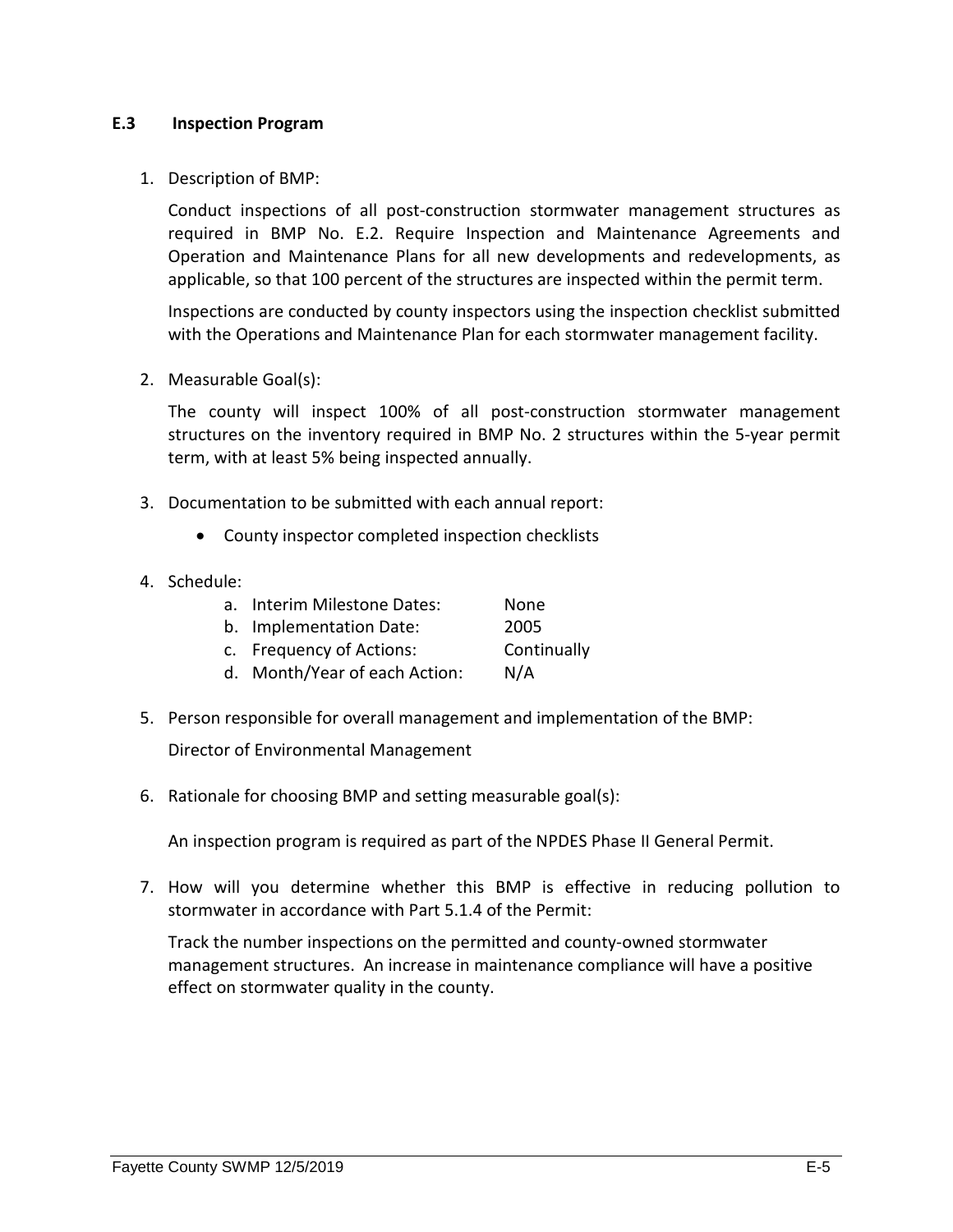### E.3 Inspection Program

1. Description of BMP:

   Conduct inspections of all post-construction stormwater management structures as required in BMP No. E.2. Require Inspection and Maintenance Agreements and Operation and Maintenance Plans for all new developments and redevelopments, as applicable, so that 100 percent of the structures are inspected within the permit term.

   Inspections are conducted by county inspectors using the inspection checklist submitted with the Operations and Maintenance Plan for each stormwater management facility.

2. Measurable Goal(s):

   The county will inspect 100% of all post-construction stormwater management structures on the inventory required in BMP No. 2 structures within the 5-year permit term, with at least 5% being inspected annually.

3. Documentation to be submitted with each annual report:

   - County inspector completed inspection checklists

4. Schedule:

   a. Interim Milestone Dates: None
   b. Implementation Date: 2005
   c. Frequency of Actions: Continually
   d. Month/Year of each Action: N/A

5. Person responsible for overall management and implementation of the BMP:

   Director of Environmental Management

6. Rationale for choosing BMP and setting measurable goal(s):

   An inspection program is required as part of the NPDES Phase II General Permit.

7. How will you determine whether this BMP is effective in reducing pollution to stormwater in accordance with Part 5.1.4 of the Permit:

   Track the number inspections on the permitted and county-owned stormwater management structures. An increase in maintenance compliance will have a positive effect on stormwater quality in the county.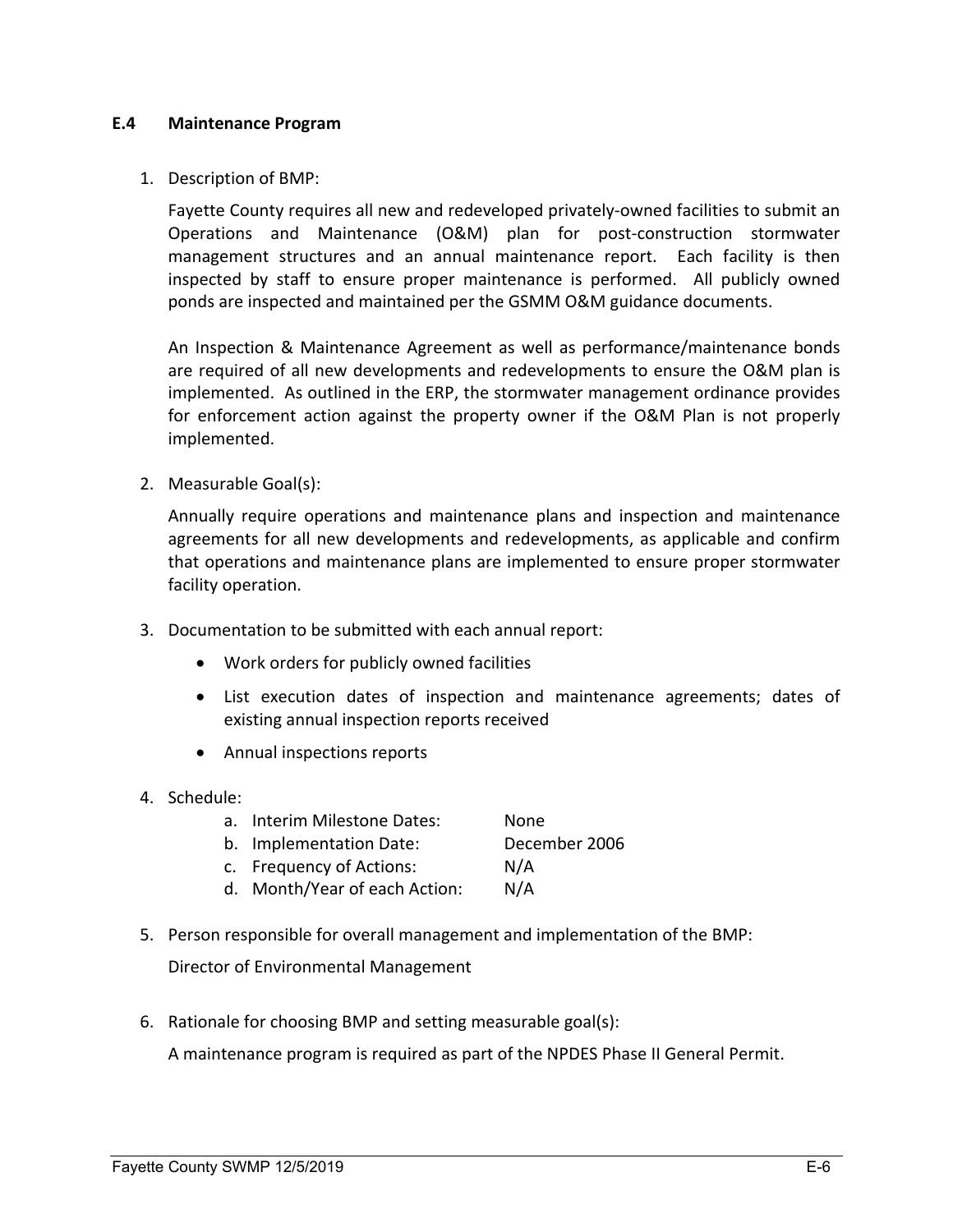### E.4 Maintenance Program

1. Description of BMP:

   Fayette County requires all new and redeveloped privately-owned facilities to submit an Operations and Maintenance (O&M) plan for post-construction stormwater management structures and an annual maintenance report. Each facility is then inspected by staff to ensure proper maintenance is performed. All publicly owned ponds are inspected and maintained per the GSMM O&M guidance documents.

   An Inspection & Maintenance Agreement as well as performance/maintenance bonds are required of all new developments and redevelopments to ensure the O&M plan is implemented. As outlined in the ERP, the stormwater management ordinance provides for enforcement action against the property owner if the O&M Plan is not properly implemented.

2. Measurable Goal(s):

   Annually require operations and maintenance plans and inspection and maintenance agreements for all new developments and redevelopments, as applicable and confirm that operations and maintenance plans are implemented to ensure proper stormwater facility operation.

3. Documentation to be submitted with each annual report:

   - Work orders for publicly owned facilities
   - List execution dates of inspection and maintenance agreements; dates of existing annual inspection reports received
   - Annual inspections reports

4. Schedule:

   a. Interim Milestone Dates: None
   b. Implementation Date: December 2006
   c. Frequency of Actions: N/A
   d. Month/Year of each Action: N/A

5. Person responsible for overall management and implementation of the BMP:

   Director of Environmental Management

6. Rationale for choosing BMP and setting measurable goal(s):

   A maintenance program is required as part of the NPDES Phase II General Permit.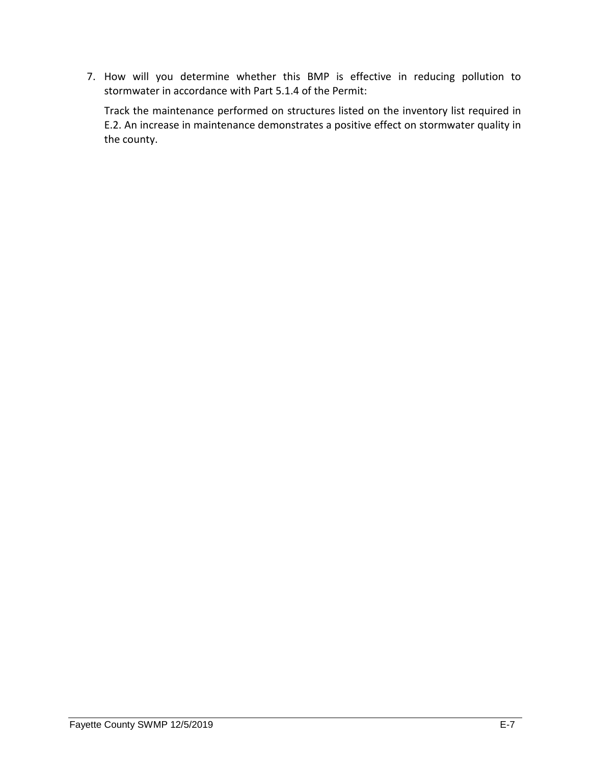7. How will you determine whether this BMP is effective in reducing pollution to stormwater in accordance with Part 5.1.4 of the Permit:

   Track the maintenance performed on structures listed on the inventory list required in E.2. An increase in maintenance demonstrates a positive effect on stormwater quality in the county.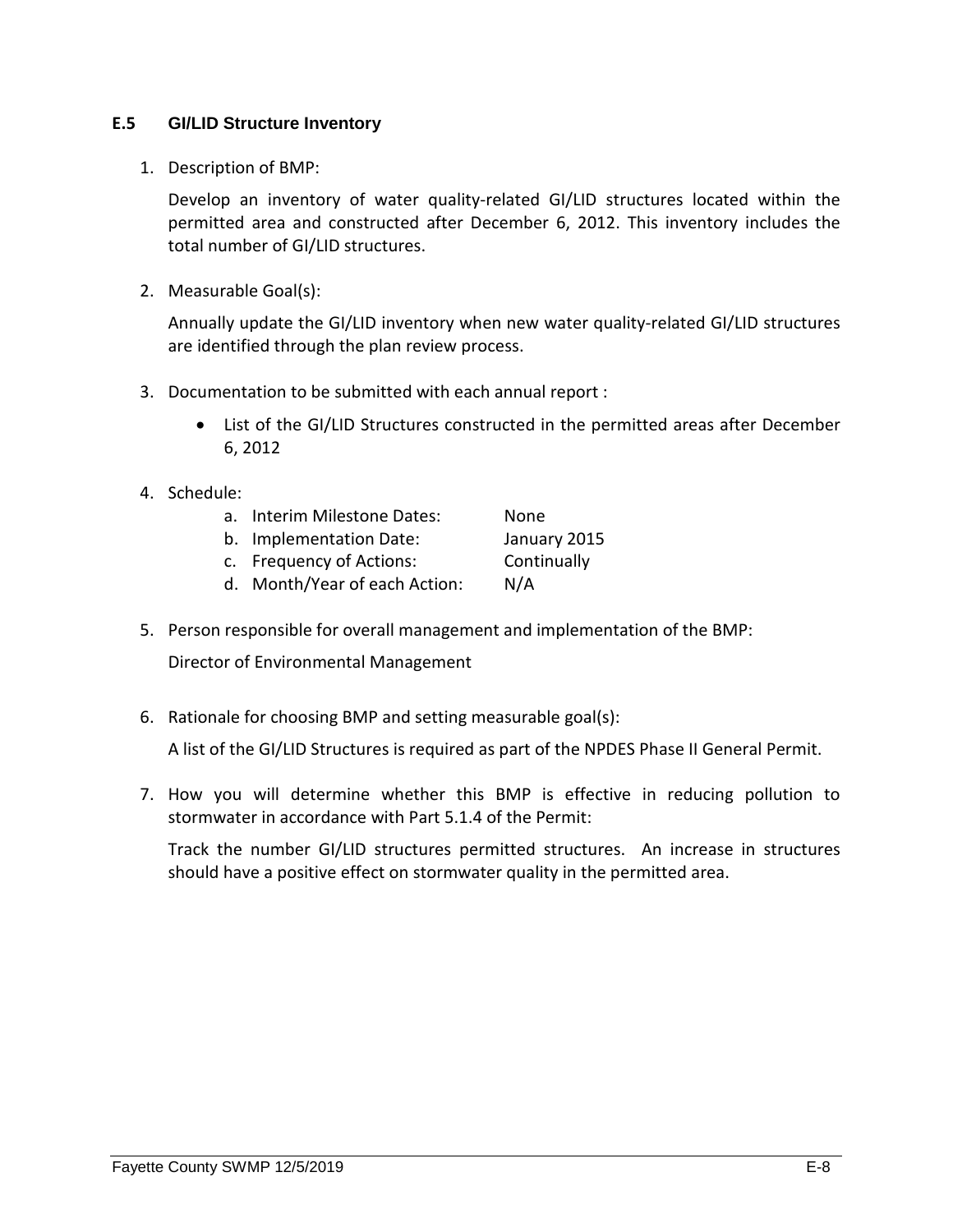### E.5 GI/LID Structure Inventory

1. Description of BMP:

   Develop an inventory of water quality-related GI/LID structures located within the permitted area and constructed after December 6, 2012. This inventory includes the total number of GI/LID structures.

2. Measurable Goal(s):

   Annually update the GI/LID inventory when new water quality-related GI/LID structures are identified through the plan review process.

3. Documentation to be submitted with each annual report :

   - List of the GI/LID Structures constructed in the permitted areas after December 6, 2012

4. Schedule:

   a. Interim Milestone Dates: None
   b. Implementation Date: January 2015
   c. Frequency of Actions: Continually
   d. Month/Year of each Action: N/A

5. Person responsible for overall management and implementation of the BMP:

   Director of Environmental Management

6. Rationale for choosing BMP and setting measurable goal(s):

   A list of the GI/LID Structures is required as part of the NPDES Phase II General Permit.

7. How you will determine whether this BMP is effective in reducing pollution to stormwater in accordance with Part 5.1.4 of the Permit:

   Track the number GI/LID structures permitted structures. An increase in structures should have a positive effect on stormwater quality in the permitted area.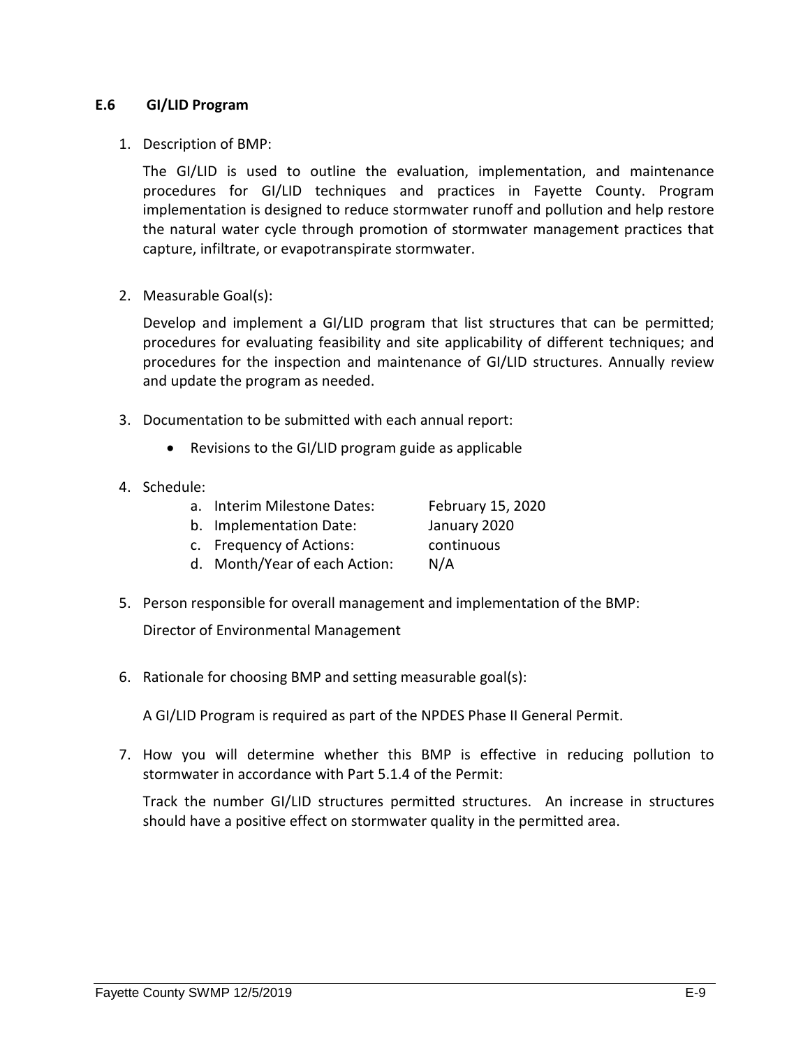### E.6 GI/LID Program

1. Description of BMP:

   The GI/LID is used to outline the evaluation, implementation, and maintenance procedures for GI/LID techniques and practices in Fayette County. Program implementation is designed to reduce stormwater runoff and pollution and help restore the natural water cycle through promotion of stormwater management practices that capture, infiltrate, or evapotranspirate stormwater.

2. Measurable Goal(s):

   Develop and implement a GI/LID program that list structures that can be permitted; procedures for evaluating feasibility and site applicability of different techniques; and procedures for the inspection and maintenance of GI/LID structures. Annually review and update the program as needed.

3. Documentation to be submitted with each annual report:

   - Revisions to the GI/LID program guide as applicable

4. Schedule:

   a. Interim Milestone Dates: February 15, 2020
   b. Implementation Date: January 2020
   c. Frequency of Actions: continuous
   d. Month/Year of each Action: N/A

5. Person responsible for overall management and implementation of the BMP:

   Director of Environmental Management

6. Rationale for choosing BMP and setting measurable goal(s):

   A GI/LID Program is required as part of the NPDES Phase II General Permit.

7. How you will determine whether this BMP is effective in reducing pollution to stormwater in accordance with Part 5.1.4 of the Permit:

   Track the number GI/LID structures permitted structures. An increase in structures should have a positive effect on stormwater quality in the permitted area.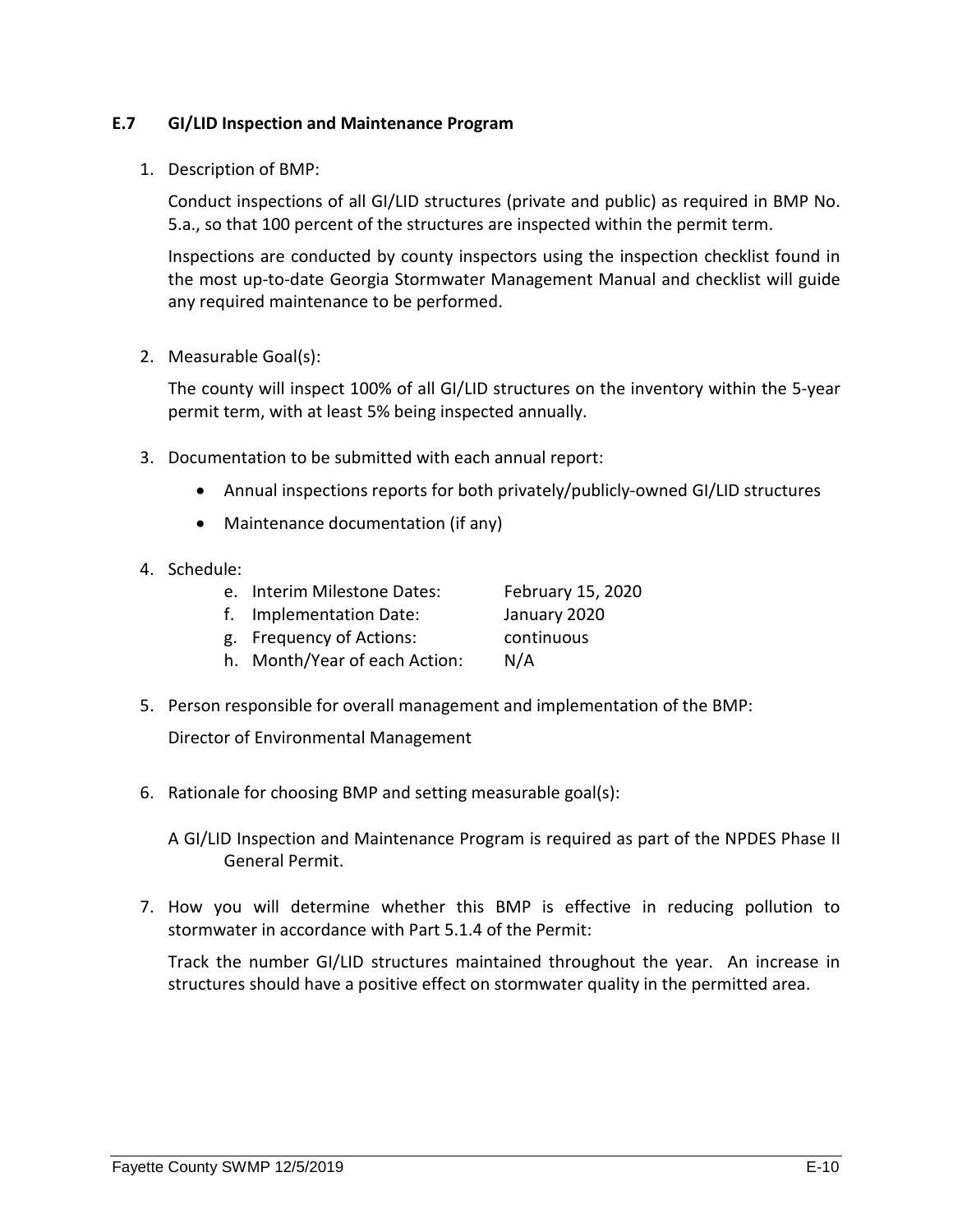### E.7 GI/LID Inspection and Maintenance Program

1. Description of BMP:

   Conduct inspections of all GI/LID structures (private and public) as required in BMP No. 5.a., so that 100 percent of the structures are inspected within the permit term.

   Inspections are conducted by county inspectors using the inspection checklist found in the most up-to-date Georgia Stormwater Management Manual and checklist will guide any required maintenance to be performed.

2. Measurable Goal(s):

   The county will inspect 100% of all GI/LID structures on the inventory within the 5-year permit term, with at least 5% being inspected annually.

3. Documentation to be submitted with each annual report:

   - Annual inspections reports for both privately/publicly-owned GI/LID structures
   - Maintenance documentation (if any)

4. Schedule:

   e. Interim Milestone Dates: February 15, 2020
   f. Implementation Date: January 2020
   g. Frequency of Actions: continuous
   h. Month/Year of each Action: N/A

5. Person responsible for overall management and implementation of the BMP:

   Director of Environmental Management

6. Rationale for choosing BMP and setting measurable goal(s):

   A GI/LID Inspection and Maintenance Program is required as part of the NPDES Phase II General Permit.

7. How you will determine whether this BMP is effective in reducing pollution to stormwater in accordance with Part 5.1.4 of the Permit:

   Track the number GI/LID structures maintained throughout the year. An increase in structures should have a positive effect on stormwater quality in the permitted area.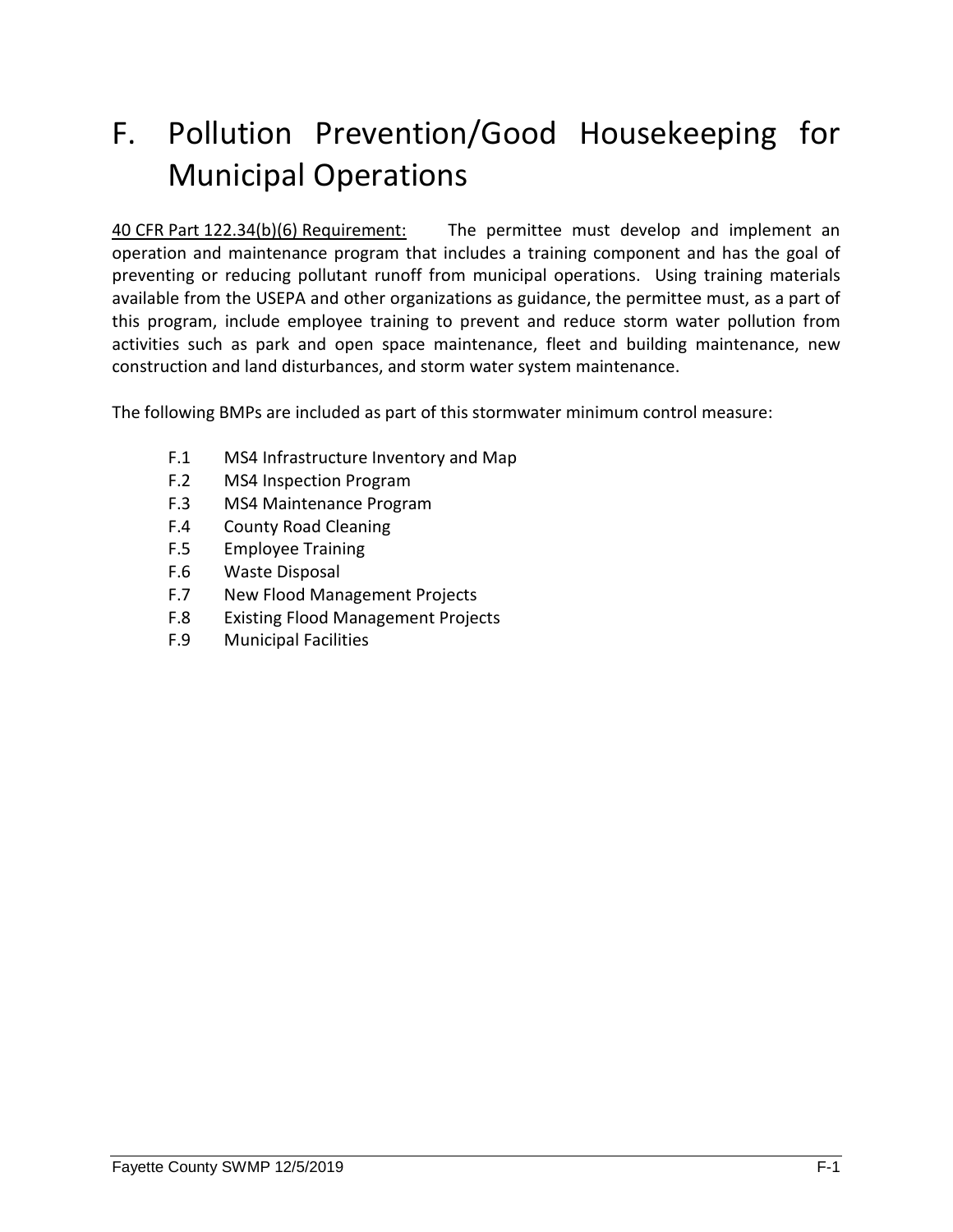# F. Pollution Prevention/Good Housekeeping for Municipal Operations

<u>40 CFR Part 122.34(b)(6) Requirement:</u> The permittee must develop and implement an operation and maintenance program that includes a training component and has the goal of preventing or reducing pollutant runoff from municipal operations. Using training materials available from the USEPA and other organizations as guidance, the permittee must, as a part of this program, include employee training to prevent and reduce storm water pollution from activities such as park and open space maintenance, fleet and building maintenance, new construction and land disturbances, and storm water system maintenance.

The following BMPs are included as part of this stormwater minimum control measure:

- F.1 MS4 Infrastructure Inventory and Map
- F.2 MS4 Inspection Program
- F.3 MS4 Maintenance Program
- F.4 County Road Cleaning
- F.5 Employee Training
- F.6 Waste Disposal
- F.7 New Flood Management Projects
- F.8 Existing Flood Management Projects
- F.9 Municipal Facilities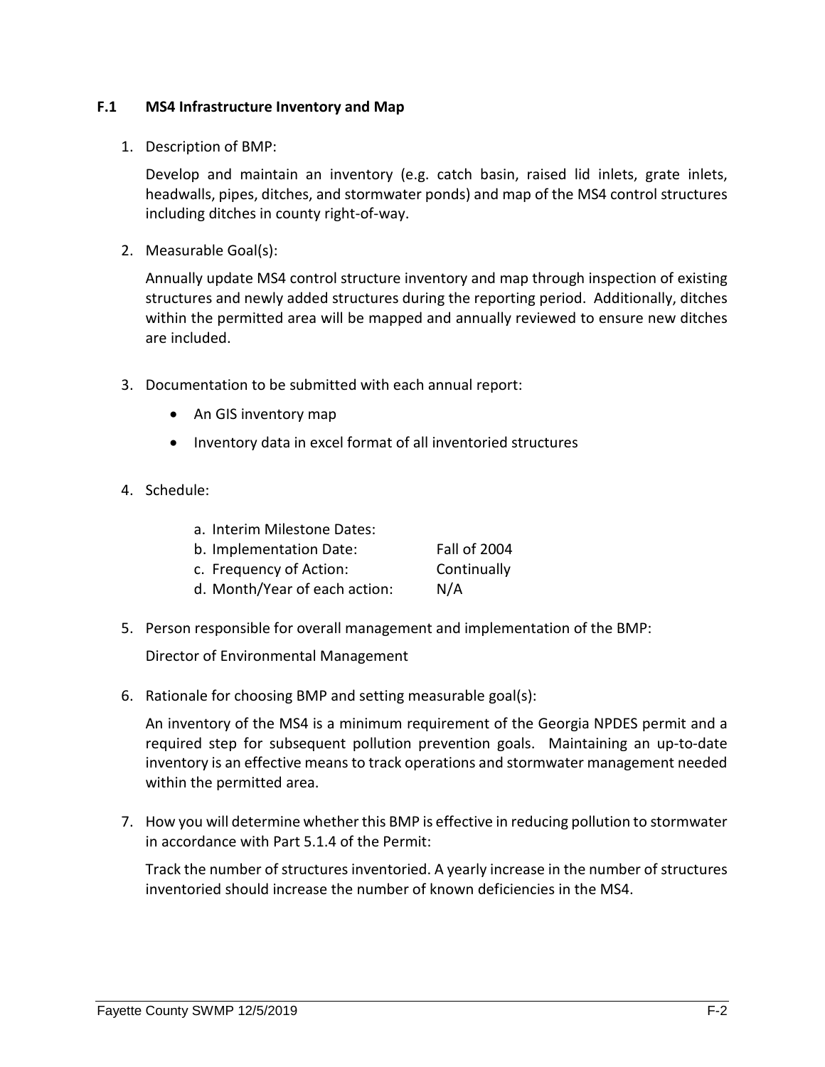### F.1 MS4 Infrastructure Inventory and Map

1. Description of BMP:

   Develop and maintain an inventory (e.g. catch basin, raised lid inlets, grate inlets, headwalls, pipes, ditches, and stormwater ponds) and map of the MS4 control structures including ditches in county right-of-way.

2. Measurable Goal(s):

   Annually update MS4 control structure inventory and map through inspection of existing structures and newly added structures during the reporting period. Additionally, ditches within the permitted area will be mapped and annually reviewed to ensure new ditches are included.

3. Documentation to be submitted with each annual report:

   - An GIS inventory map
   - Inventory data in excel format of all inventoried structures

4. Schedule:

   a. Interim Milestone Dates:
   b. Implementation Date: Fall of 2004
   c. Frequency of Action: Continually
   d. Month/Year of each action: N/A

5. Person responsible for overall management and implementation of the BMP:

   Director of Environmental Management

6. Rationale for choosing BMP and setting measurable goal(s):

   An inventory of the MS4 is a minimum requirement of the Georgia NPDES permit and a required step for subsequent pollution prevention goals. Maintaining an up-to-date inventory is an effective means to track operations and stormwater management needed within the permitted area.

7. How you will determine whether this BMP is effective in reducing pollution to stormwater in accordance with Part 5.1.4 of the Permit:

   Track the number of structures inventoried. A yearly increase in the number of structures inventoried should increase the number of known deficiencies in the MS4.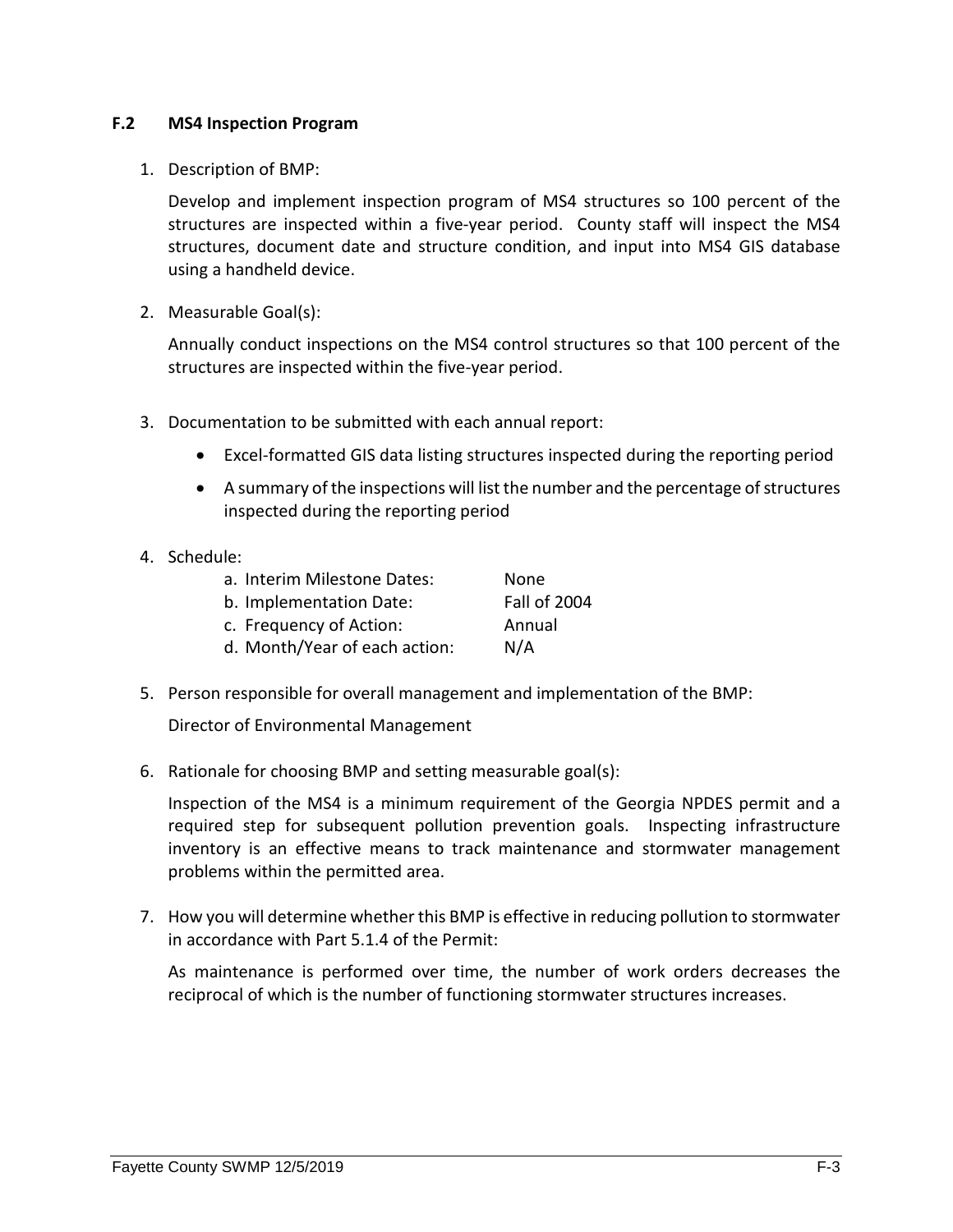### F.2 MS4 Inspection Program

1. Description of BMP:

   Develop and implement inspection program of MS4 structures so 100 percent of the structures are inspected within a five-year period. County staff will inspect the MS4 structures, document date and structure condition, and input into MS4 GIS database using a handheld device.

2. Measurable Goal(s):

   Annually conduct inspections on the MS4 control structures so that 100 percent of the structures are inspected within the five-year period.

3. Documentation to be submitted with each annual report:

   - Excel-formatted GIS data listing structures inspected during the reporting period
   - A summary of the inspections will list the number and the percentage of structures inspected during the reporting period

4. Schedule:

   a. Interim Milestone Dates: None
   b. Implementation Date: Fall of 2004
   c. Frequency of Action: Annual
   d. Month/Year of each action: N/A

5. Person responsible for overall management and implementation of the BMP:

   Director of Environmental Management

6. Rationale for choosing BMP and setting measurable goal(s):

   Inspection of the MS4 is a minimum requirement of the Georgia NPDES permit and a required step for subsequent pollution prevention goals. Inspecting infrastructure inventory is an effective means to track maintenance and stormwater management problems within the permitted area.

7. How you will determine whether this BMP is effective in reducing pollution to stormwater in accordance with Part 5.1.4 of the Permit:

   As maintenance is performed over time, the number of work orders decreases the reciprocal of which is the number of functioning stormwater structures increases.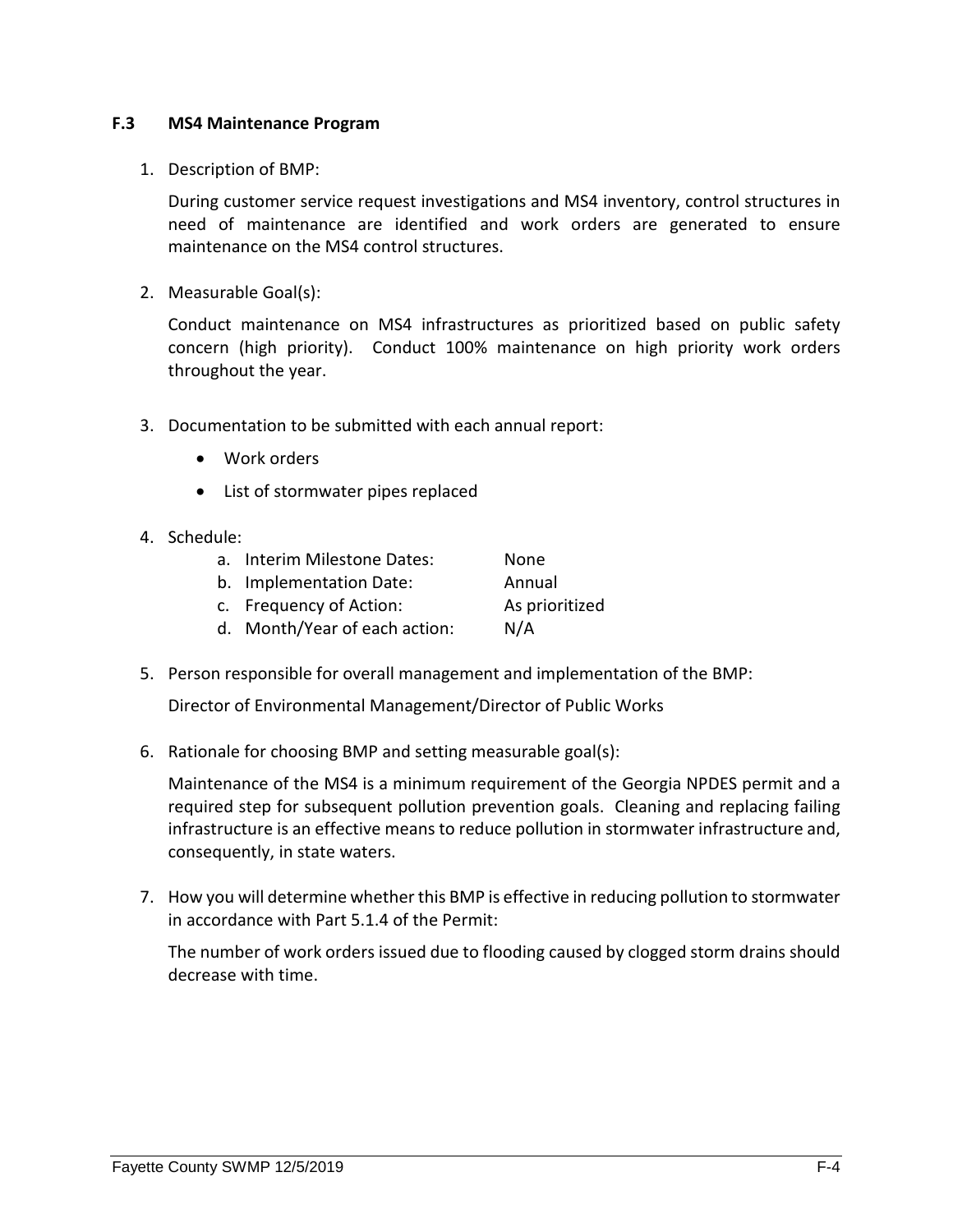### F.3 MS4 Maintenance Program

1. Description of BMP:

   During customer service request investigations and MS4 inventory, control structures in need of maintenance are identified and work orders are generated to ensure maintenance on the MS4 control structures.

2. Measurable Goal(s):

   Conduct maintenance on MS4 infrastructures as prioritized based on public safety concern (high priority). Conduct 100% maintenance on high priority work orders throughout the year.

3. Documentation to be submitted with each annual report:

   - Work orders
   - List of stormwater pipes replaced

4. Schedule:

   a. Interim Milestone Dates: None
   b. Implementation Date: Annual
   c. Frequency of Action: As prioritized
   d. Month/Year of each action: N/A

5. Person responsible for overall management and implementation of the BMP:

   Director of Environmental Management/Director of Public Works

6. Rationale for choosing BMP and setting measurable goal(s):

   Maintenance of the MS4 is a minimum requirement of the Georgia NPDES permit and a required step for subsequent pollution prevention goals. Cleaning and replacing failing infrastructure is an effective means to reduce pollution in stormwater infrastructure and, consequently, in state waters.

7. How you will determine whether this BMP is effective in reducing pollution to stormwater in accordance with Part 5.1.4 of the Permit:

   The number of work orders issued due to flooding caused by clogged storm drains should decrease with time.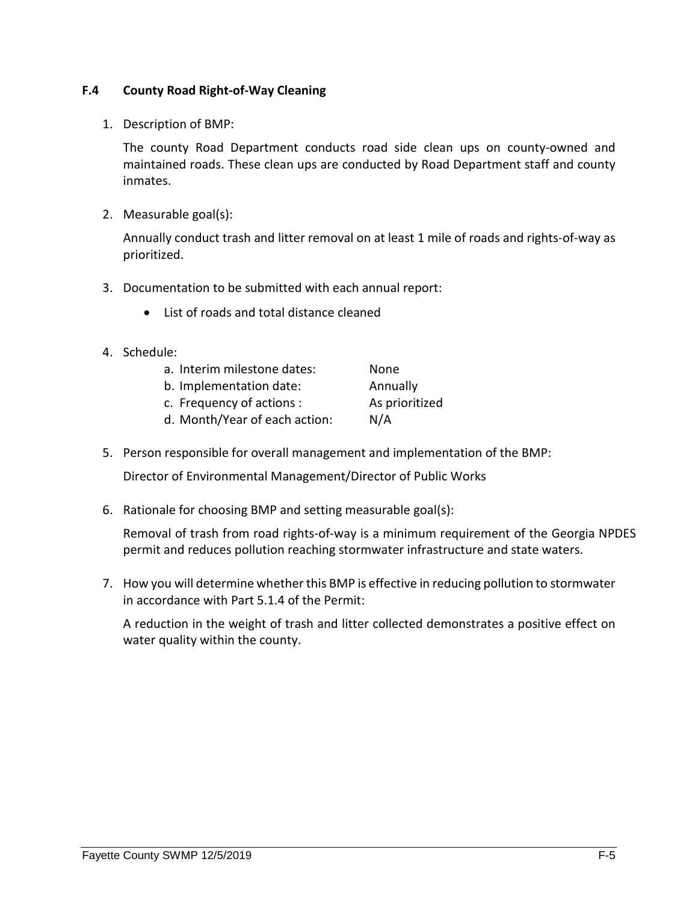### F.4 County Road Right-of-Way Cleaning

1. Description of BMP:

   The county Road Department conducts road side clean ups on county-owned and maintained roads. These clean ups are conducted by Road Department staff and county inmates.

2. Measurable goal(s):

   Annually conduct trash and litter removal on at least 1 mile of roads and rights-of-way as prioritized.

3. Documentation to be submitted with each annual report:

   - List of roads and total distance cleaned

4. Schedule:

   a. Interim milestone dates: None
   b. Implementation date: Annually
   c. Frequency of actions : As prioritized
   d. Month/Year of each action: N/A

5. Person responsible for overall management and implementation of the BMP:

   Director of Environmental Management/Director of Public Works

6. Rationale for choosing BMP and setting measurable goal(s):

   Removal of trash from road rights-of-way is a minimum requirement of the Georgia NPDES permit and reduces pollution reaching stormwater infrastructure and state waters.

7. How you will determine whether this BMP is effective in reducing pollution to stormwater in accordance with Part 5.1.4 of the Permit:

   A reduction in the weight of trash and litter collected demonstrates a positive effect on water quality within the county.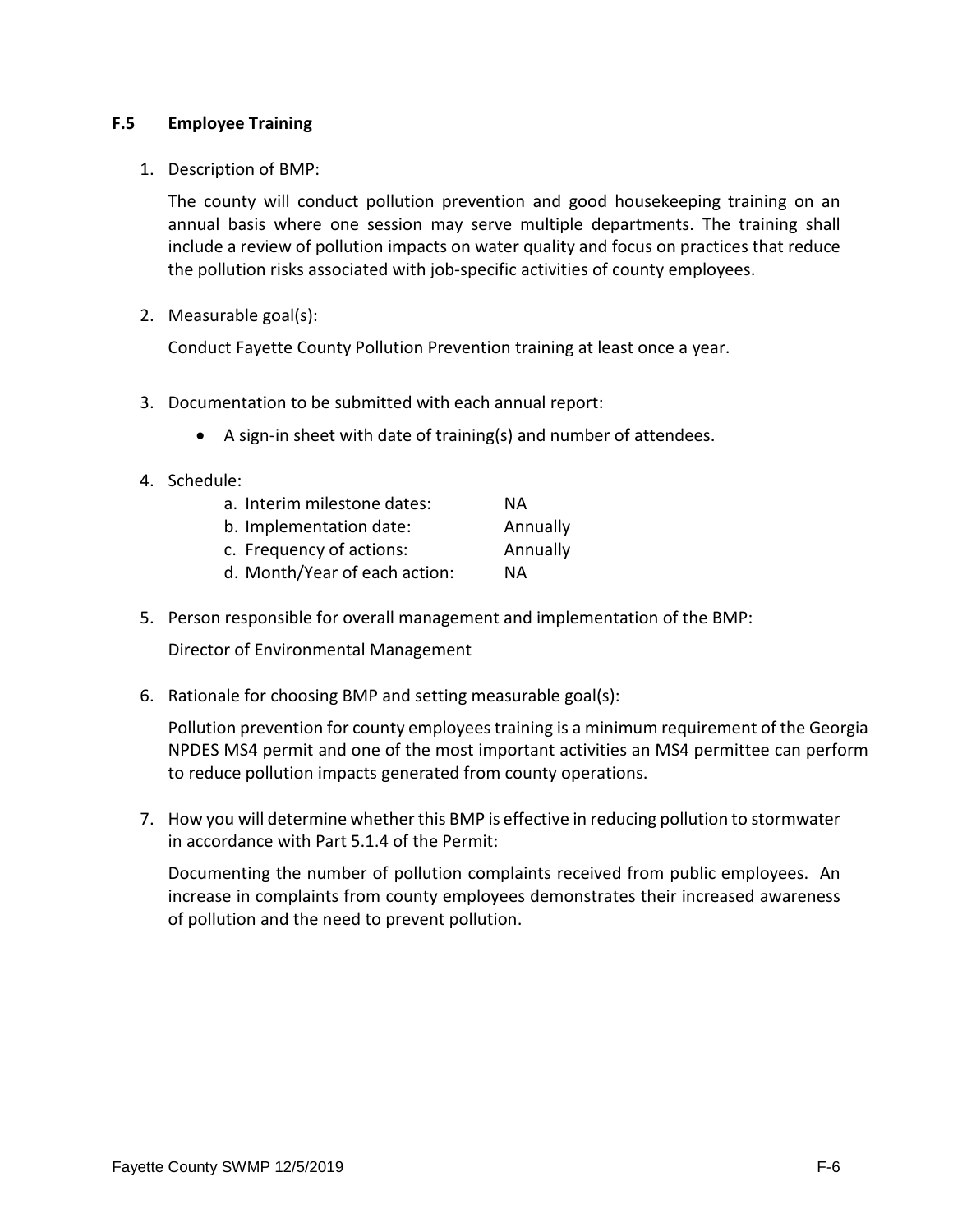### F.5 Employee Training

1. Description of BMP:

   The county will conduct pollution prevention and good housekeeping training on an annual basis where one session may serve multiple departments. The training shall include a review of pollution impacts on water quality and focus on practices that reduce the pollution risks associated with job-specific activities of county employees.

2. Measurable goal(s):

   Conduct Fayette County Pollution Prevention training at least once a year.

3. Documentation to be submitted with each annual report:

   - A sign-in sheet with date of training(s) and number of attendees.

4. Schedule:

   a. Interim milestone dates: NA
   b. Implementation date: Annually
   c. Frequency of actions: Annually
   d. Month/Year of each action: NA

5. Person responsible for overall management and implementation of the BMP:

   Director of Environmental Management

6. Rationale for choosing BMP and setting measurable goal(s):

   Pollution prevention for county employees training is a minimum requirement of the Georgia NPDES MS4 permit and one of the most important activities an MS4 permittee can perform to reduce pollution impacts generated from county operations.

7. How you will determine whether this BMP is effective in reducing pollution to stormwater in accordance with Part 5.1.4 of the Permit:

   Documenting the number of pollution complaints received from public employees. An increase in complaints from county employees demonstrates their increased awareness of pollution and the need to prevent pollution.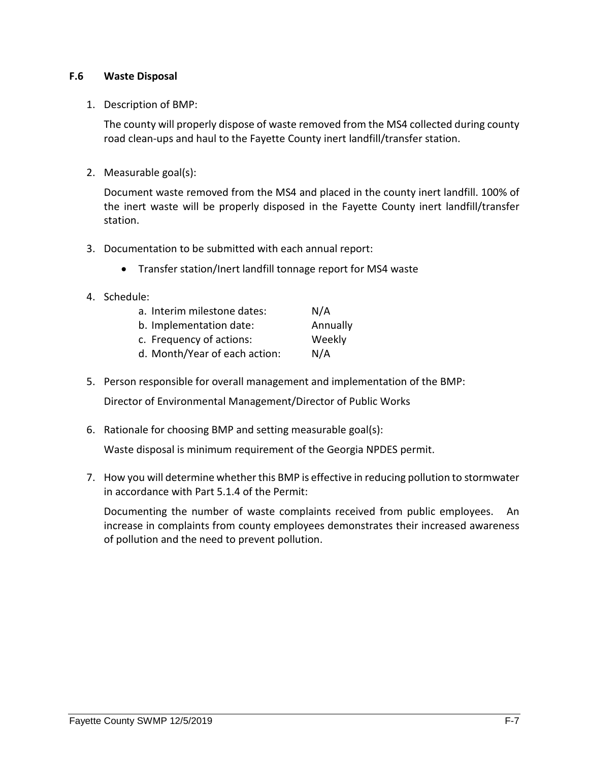### F.6 Waste Disposal

1. Description of BMP:

   The county will properly dispose of waste removed from the MS4 collected during county road clean-ups and haul to the Fayette County inert landfill/transfer station.

2. Measurable goal(s):

   Document waste removed from the MS4 and placed in the county inert landfill. 100% of the inert waste will be properly disposed in the Fayette County inert landfill/transfer station.

3. Documentation to be submitted with each annual report:

   - Transfer station/Inert landfill tonnage report for MS4 waste

4. Schedule:

   a. Interim milestone dates: N/A
   b. Implementation date: Annually
   c. Frequency of actions: Weekly
   d. Month/Year of each action: N/A

5. Person responsible for overall management and implementation of the BMP:

   Director of Environmental Management/Director of Public Works

6. Rationale for choosing BMP and setting measurable goal(s):

   Waste disposal is minimum requirement of the Georgia NPDES permit.

7. How you will determine whether this BMP is effective in reducing pollution to stormwater in accordance with Part 5.1.4 of the Permit:

   Documenting the number of waste complaints received from public employees. An increase in complaints from county employees demonstrates their increased awareness of pollution and the need to prevent pollution.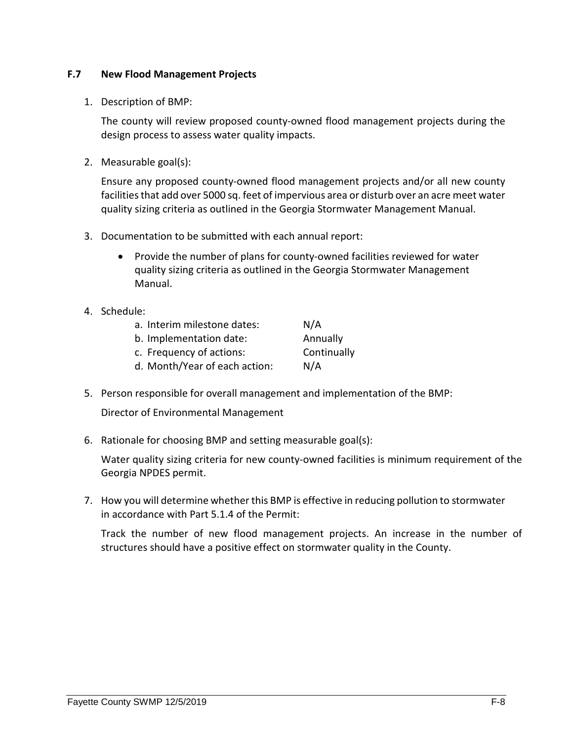### F.7 New Flood Management Projects

1. Description of BMP:

   The county will review proposed county-owned flood management projects during the design process to assess water quality impacts.

2. Measurable goal(s):

   Ensure any proposed county-owned flood management projects and/or all new county facilities that add over 5000 sq. feet of impervious area or disturb over an acre meet water quality sizing criteria as outlined in the Georgia Stormwater Management Manual.

3. Documentation to be submitted with each annual report:

   - Provide the number of plans for county-owned facilities reviewed for water quality sizing criteria as outlined in the Georgia Stormwater Management Manual.

4. Schedule:

   a. Interim milestone dates: N/A
   b. Implementation date: Annually
   c. Frequency of actions: Continually
   d. Month/Year of each action: N/A

5. Person responsible for overall management and implementation of the BMP:

   Director of Environmental Management

6. Rationale for choosing BMP and setting measurable goal(s):

   Water quality sizing criteria for new county-owned facilities is minimum requirement of the Georgia NPDES permit.

7. How you will determine whether this BMP is effective in reducing pollution to stormwater in accordance with Part 5.1.4 of the Permit:

   Track the number of new flood management projects. An increase in the number of structures should have a positive effect on stormwater quality in the County.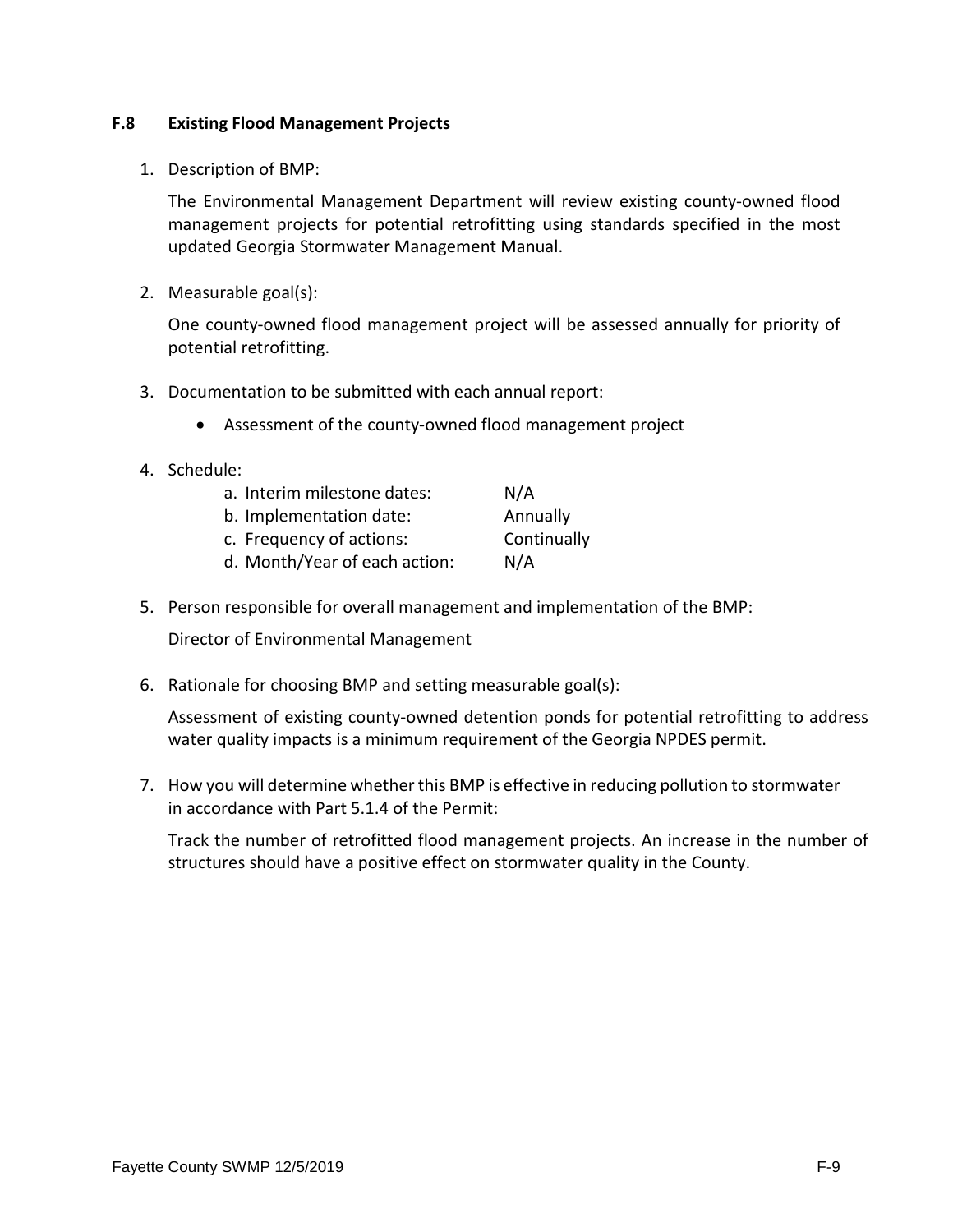### F.8 Existing Flood Management Projects

1. Description of BMP:

   The Environmental Management Department will review existing county-owned flood management projects for potential retrofitting using standards specified in the most updated Georgia Stormwater Management Manual.

2. Measurable goal(s):

   One county-owned flood management project will be assessed annually for priority of potential retrofitting.

3. Documentation to be submitted with each annual report:

   - Assessment of the county-owned flood management project

4. Schedule:

   a. Interim milestone dates: N/A
   b. Implementation date: Annually
   c. Frequency of actions: Continually
   d. Month/Year of each action: N/A

5. Person responsible for overall management and implementation of the BMP:

   Director of Environmental Management

6. Rationale for choosing BMP and setting measurable goal(s):

   Assessment of existing county-owned detention ponds for potential retrofitting to address water quality impacts is a minimum requirement of the Georgia NPDES permit.

7. How you will determine whether this BMP is effective in reducing pollution to stormwater in accordance with Part 5.1.4 of the Permit:

   Track the number of retrofitted flood management projects. An increase in the number of structures should have a positive effect on stormwater quality in the County.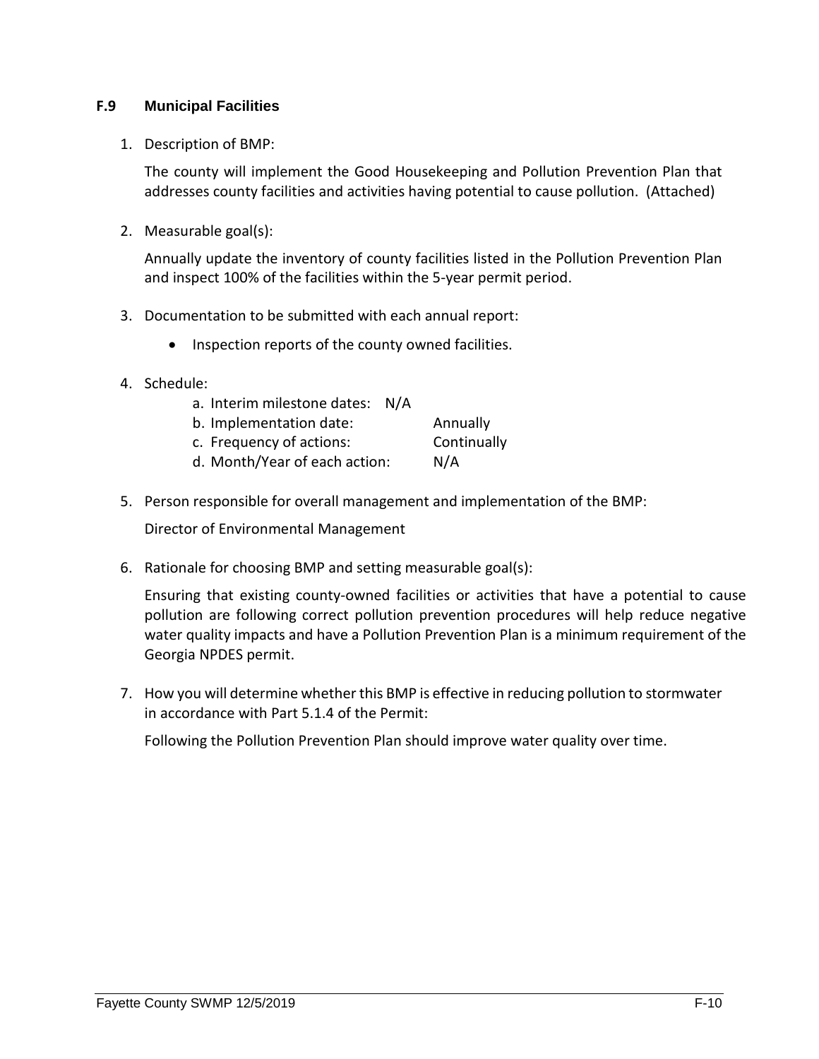### F.9 Municipal Facilities

1. Description of BMP:

   The county will implement the Good Housekeeping and Pollution Prevention Plan that addresses county facilities and activities having potential to cause pollution. (Attached)

2. Measurable goal(s):

   Annually update the inventory of county facilities listed in the Pollution Prevention Plan and inspect 100% of the facilities within the 5-year permit period.

3. Documentation to be submitted with each annual report:

   - Inspection reports of the county owned facilities.

4. Schedule:

   a. Interim milestone dates: N/A
   b. Implementation date: Annually
   c. Frequency of actions: Continually
   d. Month/Year of each action: N/A

5. Person responsible for overall management and implementation of the BMP:

   Director of Environmental Management

6. Rationale for choosing BMP and setting measurable goal(s):

   Ensuring that existing county-owned facilities or activities that have a potential to cause pollution are following correct pollution prevention procedures will help reduce negative water quality impacts and have a Pollution Prevention Plan is a minimum requirement of the Georgia NPDES permit.

7. How you will determine whether this BMP is effective in reducing pollution to stormwater in accordance with Part 5.1.4 of the Permit:

   Following the Pollution Prevention Plan should improve water quality over time.